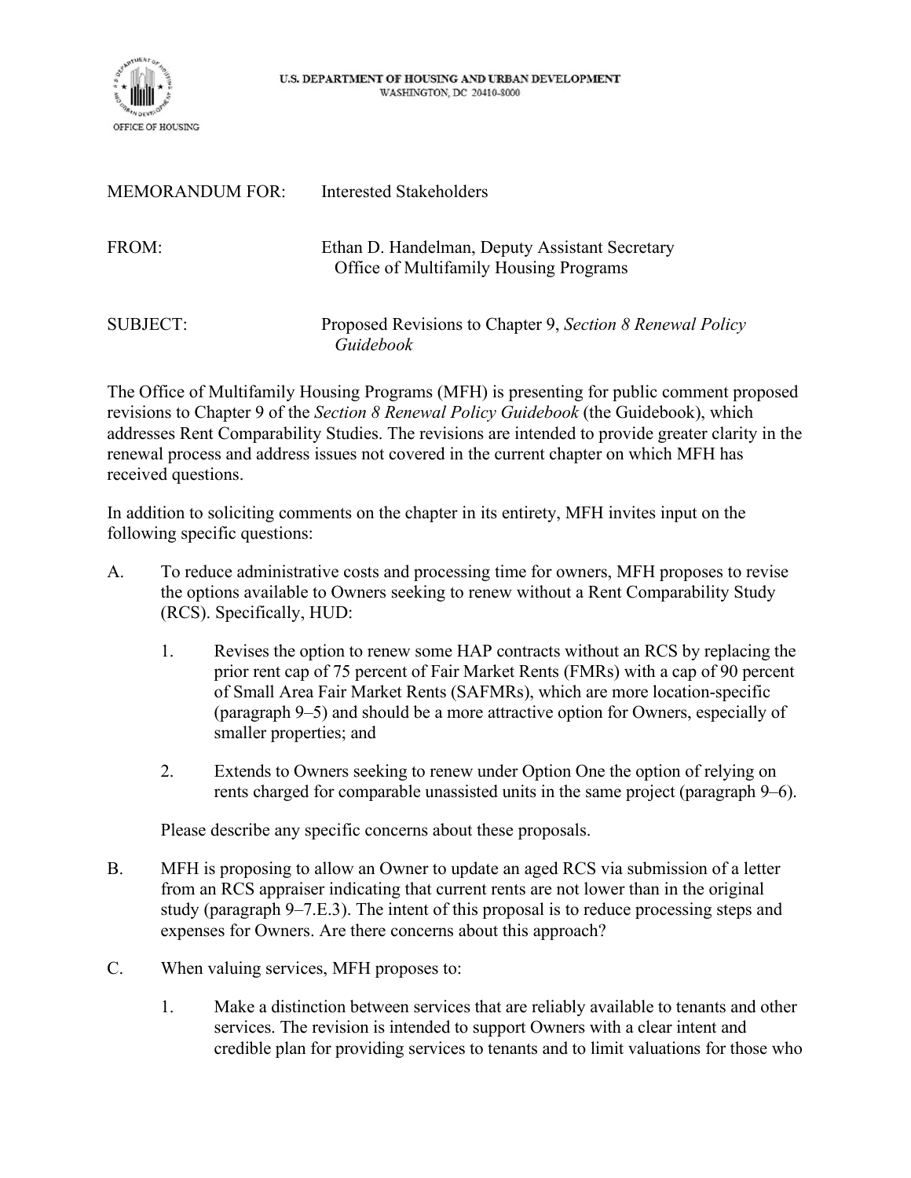U.S. DEPARTMENT OF HOUSING AND URBAN DEVELOPMENT
WASHINGTON, DC 20410-8000

OFFICE OF HOUSING

MEMORANDUM FOR: Interested Stakeholders

FROM: Ethan D. Handelman, Deputy Assistant Secretary
Office of Multifamily Housing Programs

SUBJECT: Proposed Revisions to Chapter 9, *Section 8 Renewal Policy Guidebook*

The Office of Multifamily Housing Programs (MFH) is presenting for public comment proposed revisions to Chapter 9 of the *Section 8 Renewal Policy Guidebook* (the Guidebook), which addresses Rent Comparability Studies. The revisions are intended to provide greater clarity in the renewal process and address issues not covered in the current chapter on which MFH has received questions.

In addition to soliciting comments on the chapter in its entirety, MFH invites input on the following specific questions:

A. To reduce administrative costs and processing time for owners, MFH proposes to revise the options available to Owners seeking to renew without a Rent Comparability Study (RCS). Specifically, HUD:

   1. Revises the option to renew some HAP contracts without an RCS by replacing the prior rent cap of 75 percent of Fair Market Rents (FMRs) with a cap of 90 percent of Small Area Fair Market Rents (SAFMRs), which are more location-specific (paragraph 9–5) and should be a more attractive option for Owners, especially of smaller properties; and

   2. Extends to Owners seeking to renew under Option One the option of relying on rents charged for comparable unassisted units in the same project (paragraph 9–6).

   Please describe any specific concerns about these proposals.

B. MFH is proposing to allow an Owner to update an aged RCS via submission of a letter from an RCS appraiser indicating that current rents are not lower than in the original study (paragraph 9–7.E.3). The intent of this proposal is to reduce processing steps and expenses for Owners. Are there concerns about this approach?

C. When valuing services, MFH proposes to:

   1. Make a distinction between services that are reliably available to tenants and other services. The revision is intended to support Owners with a clear intent and credible plan for providing services to tenants and to limit valuations for those who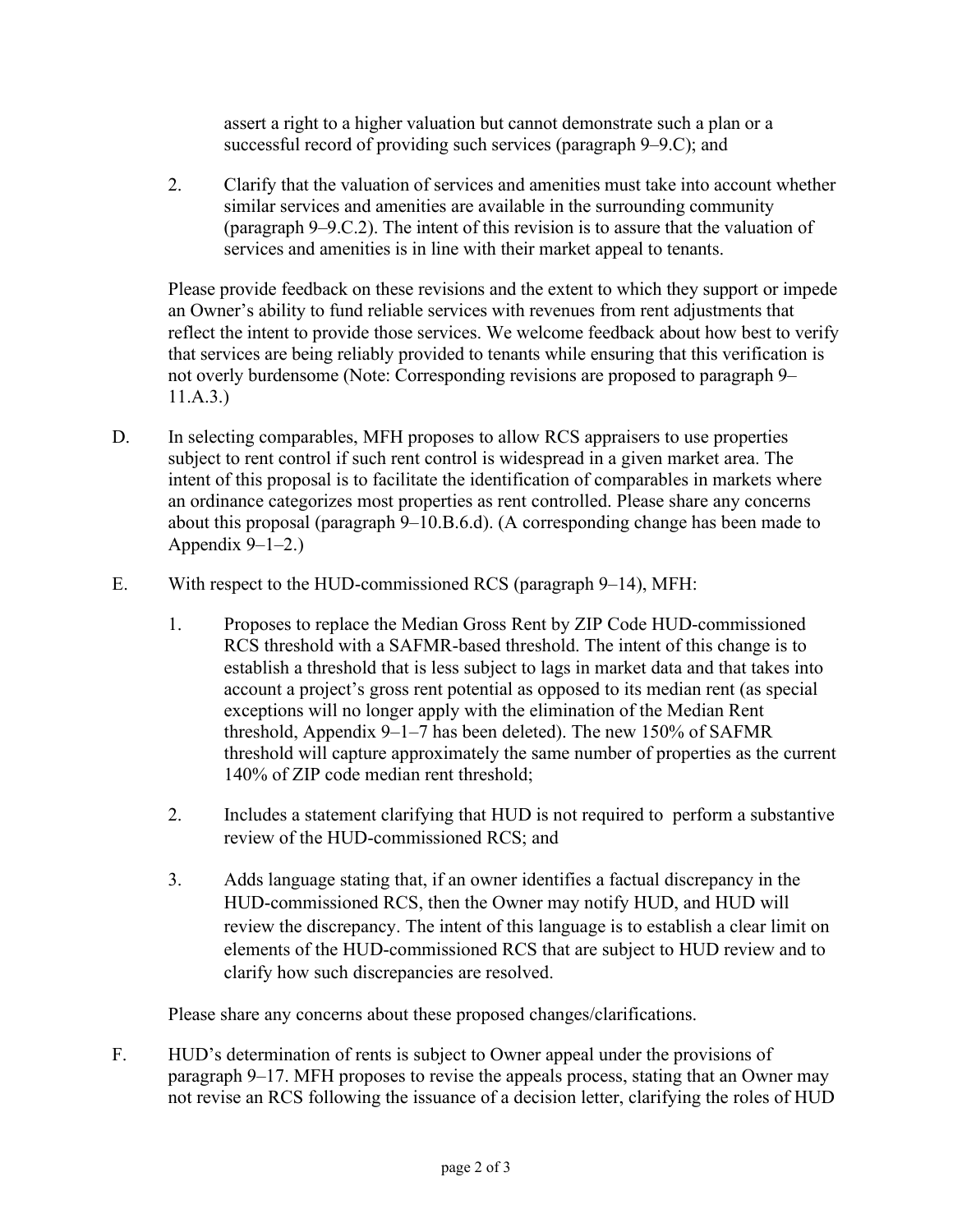assert a right to a higher valuation but cannot demonstrate such a plan or a successful record of providing such services (paragraph 9–9.C); and

2. Clarify that the valuation of services and amenities must take into account whether similar services and amenities are available in the surrounding community (paragraph 9–9.C.2). The intent of this revision is to assure that the valuation of services and amenities is in line with their market appeal to tenants.

Please provide feedback on these revisions and the extent to which they support or impede an Owner's ability to fund reliable services with revenues from rent adjustments that reflect the intent to provide those services. We welcome feedback about how best to verify that services are being reliably provided to tenants while ensuring that this verification is not overly burdensome (Note: Corresponding revisions are proposed to paragraph 9–11.A.3.)

D. In selecting comparables, MFH proposes to allow RCS appraisers to use properties subject to rent control if such rent control is widespread in a given market area. The intent of this proposal is to facilitate the identification of comparables in markets where an ordinance categorizes most properties as rent controlled. Please share any concerns about this proposal (paragraph 9–10.B.6.d). (A corresponding change has been made to Appendix 9–1–2.)

E. With respect to the HUD-commissioned RCS (paragraph 9–14), MFH:

1. Proposes to replace the Median Gross Rent by ZIP Code HUD-commissioned RCS threshold with a SAFMR-based threshold. The intent of this change is to establish a threshold that is less subject to lags in market data and that takes into account a project's gross rent potential as opposed to its median rent (as special exceptions will no longer apply with the elimination of the Median Rent threshold, Appendix 9–1–7 has been deleted). The new 150% of SAFMR threshold will capture approximately the same number of properties as the current 140% of ZIP code median rent threshold;

2. Includes a statement clarifying that HUD is not required to perform a substantive review of the HUD-commissioned RCS; and

3. Adds language stating that, if an owner identifies a factual discrepancy in the HUD-commissioned RCS, then the Owner may notify HUD, and HUD will review the discrepancy. The intent of this language is to establish a clear limit on elements of the HUD-commissioned RCS that are subject to HUD review and to clarify how such discrepancies are resolved.

Please share any concerns about these proposed changes/clarifications.

F. HUD's determination of rents is subject to Owner appeal under the provisions of paragraph 9–17. MFH proposes to revise the appeals process, stating that an Owner may not revise an RCS following the issuance of a decision letter, clarifying the roles of HUD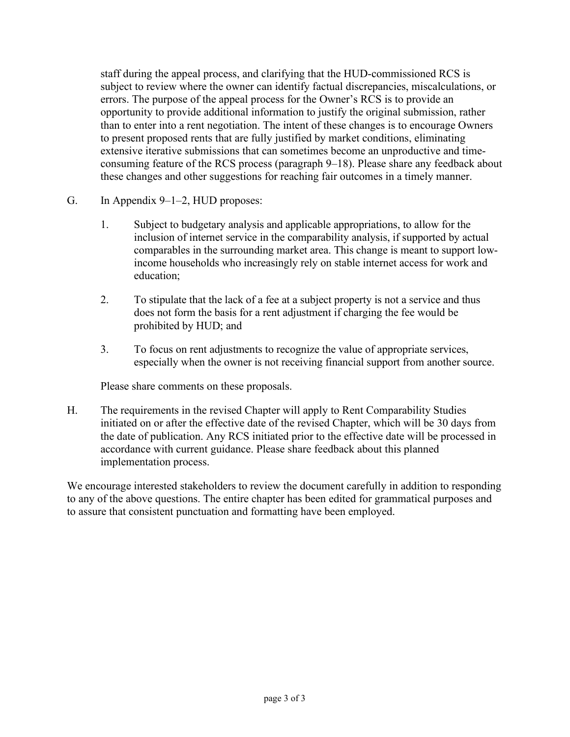staff during the appeal process, and clarifying that the HUD-commissioned RCS is subject to review where the owner can identify factual discrepancies, miscalculations, or errors. The purpose of the appeal process for the Owner's RCS is to provide an opportunity to provide additional information to justify the original submission, rather than to enter into a rent negotiation. The intent of these changes is to encourage Owners to present proposed rents that are fully justified by market conditions, eliminating extensive iterative submissions that can sometimes become an unproductive and time-consuming feature of the RCS process (paragraph 9–18). Please share any feedback about these changes and other suggestions for reaching fair outcomes in a timely manner.

G. In Appendix 9–1–2, HUD proposes:

   1. Subject to budgetary analysis and applicable appropriations, to allow for the inclusion of internet service in the comparability analysis, if supported by actual comparables in the surrounding market area. This change is meant to support low-income households who increasingly rely on stable internet access for work and education;

   2. To stipulate that the lack of a fee at a subject property is not a service and thus does not form the basis for a rent adjustment if charging the fee would be prohibited by HUD; and

   3. To focus on rent adjustments to recognize the value of appropriate services, especially when the owner is not receiving financial support from another source.

   Please share comments on these proposals.

H. The requirements in the revised Chapter will apply to Rent Comparability Studies initiated on or after the effective date of the revised Chapter, which will be 30 days from the date of publication. Any RCS initiated prior to the effective date will be processed in accordance with current guidance. Please share feedback about this planned implementation process.

We encourage interested stakeholders to review the document carefully in addition to responding to any of the above questions. The entire chapter has been edited for grammatical purposes and to assure that consistent punctuation and formatting have been employed.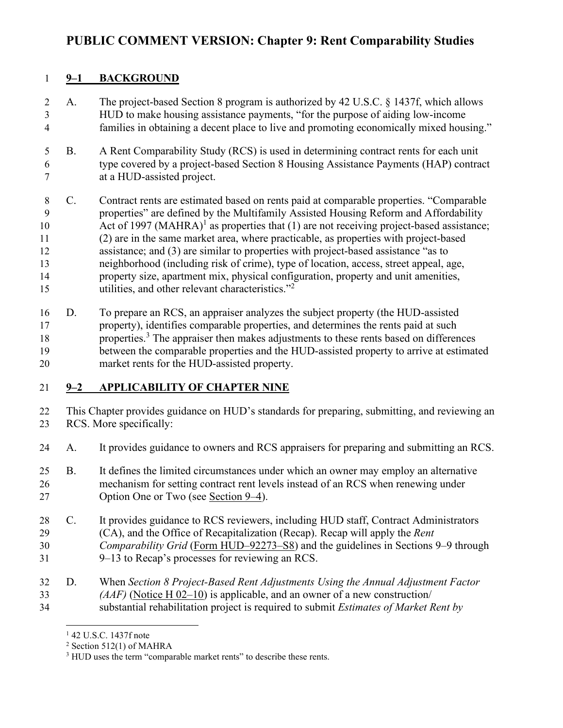# PUBLIC COMMENT VERSION: Chapter 9: Rent Comparability Studies

## 9–1 BACKGROUND

A. The project-based Section 8 program is authorized by 42 U.S.C. § 1437f, which allows HUD to make housing assistance payments, "for the purpose of aiding low-income families in obtaining a decent place to live and promoting economically mixed housing."

B. A Rent Comparability Study (RCS) is used in determining contract rents for each unit type covered by a project-based Section 8 Housing Assistance Payments (HAP) contract at a HUD-assisted project.

C. Contract rents are estimated based on rents paid at comparable properties. "Comparable properties" are defined by the Multifamily Assisted Housing Reform and Affordability Act of 1997 (MAHRA)[1] as properties that (1) are not receiving project-based assistance; (2) are in the same market area, where practicable, as properties with project-based assistance; and (3) are similar to properties with project-based assistance "as to neighborhood (including risk of crime), type of location, access, street appeal, age, property size, apartment mix, physical configuration, property and unit amenities, utilities, and other relevant characteristics."[2]

D. To prepare an RCS, an appraiser analyzes the subject property (the HUD-assisted property), identifies comparable properties, and determines the rents paid at such properties.[3] The appraiser then makes adjustments to these rents based on differences between the comparable properties and the HUD-assisted property to arrive at estimated market rents for the HUD-assisted property.

## 9–2 APPLICABILITY OF CHAPTER NINE

This Chapter provides guidance on HUD's standards for preparing, submitting, and reviewing an RCS. More specifically:

A. It provides guidance to owners and RCS appraisers for preparing and submitting an RCS.

B. It defines the limited circumstances under which an owner may employ an alternative mechanism for setting contract rent levels instead of an RCS when renewing under Option One or Two (see Section 9–4).

C. It provides guidance to RCS reviewers, including HUD staff, Contract Administrators (CA), and the Office of Recapitalization (Recap). Recap will apply the *Rent Comparability Grid* (Form HUD–92273–S8) and the guidelines in Sections 9–9 through 9–13 to Recap's processes for reviewing an RCS.

D. When *Section 8 Project-Based Rent Adjustments Using the Annual Adjustment Factor (AAF)* (Notice H 02–10) is applicable, and an owner of a new construction/ substantial rehabilitation project is required to submit *Estimates of Market Rent by*

---

[1] 42 U.S.C. 1437f note

[2] Section 512(1) of MAHRA

[3] HUD uses the term "comparable market rents" to describe these rents.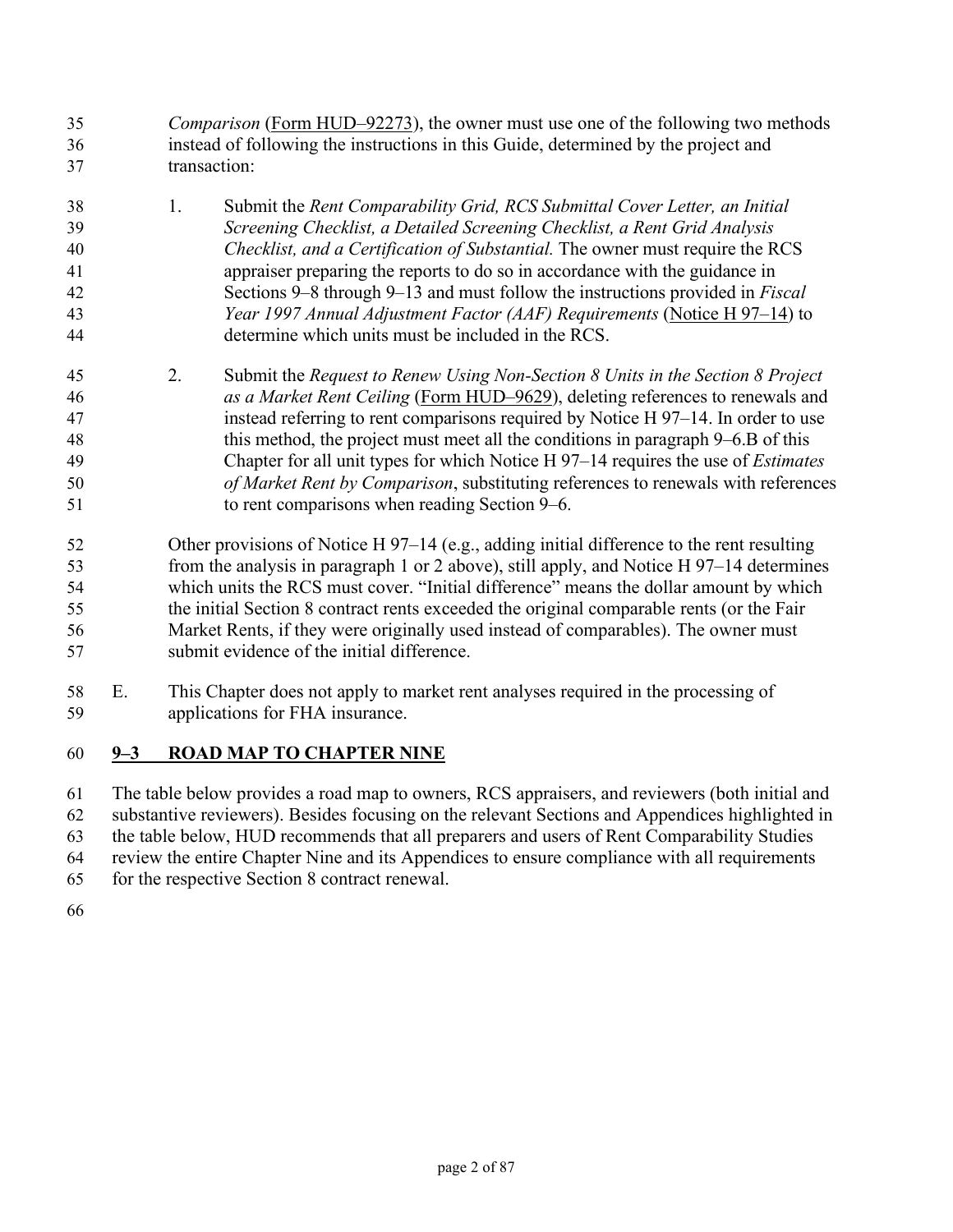*Comparison* (Form HUD–92273), the owner must use one of the following two methods instead of following the instructions in this Guide, determined by the project and transaction:

1. Submit the *Rent Comparability Grid, RCS Submittal Cover Letter, an Initial Screening Checklist, a Detailed Screening Checklist, a Rent Grid Analysis Checklist, and a Certification of Substantial.* The owner must require the RCS appraiser preparing the reports to do so in accordance with the guidance in Sections 9–8 through 9–13 and must follow the instructions provided in *Fiscal Year 1997 Annual Adjustment Factor (AAF) Requirements* (Notice H 97–14) to determine which units must be included in the RCS.

2. Submit the *Request to Renew Using Non-Section 8 Units in the Section 8 Project as a Market Rent Ceiling* (Form HUD–9629), deleting references to renewals and instead referring to rent comparisons required by Notice H 97–14. In order to use this method, the project must meet all the conditions in paragraph 9–6.B of this Chapter for all unit types for which Notice H 97–14 requires the use of *Estimates of Market Rent by Comparison*, substituting references to renewals with references to rent comparisons when reading Section 9–6.

Other provisions of Notice H 97–14 (e.g., adding initial difference to the rent resulting from the analysis in paragraph 1 or 2 above), still apply, and Notice H 97–14 determines which units the RCS must cover. "Initial difference" means the dollar amount by which the initial Section 8 contract rents exceeded the original comparable rents (or the Fair Market Rents, if they were originally used instead of comparables). The owner must submit evidence of the initial difference.

E. This Chapter does not apply to market rent analyses required in the processing of applications for FHA insurance.

## 9–3 ROAD MAP TO CHAPTER NINE

The table below provides a road map to owners, RCS appraisers, and reviewers (both initial and substantive reviewers). Besides focusing on the relevant Sections and Appendices highlighted in the table below, HUD recommends that all preparers and users of Rent Comparability Studies review the entire Chapter Nine and its Appendices to ensure compliance with all requirements for the respective Section 8 contract renewal.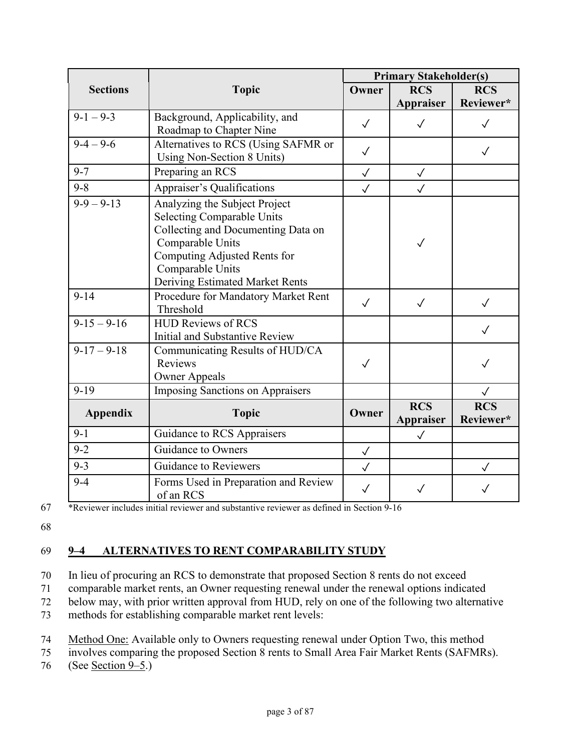| Sections | Topic | Primary Stakeholder(s) | | |
|---|---|---|---|---|
| | | Owner | RCS Appraiser | RCS Reviewer* |
| 9-1 – 9-3 | Background, Applicability, and Roadmap to Chapter Nine | ✓ | ✓ | ✓ |
| 9-4 – 9-6 | Alternatives to RCS (Using SAFMR or Using Non-Section 8 Units) | ✓ | | ✓ |
| 9-7 | Preparing an RCS | ✓ | ✓ | |
| 9-8 | Appraiser's Qualifications | ✓ | ✓ | |
| 9-9 – 9-13 | Analyzing the Subject Project<br>Selecting Comparable Units<br>Collecting and Documenting Data on Comparable Units<br>Computing Adjusted Rents for Comparable Units<br>Deriving Estimated Market Rents | | ✓ | |
| 9-14 | Procedure for Mandatory Market Rent Threshold | ✓ | ✓ | ✓ |
| 9-15 – 9-16 | HUD Reviews of RCS<br>Initial and Substantive Review | | | ✓ |
| 9-17 – 9-18 | Communicating Results of HUD/CA Reviews<br>Owner Appeals | ✓ | | ✓ |
| 9-19 | Imposing Sanctions on Appraisers | | | ✓ |
| **Appendix** | **Topic** | **Owner** | **RCS Appraiser** | **RCS Reviewer*** |
| 9-1 | Guidance to RCS Appraisers | | ✓ | |
| 9-2 | Guidance to Owners | ✓ | | |
| 9-3 | Guidance to Reviewers | ✓ | | ✓ |
| 9-4 | Forms Used in Preparation and Review of an RCS | ✓ | ✓ | ✓ |

*Reviewer includes initial reviewer and substantive reviewer as defined in Section 9-16

## 9–4 ALTERNATIVES TO RENT COMPARABILITY STUDY

In lieu of procuring an RCS to demonstrate that proposed Section 8 rents do not exceed comparable market rents, an Owner requesting renewal under the renewal options indicated below may, with prior written approval from HUD, rely on one of the following two alternative methods for establishing comparable market rent levels:

Method One: Available only to Owners requesting renewal under Option Two, this method involves comparing the proposed Section 8 rents to Small Area Fair Market Rents (SAFMRs). (See Section 9–5.)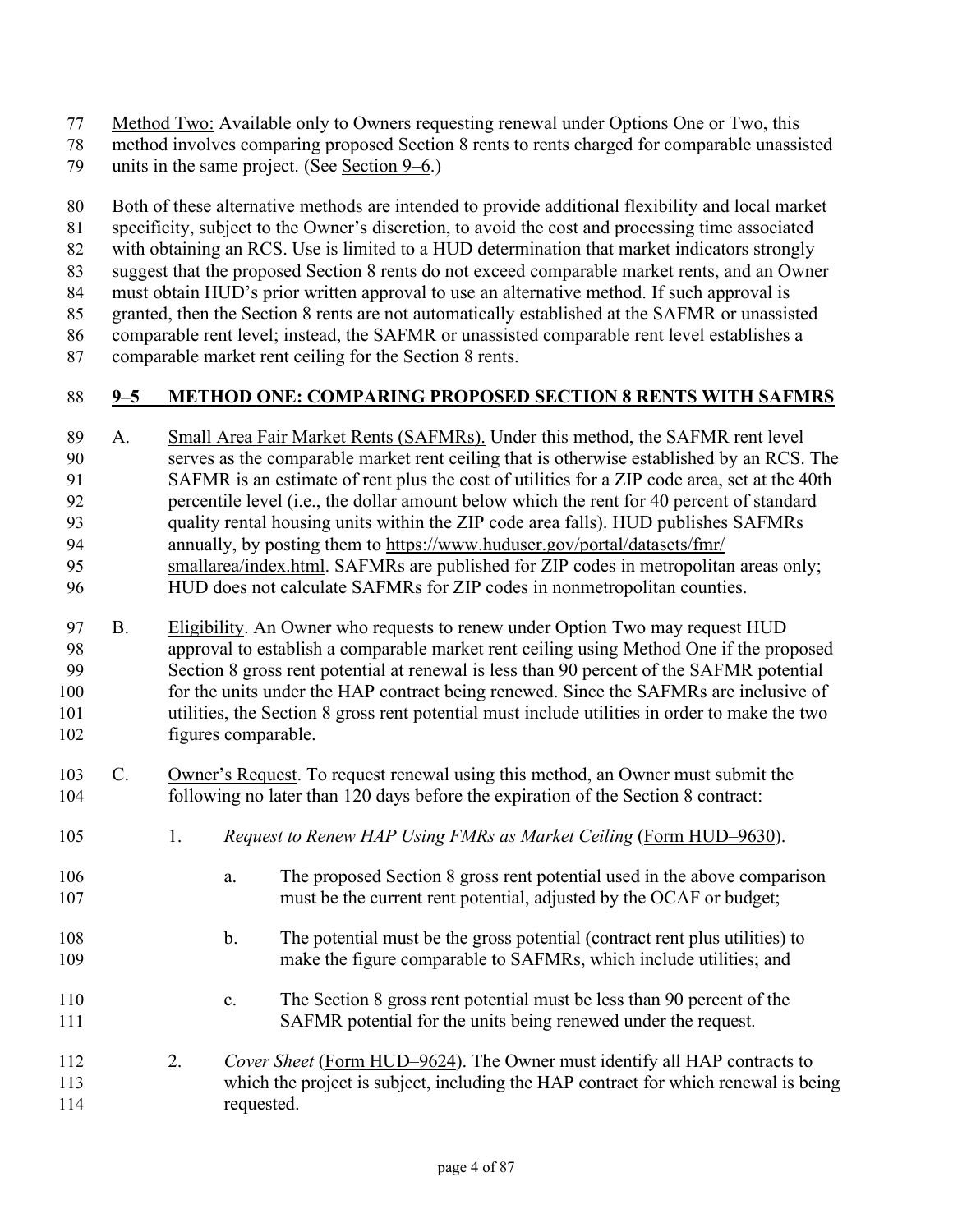Method Two: Available only to Owners requesting renewal under Options One or Two, this method involves comparing proposed Section 8 rents to rents charged for comparable unassisted units in the same project. (See Section 9–6.)

Both of these alternative methods are intended to provide additional flexibility and local market specificity, subject to the Owner's discretion, to avoid the cost and processing time associated with obtaining an RCS. Use is limited to a HUD determination that market indicators strongly suggest that the proposed Section 8 rents do not exceed comparable market rents, and an Owner must obtain HUD's prior written approval to use an alternative method. If such approval is granted, then the Section 8 rents are not automatically established at the SAFMR or unassisted comparable rent level; instead, the SAFMR or unassisted comparable rent level establishes a comparable market rent ceiling for the Section 8 rents.

## 9–5 METHOD ONE: COMPARING PROPOSED SECTION 8 RENTS WITH SAFMRS

A. Small Area Fair Market Rents (SAFMRs). Under this method, the SAFMR rent level serves as the comparable market rent ceiling that is otherwise established by an RCS. The SAFMR is an estimate of rent plus the cost of utilities for a ZIP code area, set at the 40th percentile level (i.e., the dollar amount below which the rent for 40 percent of standard quality rental housing units within the ZIP code area falls). HUD publishes SAFMRs annually, by posting them to https://www.huduser.gov/portal/datasets/fmr/smallarea/index.html. SAFMRs are published for ZIP codes in metropolitan areas only; HUD does not calculate SAFMRs for ZIP codes in nonmetropolitan counties.

B. Eligibility. An Owner who requests to renew under Option Two may request HUD approval to establish a comparable market rent ceiling using Method One if the proposed Section 8 gross rent potential at renewal is less than 90 percent of the SAFMR potential for the units under the HAP contract being renewed. Since the SAFMRs are inclusive of utilities, the Section 8 gross rent potential must include utilities in order to make the two figures comparable.

C. Owner's Request. To request renewal using this method, an Owner must submit the following no later than 120 days before the expiration of the Section 8 contract:

1. *Request to Renew HAP Using FMRs as Market Ceiling* (Form HUD–9630).

   a. The proposed Section 8 gross rent potential used in the above comparison must be the current rent potential, adjusted by the OCAF or budget;

   b. The potential must be the gross potential (contract rent plus utilities) to make the figure comparable to SAFMRs, which include utilities; and

   c. The Section 8 gross rent potential must be less than 90 percent of the SAFMR potential for the units being renewed under the request.

2. *Cover Sheet* (Form HUD–9624). The Owner must identify all HAP contracts to which the project is subject, including the HAP contract for which renewal is being requested.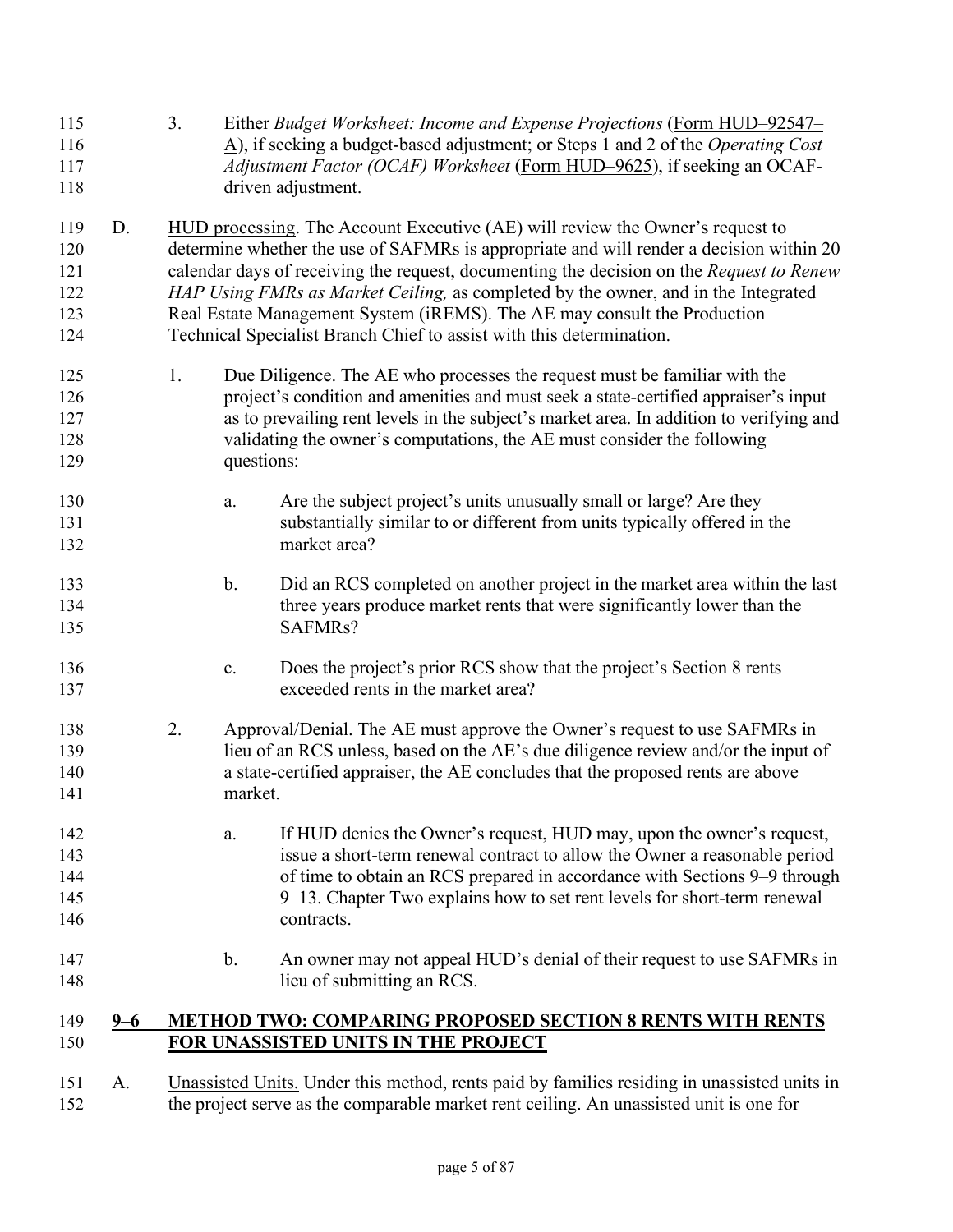3. Either *Budget Worksheet: Income and Expense Projections* (Form HUD–92547–A), if seeking a budget-based adjustment; or Steps 1 and 2 of the *Operating Cost Adjustment Factor (OCAF) Worksheet* (Form HUD–9625), if seeking an OCAF-driven adjustment.

D. HUD processing. The Account Executive (AE) will review the Owner's request to determine whether the use of SAFMRs is appropriate and will render a decision within 20 calendar days of receiving the request, documenting the decision on the *Request to Renew HAP Using FMRs as Market Ceiling,* as completed by the owner, and in the Integrated Real Estate Management System (iREMS). The AE may consult the Production Technical Specialist Branch Chief to assist with this determination.

1. Due Diligence. The AE who processes the request must be familiar with the project's condition and amenities and must seek a state-certified appraiser's input as to prevailing rent levels in the subject's market area. In addition to verifying and validating the owner's computations, the AE must consider the following questions:

   a. Are the subject project's units unusually small or large? Are they substantially similar to or different from units typically offered in the market area?

   b. Did an RCS completed on another project in the market area within the last three years produce market rents that were significantly lower than the SAFMRs?

   c. Does the project's prior RCS show that the project's Section 8 rents exceeded rents in the market area?

2. Approval/Denial. The AE must approve the Owner's request to use SAFMRs in lieu of an RCS unless, based on the AE's due diligence review and/or the input of a state-certified appraiser, the AE concludes that the proposed rents are above market.

   a. If HUD denies the Owner's request, HUD may, upon the owner's request, issue a short-term renewal contract to allow the Owner a reasonable period of time to obtain an RCS prepared in accordance with Sections 9–9 through 9–13. Chapter Two explains how to set rent levels for short-term renewal contracts.

   b. An owner may not appeal HUD's denial of their request to use SAFMRs in lieu of submitting an RCS.

## 9–6 METHOD TWO: COMPARING PROPOSED SECTION 8 RENTS WITH RENTS FOR UNASSISTED UNITS IN THE PROJECT

A. Unassisted Units. Under this method, rents paid by families residing in unassisted units in the project serve as the comparable market rent ceiling. An unassisted unit is one for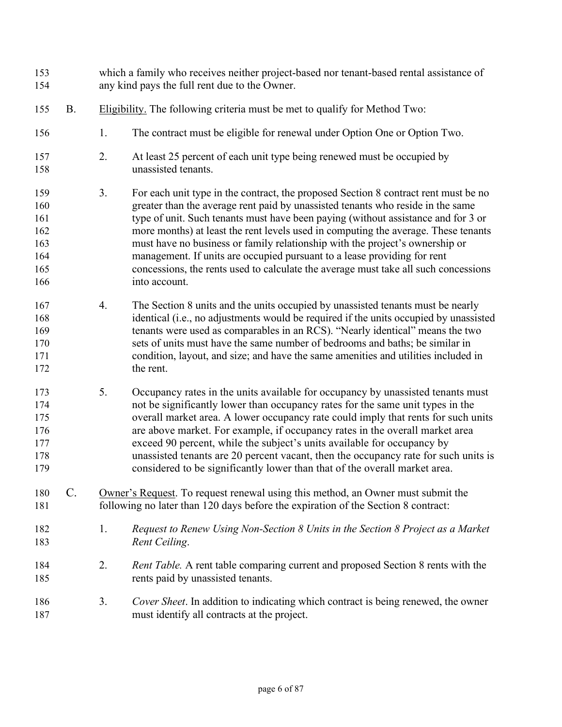which a family who receives neither project-based nor tenant-based rental assistance of any kind pays the full rent due to the Owner.

B. Eligibility. The following criteria must be met to qualify for Method Two:

1. The contract must be eligible for renewal under Option One or Option Two.

2. At least 25 percent of each unit type being renewed must be occupied by unassisted tenants.

3. For each unit type in the contract, the proposed Section 8 contract rent must be no greater than the average rent paid by unassisted tenants who reside in the same type of unit. Such tenants must have been paying (without assistance and for 3 or more months) at least the rent levels used in computing the average. These tenants must have no business or family relationship with the project's ownership or management. If units are occupied pursuant to a lease providing for rent concessions, the rents used to calculate the average must take all such concessions into account.

4. The Section 8 units and the units occupied by unassisted tenants must be nearly identical (i.e., no adjustments would be required if the units occupied by unassisted tenants were used as comparables in an RCS). "Nearly identical" means the two sets of units must have the same number of bedrooms and baths; be similar in condition, layout, and size; and have the same amenities and utilities included in the rent.

5. Occupancy rates in the units available for occupancy by unassisted tenants must not be significantly lower than occupancy rates for the same unit types in the overall market area. A lower occupancy rate could imply that rents for such units are above market. For example, if occupancy rates in the overall market area exceed 90 percent, while the subject's units available for occupancy by unassisted tenants are 20 percent vacant, then the occupancy rate for such units is considered to be significantly lower than that of the overall market area.

C. Owner's Request. To request renewal using this method, an Owner must submit the following no later than 120 days before the expiration of the Section 8 contract:

1. *Request to Renew Using Non-Section 8 Units in the Section 8 Project as a Market Rent Ceiling*.

2. *Rent Table.* A rent table comparing current and proposed Section 8 rents with the rents paid by unassisted tenants.

3. *Cover Sheet*. In addition to indicating which contract is being renewed, the owner must identify all contracts at the project.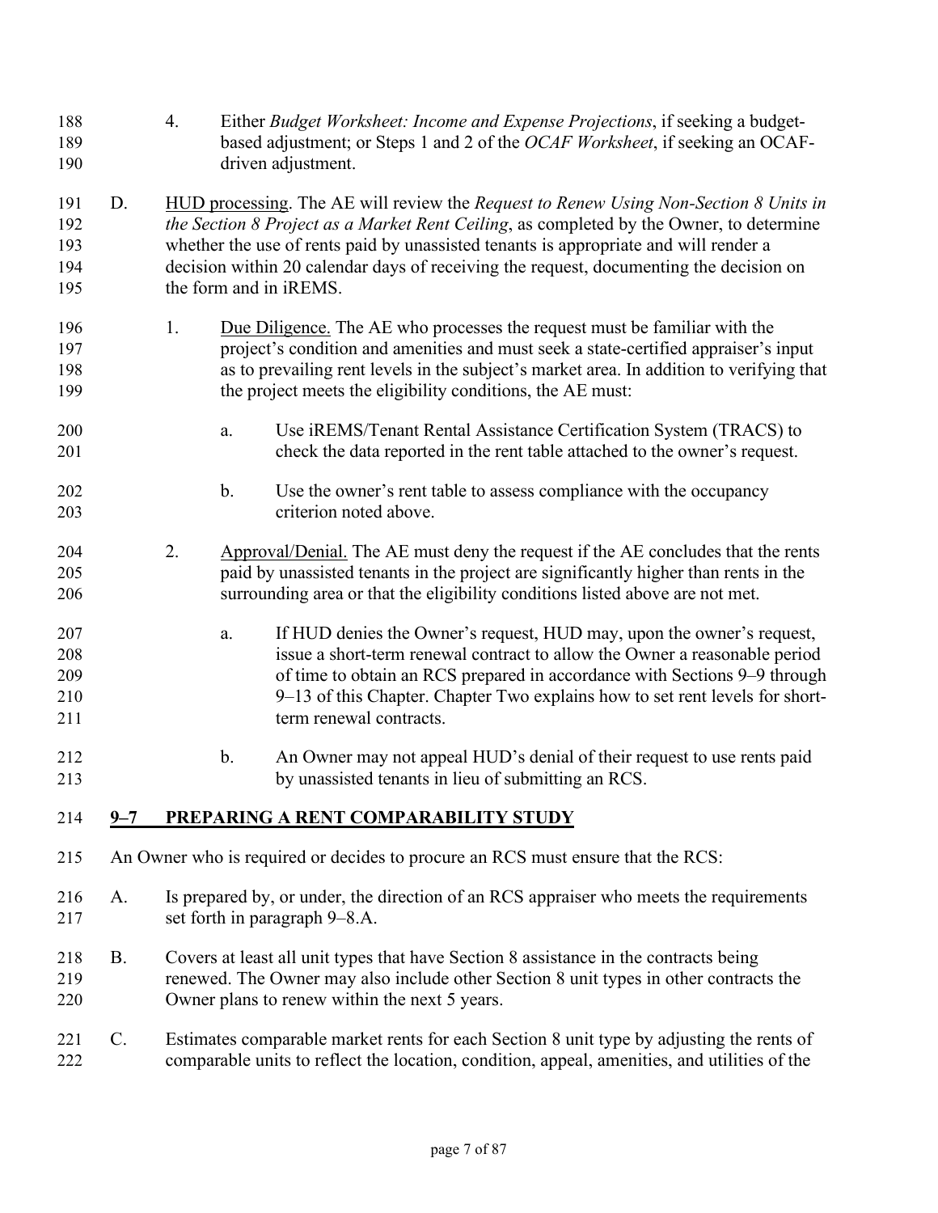4. Either *Budget Worksheet: Income and Expense Projections*, if seeking a budget-based adjustment; or Steps 1 and 2 of the *OCAF Worksheet*, if seeking an OCAF-driven adjustment.

D. <u>HUD processing</u>. The AE will review the *Request to Renew Using Non-Section 8 Units in the Section 8 Project as a Market Rent Ceiling*, as completed by the Owner, to determine whether the use of rents paid by unassisted tenants is appropriate and will render a decision within 20 calendar days of receiving the request, documenting the decision on the form and in iREMS.

1. <u>Due Diligence.</u> The AE who processes the request must be familiar with the project's condition and amenities and must seek a state-certified appraiser's input as to prevailing rent levels in the subject's market area. In addition to verifying that the project meets the eligibility conditions, the AE must:

   a. Use iREMS/Tenant Rental Assistance Certification System (TRACS) to check the data reported in the rent table attached to the owner's request.

   b. Use the owner's rent table to assess compliance with the occupancy criterion noted above.

2. <u>Approval/Denial.</u> The AE must deny the request if the AE concludes that the rents paid by unassisted tenants in the project are significantly higher than rents in the surrounding area or that the eligibility conditions listed above are not met.

   a. If HUD denies the Owner's request, HUD may, upon the owner's request, issue a short-term renewal contract to allow the Owner a reasonable period of time to obtain an RCS prepared in accordance with Sections 9–9 through 9–13 of this Chapter. Chapter Two explains how to set rent levels for short-term renewal contracts.

   b. An Owner may not appeal HUD's denial of their request to use rents paid by unassisted tenants in lieu of submitting an RCS.

## <u>9–7 PREPARING A RENT COMPARABILITY STUDY</u>

An Owner who is required or decides to procure an RCS must ensure that the RCS:

A. Is prepared by, or under, the direction of an RCS appraiser who meets the requirements set forth in paragraph 9–8.A.

B. Covers at least all unit types that have Section 8 assistance in the contracts being renewed. The Owner may also include other Section 8 unit types in other contracts the Owner plans to renew within the next 5 years.

C. Estimates comparable market rents for each Section 8 unit type by adjusting the rents of comparable units to reflect the location, condition, appeal, amenities, and utilities of the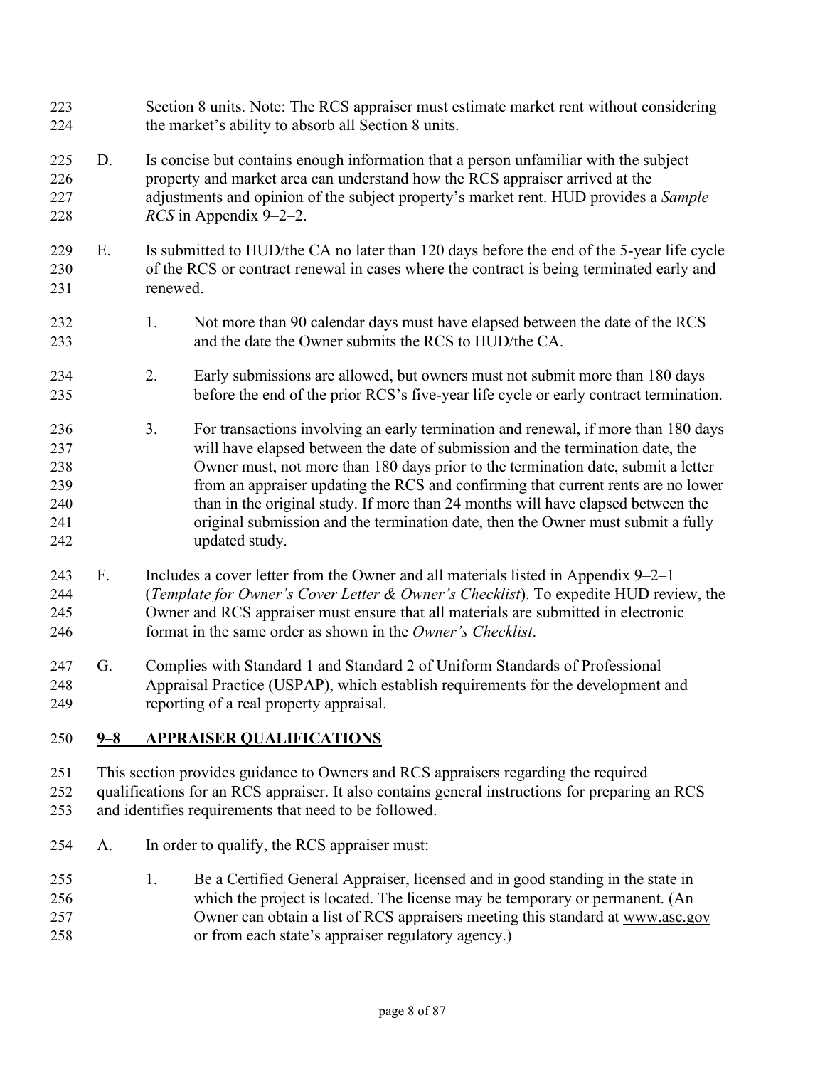Section 8 units. Note: The RCS appraiser must estimate market rent without considering the market's ability to absorb all Section 8 units.

D. Is concise but contains enough information that a person unfamiliar with the subject property and market area can understand how the RCS appraiser arrived at the adjustments and opinion of the subject property's market rent. HUD provides a *Sample RCS* in Appendix 9–2–2.

E. Is submitted to HUD/the CA no later than 120 days before the end of the 5-year life cycle of the RCS or contract renewal in cases where the contract is being terminated early and renewed.

1. Not more than 90 calendar days must have elapsed between the date of the RCS and the date the Owner submits the RCS to HUD/the CA.

2. Early submissions are allowed, but owners must not submit more than 180 days before the end of the prior RCS's five-year life cycle or early contract termination.

3. For transactions involving an early termination and renewal, if more than 180 days will have elapsed between the date of submission and the termination date, the Owner must, not more than 180 days prior to the termination date, submit a letter from an appraiser updating the RCS and confirming that current rents are no lower than in the original study. If more than 24 months will have elapsed between the original submission and the termination date, then the Owner must submit a fully updated study.

F. Includes a cover letter from the Owner and all materials listed in Appendix 9–2–1 (*Template for Owner's Cover Letter & Owner's Checklist*). To expedite HUD review, the Owner and RCS appraiser must ensure that all materials are submitted in electronic format in the same order as shown in the *Owner's Checklist*.

G. Complies with Standard 1 and Standard 2 of Uniform Standards of Professional Appraisal Practice (USPAP), which establish requirements for the development and reporting of a real property appraisal.

## 9–8 APPRAISER QUALIFICATIONS

This section provides guidance to Owners and RCS appraisers regarding the required qualifications for an RCS appraiser. It also contains general instructions for preparing an RCS and identifies requirements that need to be followed.

A. In order to qualify, the RCS appraiser must:

1. Be a Certified General Appraiser, licensed and in good standing in the state in which the project is located. The license may be temporary or permanent. (An Owner can obtain a list of RCS appraisers meeting this standard at www.asc.gov or from each state's appraiser regulatory agency.)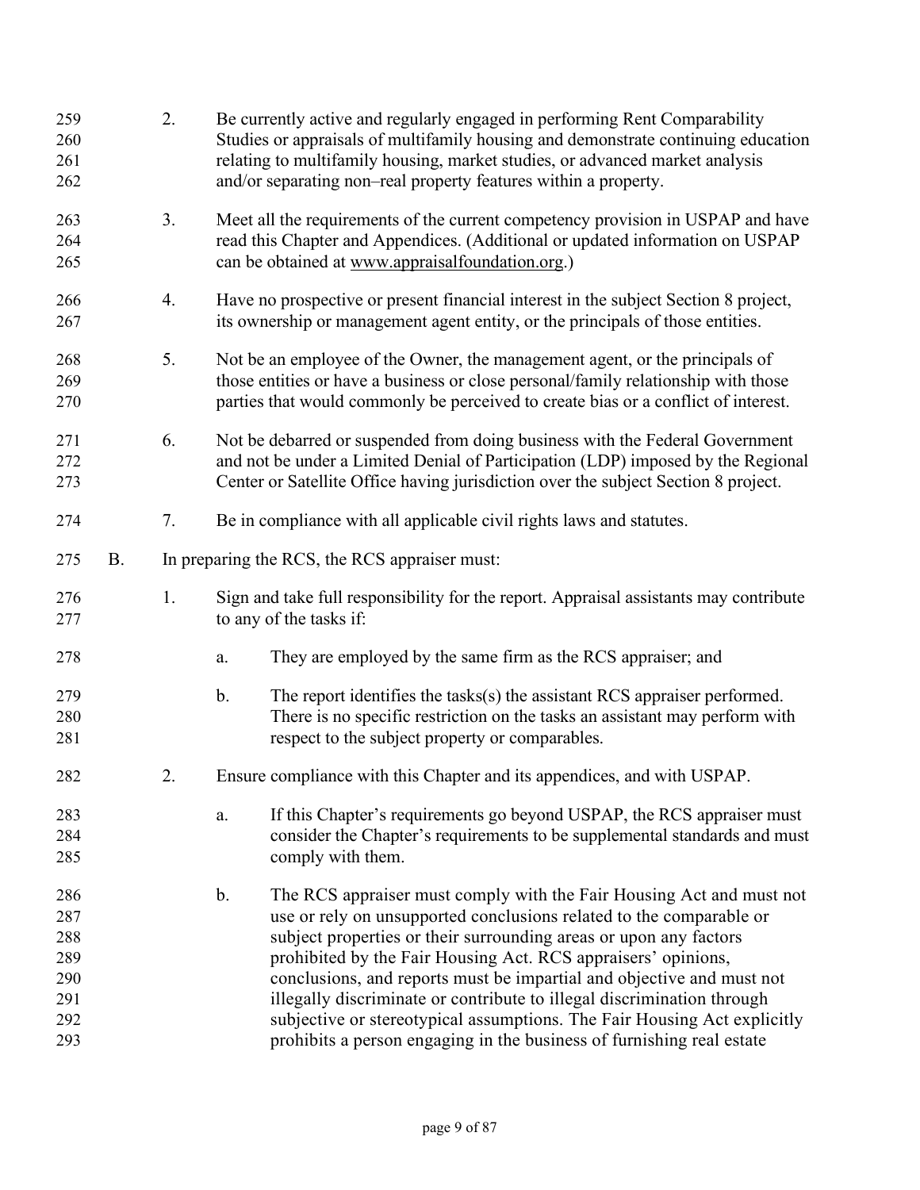2. Be currently active and regularly engaged in performing Rent Comparability Studies or appraisals of multifamily housing and demonstrate continuing education relating to multifamily housing, market studies, or advanced market analysis and/or separating non–real property features within a property.

3. Meet all the requirements of the current competency provision in USPAP and have read this Chapter and Appendices. (Additional or updated information on USPAP can be obtained at www.appraisalfoundation.org.)

4. Have no prospective or present financial interest in the subject Section 8 project, its ownership or management agent entity, or the principals of those entities.

5. Not be an employee of the Owner, the management agent, or the principals of those entities or have a business or close personal/family relationship with those parties that would commonly be perceived to create bias or a conflict of interest.

6. Not be debarred or suspended from doing business with the Federal Government and not be under a Limited Denial of Participation (LDP) imposed by the Regional Center or Satellite Office having jurisdiction over the subject Section 8 project.

7. Be in compliance with all applicable civil rights laws and statutes.

B. In preparing the RCS, the RCS appraiser must:

1. Sign and take full responsibility for the report. Appraisal assistants may contribute to any of the tasks if:

   a. They are employed by the same firm as the RCS appraiser; and

   b. The report identifies the tasks(s) the assistant RCS appraiser performed. There is no specific restriction on the tasks an assistant may perform with respect to the subject property or comparables.

2. Ensure compliance with this Chapter and its appendices, and with USPAP.

   a. If this Chapter's requirements go beyond USPAP, the RCS appraiser must consider the Chapter's requirements to be supplemental standards and must comply with them.

   b. The RCS appraiser must comply with the Fair Housing Act and must not use or rely on unsupported conclusions related to the comparable or subject properties or their surrounding areas or upon any factors prohibited by the Fair Housing Act. RCS appraisers' opinions, conclusions, and reports must be impartial and objective and must not illegally discriminate or contribute to illegal discrimination through subjective or stereotypical assumptions. The Fair Housing Act explicitly prohibits a person engaging in the business of furnishing real estate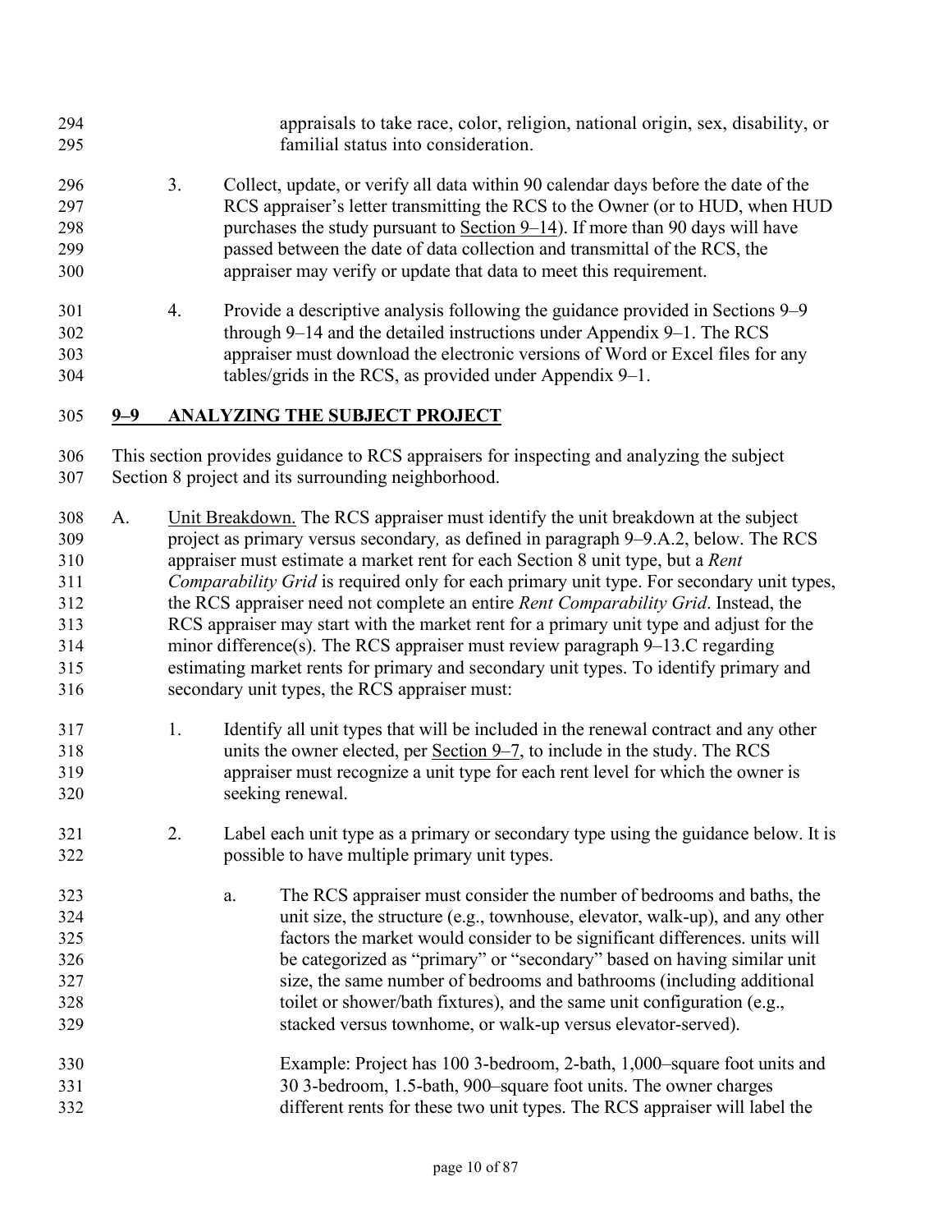appraisals to take race, color, religion, national origin, sex, disability, or familial status into consideration.

3. Collect, update, or verify all data within 90 calendar days before the date of the RCS appraiser's letter transmitting the RCS to the Owner (or to HUD, when HUD purchases the study pursuant to Section 9–14). If more than 90 days will have passed between the date of data collection and transmittal of the RCS, the appraiser may verify or update that data to meet this requirement.

4. Provide a descriptive analysis following the guidance provided in Sections 9–9 through 9–14 and the detailed instructions under Appendix 9–1. The RCS appraiser must download the electronic versions of Word or Excel files for any tables/grids in the RCS, as provided under Appendix 9–1.

## 9–9 ANALYZING THE SUBJECT PROJECT

This section provides guidance to RCS appraisers for inspecting and analyzing the subject Section 8 project and its surrounding neighborhood.

A. Unit Breakdown. The RCS appraiser must identify the unit breakdown at the subject project as primary versus secondary*,* as defined in paragraph 9–9.A.2, below. The RCS appraiser must estimate a market rent for each Section 8 unit type, but a *Rent Comparability Grid* is required only for each primary unit type. For secondary unit types, the RCS appraiser need not complete an entire *Rent Comparability Grid*. Instead, the RCS appraiser may start with the market rent for a primary unit type and adjust for the minor difference(s). The RCS appraiser must review paragraph 9–13.C regarding estimating market rents for primary and secondary unit types. To identify primary and secondary unit types, the RCS appraiser must:

1. Identify all unit types that will be included in the renewal contract and any other units the owner elected, per Section 9–7, to include in the study. The RCS appraiser must recognize a unit type for each rent level for which the owner is seeking renewal.

2. Label each unit type as a primary or secondary type using the guidance below. It is possible to have multiple primary unit types.

   a. The RCS appraiser must consider the number of bedrooms and baths, the unit size, the structure (e.g., townhouse, elevator, walk-up), and any other factors the market would consider to be significant differences. units will be categorized as "primary" or "secondary" based on having similar unit size, the same number of bedrooms and bathrooms (including additional toilet or shower/bath fixtures), and the same unit configuration (e.g., stacked versus townhome, or walk-up versus elevator-served).

   Example: Project has 100 3-bedroom, 2-bath, 1,000–square foot units and 30 3-bedroom, 1.5-bath, 900–square foot units. The owner charges different rents for these two unit types. The RCS appraiser will label the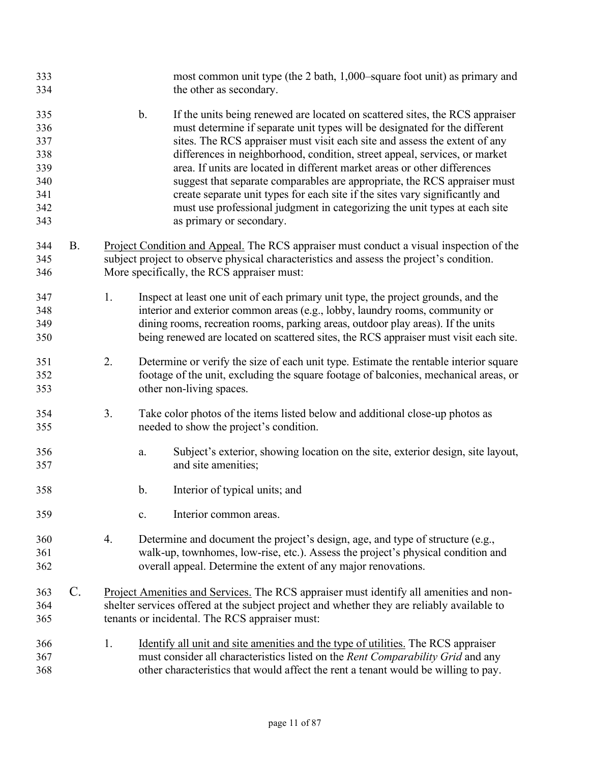most common unit type (the 2 bath, 1,000–square foot unit) as primary and the other as secondary.

b. If the units being renewed are located on scattered sites, the RCS appraiser must determine if separate unit types will be designated for the different sites. The RCS appraiser must visit each site and assess the extent of any differences in neighborhood, condition, street appeal, services, or market area. If units are located in different market areas or other differences suggest that separate comparables are appropriate, the RCS appraiser must create separate unit types for each site if the sites vary significantly and must use professional judgment in categorizing the unit types at each site as primary or secondary.

B. <u>Project Condition and Appeal.</u> The RCS appraiser must conduct a visual inspection of the subject project to observe physical characteristics and assess the project's condition. More specifically, the RCS appraiser must:

1. Inspect at least one unit of each primary unit type, the project grounds, and the interior and exterior common areas (e.g., lobby, laundry rooms, community or dining rooms, recreation rooms, parking areas, outdoor play areas). If the units being renewed are located on scattered sites, the RCS appraiser must visit each site.

2. Determine or verify the size of each unit type. Estimate the rentable interior square footage of the unit, excluding the square footage of balconies, mechanical areas, or other non-living spaces.

3. Take color photos of the items listed below and additional close-up photos as needed to show the project's condition.

   a. Subject's exterior, showing location on the site, exterior design, site layout, and site amenities;

   b. Interior of typical units; and

   c. Interior common areas.

4. Determine and document the project's design, age, and type of structure (e.g., walk-up, townhomes, low-rise, etc.). Assess the project's physical condition and overall appeal. Determine the extent of any major renovations.

C. <u>Project Amenities and Services.</u> The RCS appraiser must identify all amenities and non-shelter services offered at the subject project and whether they are reliably available to tenants or incidental. The RCS appraiser must:

1. <u>Identify all unit and site amenities and the type of utilities.</u> The RCS appraiser must consider all characteristics listed on the *Rent Comparability Grid* and any other characteristics that would affect the rent a tenant would be willing to pay.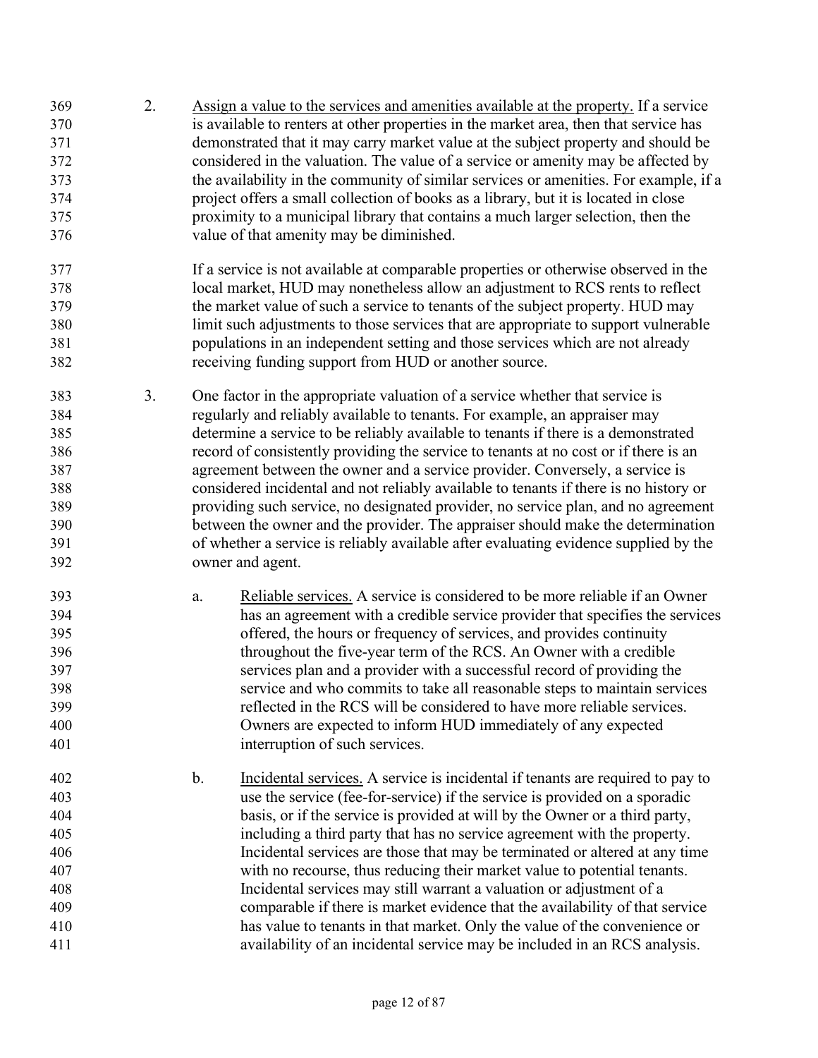2. <u>Assign a value to the services and amenities available at the property.</u> If a service is available to renters at other properties in the market area, then that service has demonstrated that it may carry market value at the subject property and should be considered in the valuation. The value of a service or amenity may be affected by the availability in the community of similar services or amenities. For example, if a project offers a small collection of books as a library, but it is located in close proximity to a municipal library that contains a much larger selection, then the value of that amenity may be diminished.

   If a service is not available at comparable properties or otherwise observed in the local market, HUD may nonetheless allow an adjustment to RCS rents to reflect the market value of such a service to tenants of the subject property. HUD may limit such adjustments to those services that are appropriate to support vulnerable populations in an independent setting and those services which are not already receiving funding support from HUD or another source.

3. One factor in the appropriate valuation of a service whether that service is regularly and reliably available to tenants. For example, an appraiser may determine a service to be reliably available to tenants if there is a demonstrated record of consistently providing the service to tenants at no cost or if there is an agreement between the owner and a service provider. Conversely, a service is considered incidental and not reliably available to tenants if there is no history or providing such service, no designated provider, no service plan, and no agreement between the owner and the provider. The appraiser should make the determination of whether a service is reliably available after evaluating evidence supplied by the owner and agent.

   a. <u>Reliable services.</u> A service is considered to be more reliable if an Owner has an agreement with a credible service provider that specifies the services offered, the hours or frequency of services, and provides continuity throughout the five-year term of the RCS. An Owner with a credible services plan and a provider with a successful record of providing the service and who commits to take all reasonable steps to maintain services reflected in the RCS will be considered to have more reliable services. Owners are expected to inform HUD immediately of any expected interruption of such services.

   b. <u>Incidental services.</u> A service is incidental if tenants are required to pay to use the service (fee-for-service) if the service is provided on a sporadic basis, or if the service is provided at will by the Owner or a third party, including a third party that has no service agreement with the property. Incidental services are those that may be terminated or altered at any time with no recourse, thus reducing their market value to potential tenants. Incidental services may still warrant a valuation or adjustment of a comparable if there is market evidence that the availability of that service has value to tenants in that market. Only the value of the convenience or availability of an incidental service may be included in an RCS analysis.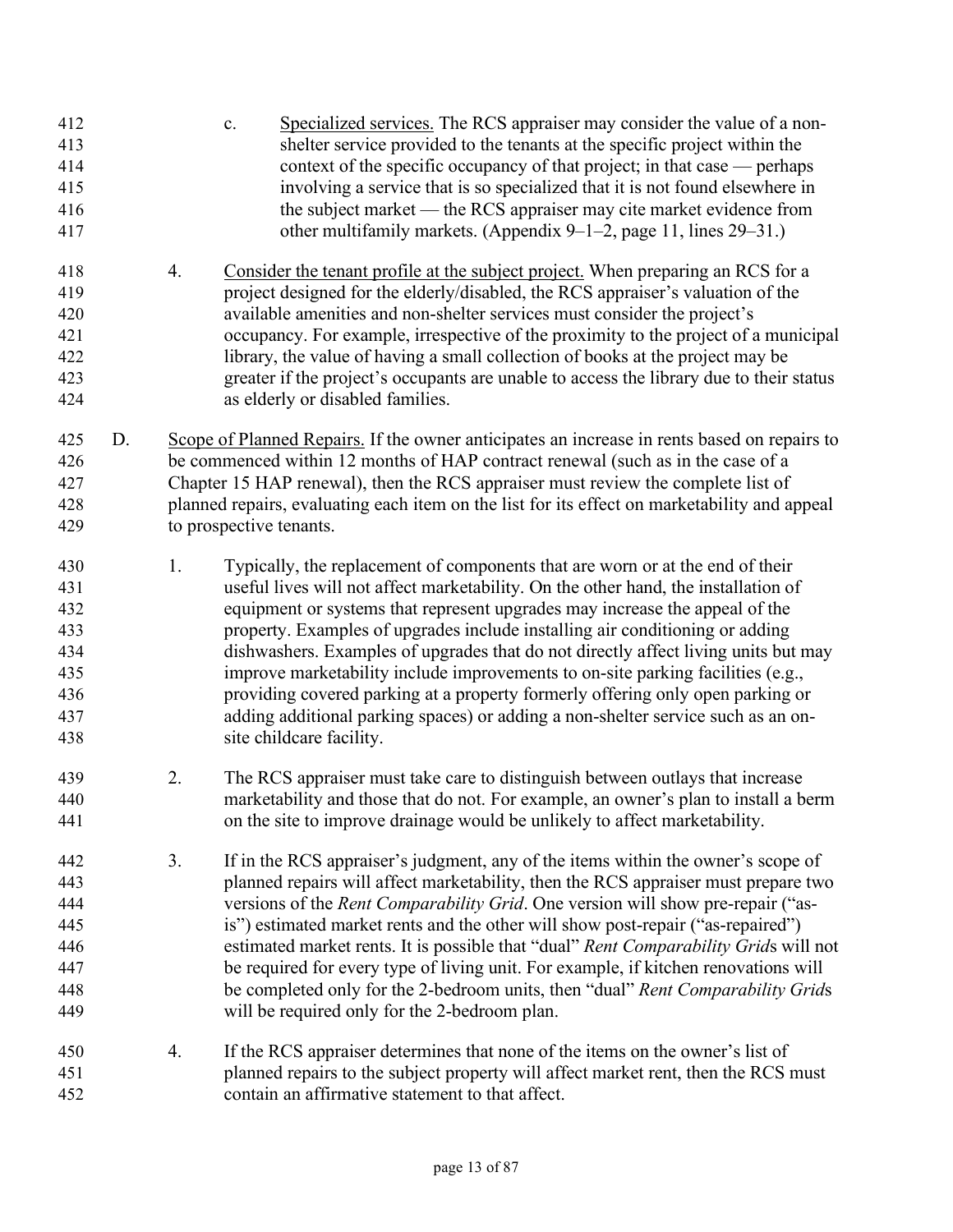c. Specialized services. The RCS appraiser may consider the value of a non-shelter service provided to the tenants at the specific project within the context of the specific occupancy of that project; in that case — perhaps involving a service that is so specialized that it is not found elsewhere in the subject market — the RCS appraiser may cite market evidence from other multifamily markets. (Appendix 9–1–2, page 11, lines 29–31.)

4. Consider the tenant profile at the subject project. When preparing an RCS for a project designed for the elderly/disabled, the RCS appraiser's valuation of the available amenities and non-shelter services must consider the project's occupancy. For example, irrespective of the proximity to the project of a municipal library, the value of having a small collection of books at the project may be greater if the project's occupants are unable to access the library due to their status as elderly or disabled families.

D. Scope of Planned Repairs. If the owner anticipates an increase in rents based on repairs to be commenced within 12 months of HAP contract renewal (such as in the case of a Chapter 15 HAP renewal), then the RCS appraiser must review the complete list of planned repairs, evaluating each item on the list for its effect on marketability and appeal to prospective tenants.

1. Typically, the replacement of components that are worn or at the end of their useful lives will not affect marketability. On the other hand, the installation of equipment or systems that represent upgrades may increase the appeal of the property. Examples of upgrades include installing air conditioning or adding dishwashers. Examples of upgrades that do not directly affect living units but may improve marketability include improvements to on-site parking facilities (e.g., providing covered parking at a property formerly offering only open parking or adding additional parking spaces) or adding a non-shelter service such as an on-site childcare facility.

2. The RCS appraiser must take care to distinguish between outlays that increase marketability and those that do not. For example, an owner's plan to install a berm on the site to improve drainage would be unlikely to affect marketability.

3. If in the RCS appraiser's judgment, any of the items within the owner's scope of planned repairs will affect marketability, then the RCS appraiser must prepare two versions of the *Rent Comparability Grid*. One version will show pre-repair ("as-is") estimated market rents and the other will show post-repair ("as-repaired") estimated market rents. It is possible that "dual" *Rent Comparability Grid*s will not be required for every type of living unit. For example, if kitchen renovations will be completed only for the 2-bedroom units, then "dual" *Rent Comparability Grid*s will be required only for the 2-bedroom plan.

4. If the RCS appraiser determines that none of the items on the owner's list of planned repairs to the subject property will affect market rent, then the RCS must contain an affirmative statement to that affect.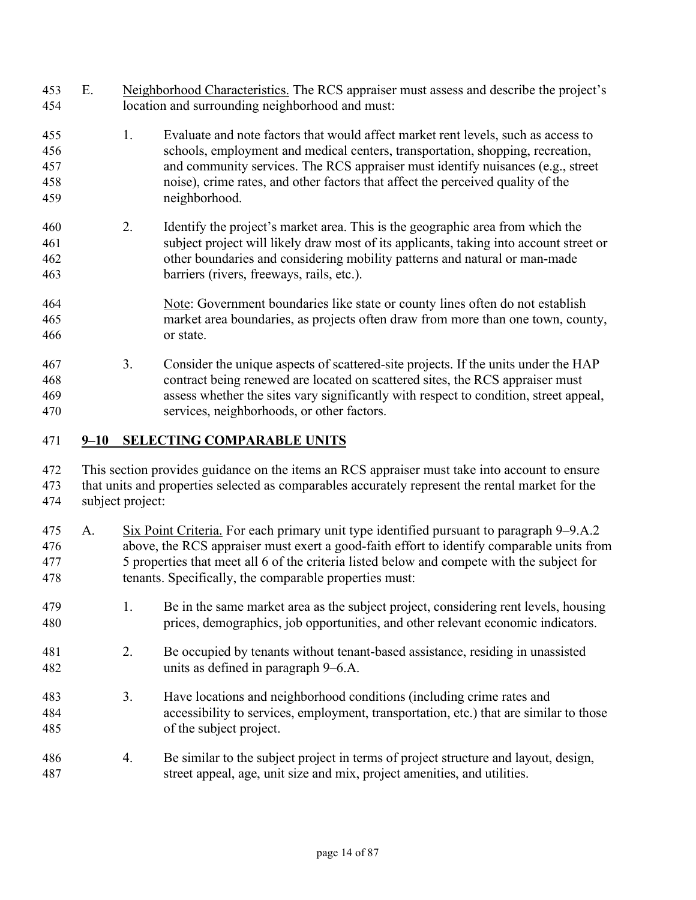E. Neighborhood Characteristics. The RCS appraiser must assess and describe the project's location and surrounding neighborhood and must:

1. Evaluate and note factors that would affect market rent levels, such as access to schools, employment and medical centers, transportation, shopping, recreation, and community services. The RCS appraiser must identify nuisances (e.g., street noise), crime rates, and other factors that affect the perceived quality of the neighborhood.

2. Identify the project's market area. This is the geographic area from which the subject project will likely draw most of its applicants, taking into account street or other boundaries and considering mobility patterns and natural or man-made barriers (rivers, freeways, rails, etc.).

   Note: Government boundaries like state or county lines often do not establish market area boundaries, as projects often draw from more than one town, county, or state.

3. Consider the unique aspects of scattered-site projects. If the units under the HAP contract being renewed are located on scattered sites, the RCS appraiser must assess whether the sites vary significantly with respect to condition, street appeal, services, neighborhoods, or other factors.

## 9–10 SELECTING COMPARABLE UNITS

This section provides guidance on the items an RCS appraiser must take into account to ensure that units and properties selected as comparables accurately represent the rental market for the subject project:

A. Six Point Criteria. For each primary unit type identified pursuant to paragraph 9–9.A.2 above, the RCS appraiser must exert a good-faith effort to identify comparable units from 5 properties that meet all 6 of the criteria listed below and compete with the subject for tenants. Specifically, the comparable properties must:

1. Be in the same market area as the subject project, considering rent levels, housing prices, demographics, job opportunities, and other relevant economic indicators.

2. Be occupied by tenants without tenant-based assistance, residing in unassisted units as defined in paragraph 9–6.A.

3. Have locations and neighborhood conditions (including crime rates and accessibility to services, employment, transportation, etc.) that are similar to those of the subject project.

4. Be similar to the subject project in terms of project structure and layout, design, street appeal, age, unit size and mix, project amenities, and utilities.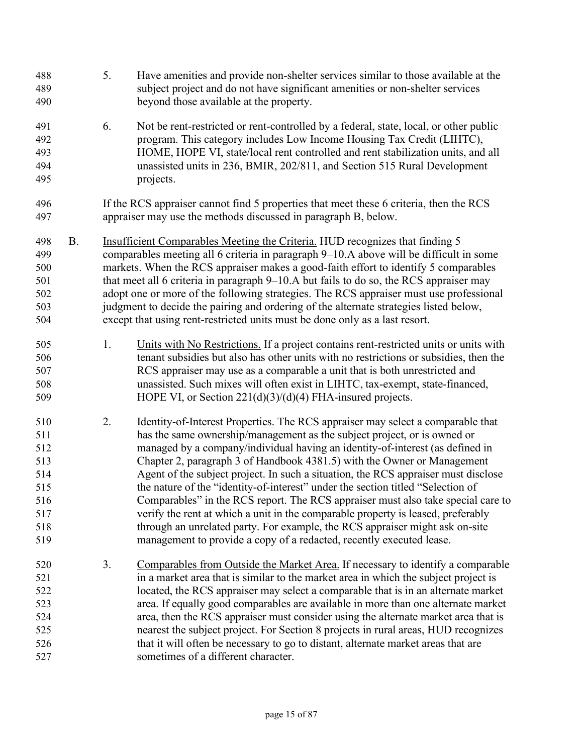5. Have amenities and provide non-shelter services similar to those available at the subject project and do not have significant amenities or non-shelter services beyond those available at the property.

6. Not be rent-restricted or rent-controlled by a federal, state, local, or other public program. This category includes Low Income Housing Tax Credit (LIHTC), HOME, HOPE VI, state/local rent controlled and rent stabilization units, and all unassisted units in 236, BMIR, 202/811, and Section 515 Rural Development projects.

If the RCS appraiser cannot find 5 properties that meet these 6 criteria, then the RCS appraiser may use the methods discussed in paragraph B, below.

B. <u>Insufficient Comparables Meeting the Criteria.</u> HUD recognizes that finding 5 comparables meeting all 6 criteria in paragraph 9–10.A above will be difficult in some markets. When the RCS appraiser makes a good-faith effort to identify 5 comparables that meet all 6 criteria in paragraph 9–10.A but fails to do so, the RCS appraiser may adopt one or more of the following strategies. The RCS appraiser must use professional judgment to decide the pairing and ordering of the alternate strategies listed below, except that using rent-restricted units must be done only as a last resort.

1. <u>Units with No Restrictions.</u> If a project contains rent-restricted units or units with tenant subsidies but also has other units with no restrictions or subsidies, then the RCS appraiser may use as a comparable a unit that is both unrestricted and unassisted. Such mixes will often exist in LIHTC, tax-exempt, state-financed, HOPE VI, or Section 221(d)(3)/(d)(4) FHA-insured projects.

2. <u>Identity-of-Interest Properties.</u> The RCS appraiser may select a comparable that has the same ownership/management as the subject project, or is owned or managed by a company/individual having an identity-of-interest (as defined in Chapter 2, paragraph 3 of Handbook 4381.5) with the Owner or Management Agent of the subject project. In such a situation, the RCS appraiser must disclose the nature of the "identity-of-interest" under the section titled "Selection of Comparables" in the RCS report. The RCS appraiser must also take special care to verify the rent at which a unit in the comparable property is leased, preferably through an unrelated party. For example, the RCS appraiser might ask on-site management to provide a copy of a redacted, recently executed lease.

3. <u>Comparables from Outside the Market Area.</u> If necessary to identify a comparable in a market area that is similar to the market area in which the subject project is located, the RCS appraiser may select a comparable that is in an alternate market area. If equally good comparables are available in more than one alternate market area, then the RCS appraiser must consider using the alternate market area that is nearest the subject project. For Section 8 projects in rural areas, HUD recognizes that it will often be necessary to go to distant, alternate market areas that are sometimes of a different character.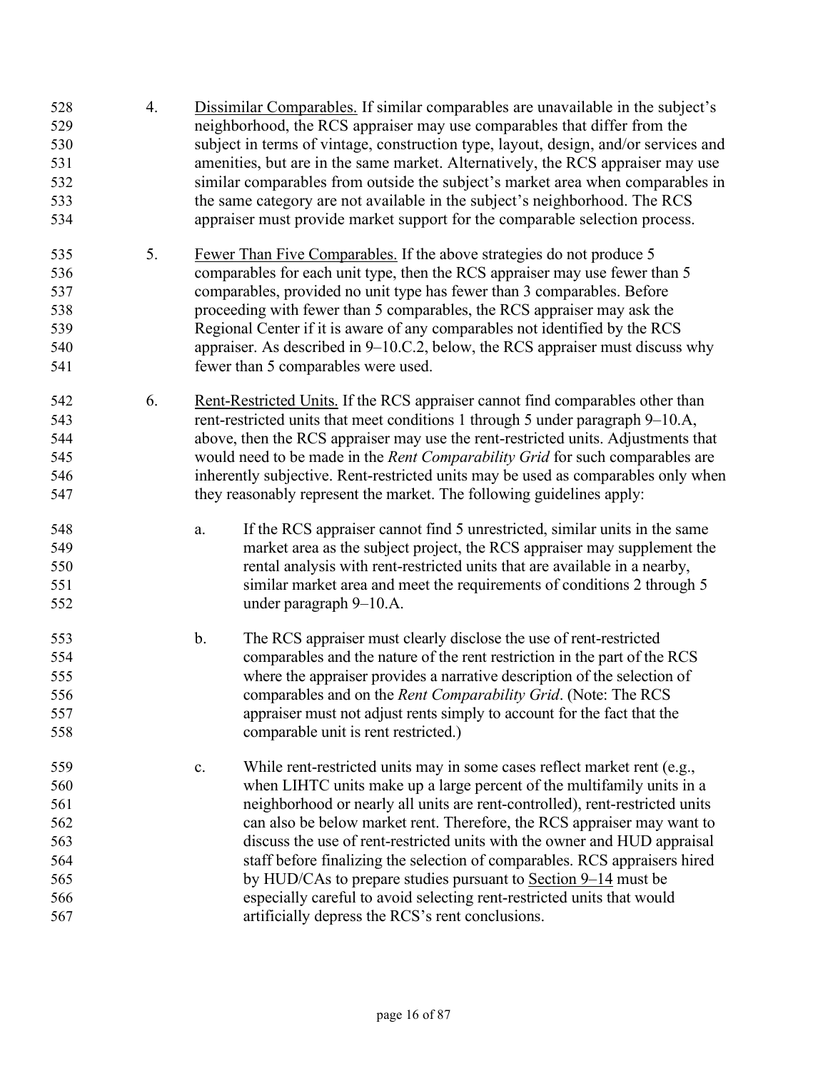4. Dissimilar Comparables. If similar comparables are unavailable in the subject's neighborhood, the RCS appraiser may use comparables that differ from the subject in terms of vintage, construction type, layout, design, and/or services and amenities, but are in the same market. Alternatively, the RCS appraiser may use similar comparables from outside the subject's market area when comparables in the same category are not available in the subject's neighborhood. The RCS appraiser must provide market support for the comparable selection process.

5. Fewer Than Five Comparables. If the above strategies do not produce 5 comparables for each unit type, then the RCS appraiser may use fewer than 5 comparables, provided no unit type has fewer than 3 comparables. Before proceeding with fewer than 5 comparables, the RCS appraiser may ask the Regional Center if it is aware of any comparables not identified by the RCS appraiser. As described in 9–10.C.2, below, the RCS appraiser must discuss why fewer than 5 comparables were used.

6. Rent-Restricted Units. If the RCS appraiser cannot find comparables other than rent-restricted units that meet conditions 1 through 5 under paragraph 9–10.A, above, then the RCS appraiser may use the rent-restricted units. Adjustments that would need to be made in the *Rent Comparability Grid* for such comparables are inherently subjective. Rent-restricted units may be used as comparables only when they reasonably represent the market. The following guidelines apply:

   a. If the RCS appraiser cannot find 5 unrestricted, similar units in the same market area as the subject project, the RCS appraiser may supplement the rental analysis with rent-restricted units that are available in a nearby, similar market area and meet the requirements of conditions 2 through 5 under paragraph 9–10.A.

   b. The RCS appraiser must clearly disclose the use of rent-restricted comparables and the nature of the rent restriction in the part of the RCS where the appraiser provides a narrative description of the selection of comparables and on the *Rent Comparability Grid*. (Note: The RCS appraiser must not adjust rents simply to account for the fact that the comparable unit is rent restricted.)

   c. While rent-restricted units may in some cases reflect market rent (e.g., when LIHTC units make up a large percent of the multifamily units in a neighborhood or nearly all units are rent-controlled), rent-restricted units can also be below market rent. Therefore, the RCS appraiser may want to discuss the use of rent-restricted units with the owner and HUD appraisal staff before finalizing the selection of comparables. RCS appraisers hired by HUD/CAs to prepare studies pursuant to Section 9–14 must be especially careful to avoid selecting rent-restricted units that would artificially depress the RCS's rent conclusions.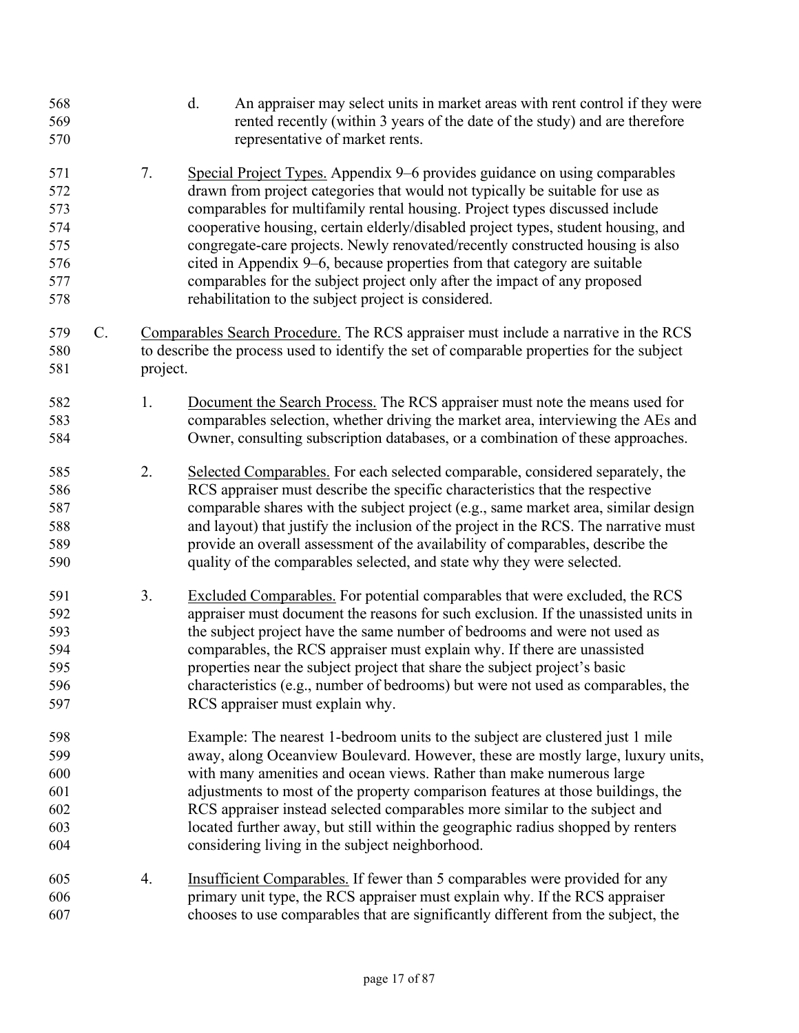d. An appraiser may select units in market areas with rent control if they were rented recently (within 3 years of the date of the study) and are therefore representative of market rents.

7. Special Project Types. Appendix 9–6 provides guidance on using comparables drawn from project categories that would not typically be suitable for use as comparables for multifamily rental housing. Project types discussed include cooperative housing, certain elderly/disabled project types, student housing, and congregate-care projects. Newly renovated/recently constructed housing is also cited in Appendix 9–6, because properties from that category are suitable comparables for the subject project only after the impact of any proposed rehabilitation to the subject project is considered.

C. Comparables Search Procedure. The RCS appraiser must include a narrative in the RCS to describe the process used to identify the set of comparable properties for the subject project.

1. Document the Search Process. The RCS appraiser must note the means used for comparables selection, whether driving the market area, interviewing the AEs and Owner, consulting subscription databases, or a combination of these approaches.

2. Selected Comparables. For each selected comparable, considered separately, the RCS appraiser must describe the specific characteristics that the respective comparable shares with the subject project (e.g., same market area, similar design and layout) that justify the inclusion of the project in the RCS. The narrative must provide an overall assessment of the availability of comparables, describe the quality of the comparables selected, and state why they were selected.

3. Excluded Comparables. For potential comparables that were excluded, the RCS appraiser must document the reasons for such exclusion. If the unassisted units in the subject project have the same number of bedrooms and were not used as comparables, the RCS appraiser must explain why. If there are unassisted properties near the subject project that share the subject project's basic characteristics (e.g., number of bedrooms) but were not used as comparables, the RCS appraiser must explain why.

Example: The nearest 1-bedroom units to the subject are clustered just 1 mile away, along Oceanview Boulevard. However, these are mostly large, luxury units, with many amenities and ocean views. Rather than make numerous large adjustments to most of the property comparison features at those buildings, the RCS appraiser instead selected comparables more similar to the subject and located further away, but still within the geographic radius shopped by renters considering living in the subject neighborhood.

4. Insufficient Comparables. If fewer than 5 comparables were provided for any primary unit type, the RCS appraiser must explain why. If the RCS appraiser chooses to use comparables that are significantly different from the subject, the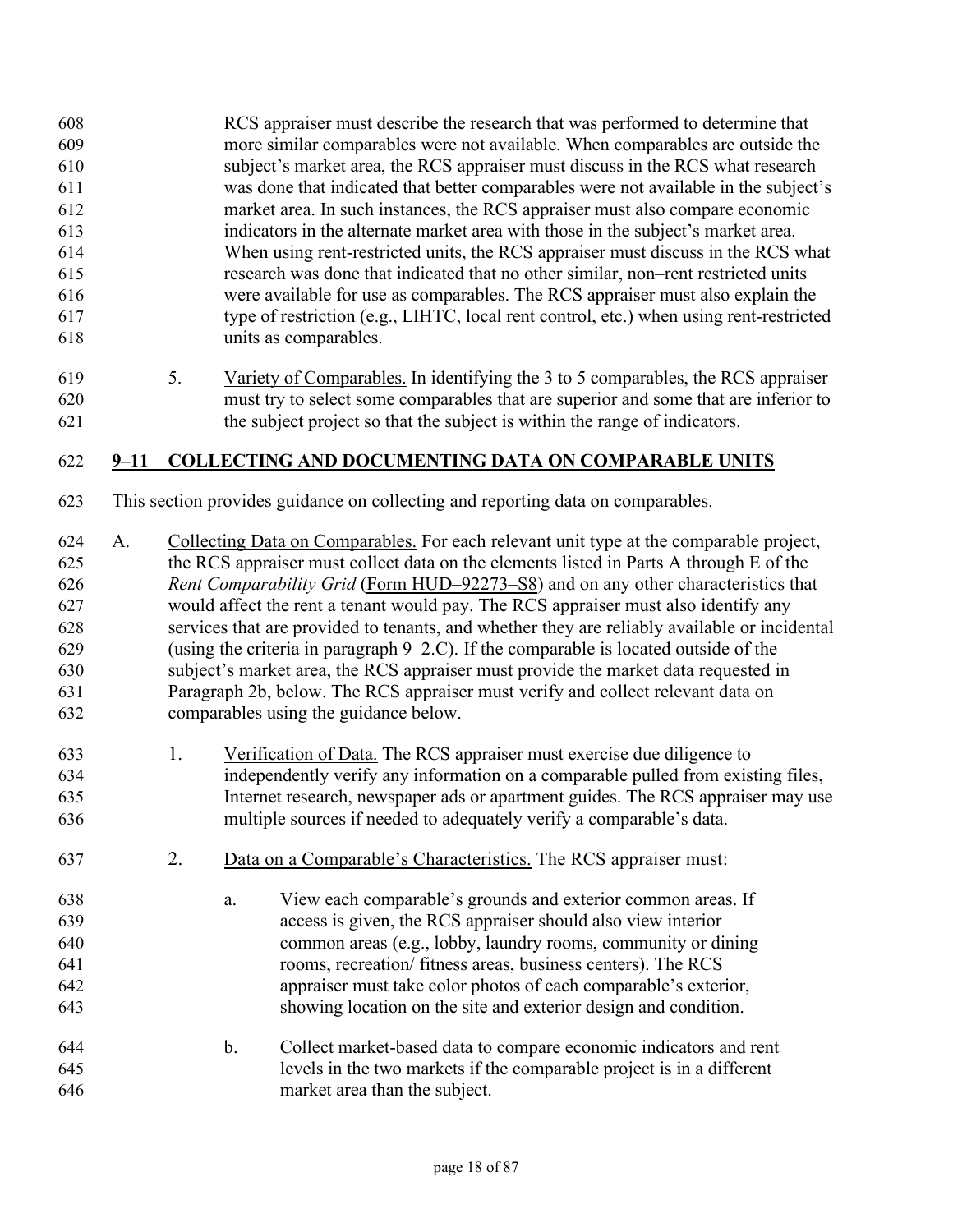RCS appraiser must describe the research that was performed to determine that more similar comparables were not available. When comparables are outside the subject's market area, the RCS appraiser must discuss in the RCS what research was done that indicated that better comparables were not available in the subject's market area. In such instances, the RCS appraiser must also compare economic indicators in the alternate market area with those in the subject's market area. When using rent-restricted units, the RCS appraiser must discuss in the RCS what research was done that indicated that no other similar, non–rent restricted units were available for use as comparables. The RCS appraiser must also explain the type of restriction (e.g., LIHTC, local rent control, etc.) when using rent-restricted units as comparables.

5. Variety of Comparables. In identifying the 3 to 5 comparables, the RCS appraiser must try to select some comparables that are superior and some that are inferior to the subject project so that the subject is within the range of indicators.

## 9–11 COLLECTING AND DOCUMENTING DATA ON COMPARABLE UNITS

This section provides guidance on collecting and reporting data on comparables.

A. Collecting Data on Comparables. For each relevant unit type at the comparable project, the RCS appraiser must collect data on the elements listed in Parts A through E of the *Rent Comparability Grid* (Form HUD–92273–S8) and on any other characteristics that would affect the rent a tenant would pay. The RCS appraiser must also identify any services that are provided to tenants, and whether they are reliably available or incidental (using the criteria in paragraph 9–2.C). If the comparable is located outside of the subject's market area, the RCS appraiser must provide the market data requested in Paragraph 2b, below. The RCS appraiser must verify and collect relevant data on comparables using the guidance below.

1. Verification of Data. The RCS appraiser must exercise due diligence to independently verify any information on a comparable pulled from existing files, Internet research, newspaper ads or apartment guides. The RCS appraiser may use multiple sources if needed to adequately verify a comparable's data.

2. Data on a Comparable's Characteristics. The RCS appraiser must:

   a. View each comparable's grounds and exterior common areas. If access is given, the RCS appraiser should also view interior common areas (e.g., lobby, laundry rooms, community or dining rooms, recreation/ fitness areas, business centers). The RCS appraiser must take color photos of each comparable's exterior, showing location on the site and exterior design and condition.

   b. Collect market-based data to compare economic indicators and rent levels in the two markets if the comparable project is in a different market area than the subject.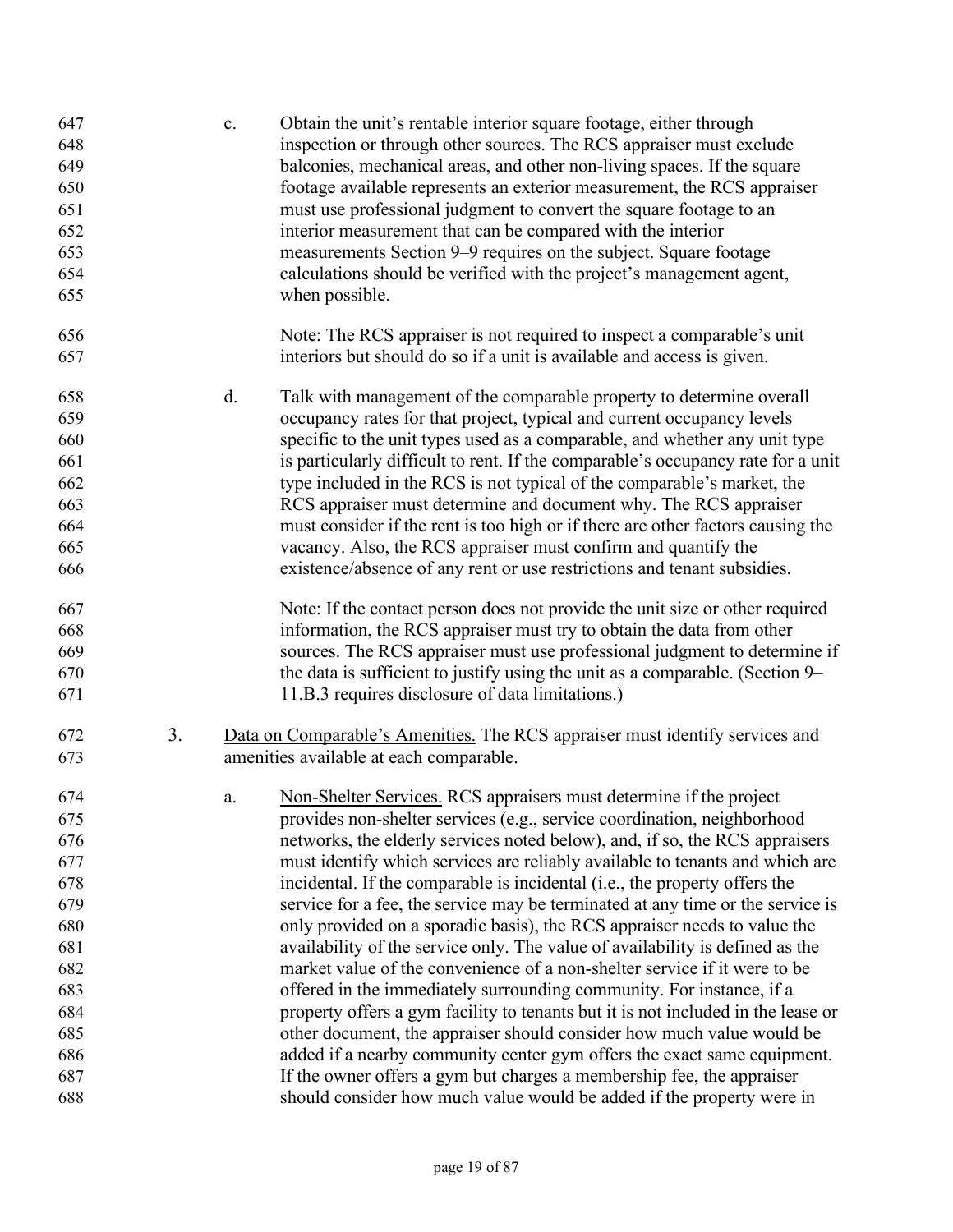c. Obtain the unit's rentable interior square footage, either through inspection or through other sources. The RCS appraiser must exclude balconies, mechanical areas, and other non-living spaces. If the square footage available represents an exterior measurement, the RCS appraiser must use professional judgment to convert the square footage to an interior measurement that can be compared with the interior measurements Section 9–9 requires on the subject. Square footage calculations should be verified with the project's management agent, when possible.

   Note: The RCS appraiser is not required to inspect a comparable's unit interiors but should do so if a unit is available and access is given.

d. Talk with management of the comparable property to determine overall occupancy rates for that project, typical and current occupancy levels specific to the unit types used as a comparable, and whether any unit type is particularly difficult to rent. If the comparable's occupancy rate for a unit type included in the RCS is not typical of the comparable's market, the RCS appraiser must determine and document why. The RCS appraiser must consider if the rent is too high or if there are other factors causing the vacancy. Also, the RCS appraiser must confirm and quantify the existence/absence of any rent or use restrictions and tenant subsidies.

   Note: If the contact person does not provide the unit size or other required information, the RCS appraiser must try to obtain the data from other sources. The RCS appraiser must use professional judgment to determine if the data is sufficient to justify using the unit as a comparable. (Section 9–11.B.3 requires disclosure of data limitations.)

3. <u>Data on Comparable's Amenities.</u> The RCS appraiser must identify services and amenities available at each comparable.

   a. <u>Non-Shelter Services.</u> RCS appraisers must determine if the project provides non-shelter services (e.g., service coordination, neighborhood networks, the elderly services noted below), and, if so, the RCS appraisers must identify which services are reliably available to tenants and which are incidental. If the comparable is incidental (i.e., the property offers the service for a fee, the service may be terminated at any time or the service is only provided on a sporadic basis), the RCS appraiser needs to value the availability of the service only. The value of availability is defined as the market value of the convenience of a non-shelter service if it were to be offered in the immediately surrounding community. For instance, if a property offers a gym facility to tenants but it is not included in the lease or other document, the appraiser should consider how much value would be added if a nearby community center gym offers the exact same equipment. If the owner offers a gym but charges a membership fee, the appraiser should consider how much value would be added if the property were in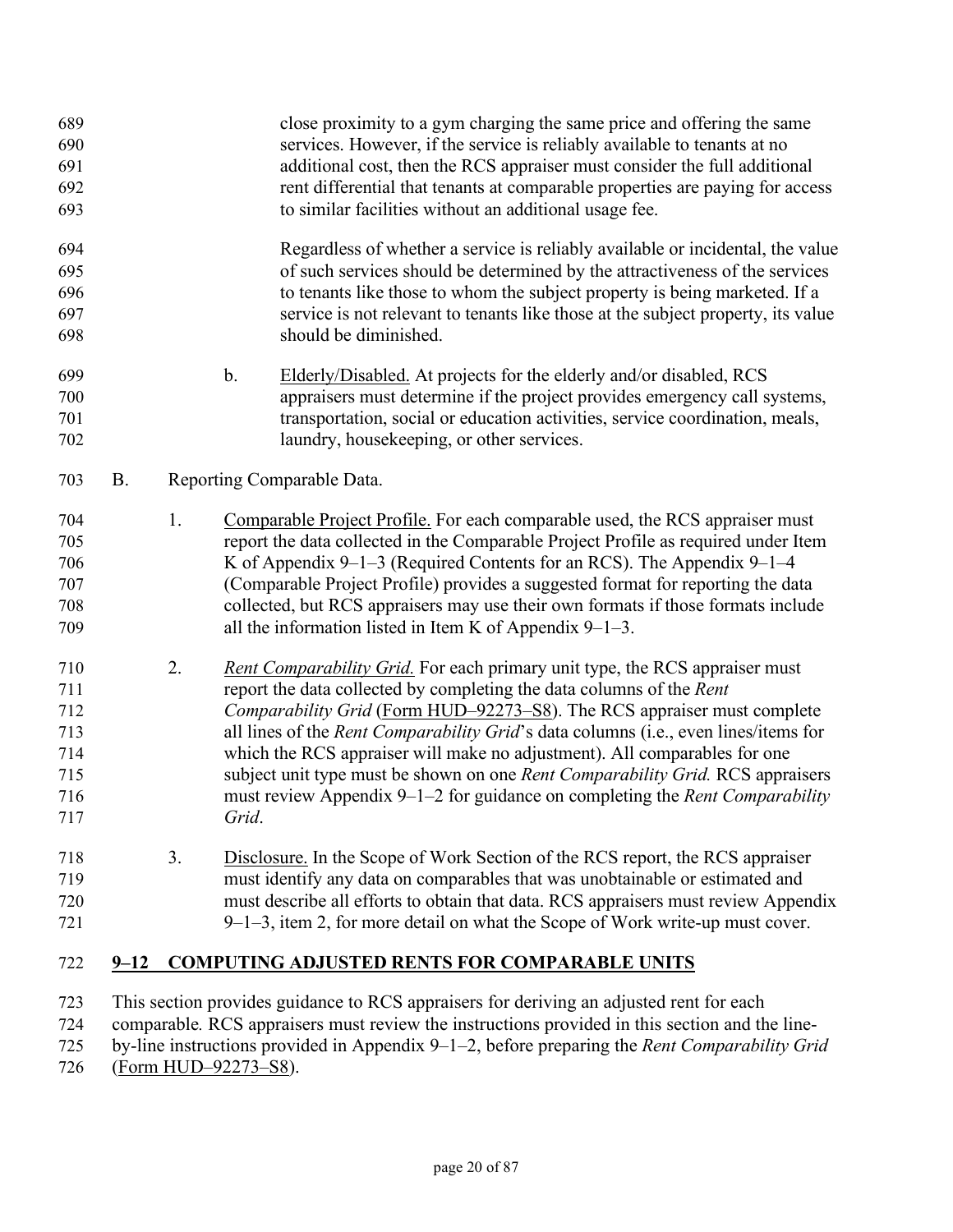close proximity to a gym charging the same price and offering the same services. However, if the service is reliably available to tenants at no additional cost, then the RCS appraiser must consider the full additional rent differential that tenants at comparable properties are paying for access to similar facilities without an additional usage fee.

Regardless of whether a service is reliably available or incidental, the value of such services should be determined by the attractiveness of the services to tenants like those to whom the subject property is being marketed. If a service is not relevant to tenants like those at the subject property, its value should be diminished.

b. Elderly/Disabled. At projects for the elderly and/or disabled, RCS appraisers must determine if the project provides emergency call systems, transportation, social or education activities, service coordination, meals, laundry, housekeeping, or other services.

B. Reporting Comparable Data.

1. Comparable Project Profile. For each comparable used, the RCS appraiser must report the data collected in the Comparable Project Profile as required under Item K of Appendix 9–1–3 (Required Contents for an RCS). The Appendix 9–1–4 (Comparable Project Profile) provides a suggested format for reporting the data collected, but RCS appraisers may use their own formats if those formats include all the information listed in Item K of Appendix 9–1–3.

2. *Rent Comparability Grid.* For each primary unit type, the RCS appraiser must report the data collected by completing the data columns of the *Rent Comparability Grid* (Form HUD–92273–S8). The RCS appraiser must complete all lines of the *Rent Comparability Grid*'s data columns (i.e., even lines/items for which the RCS appraiser will make no adjustment). All comparables for one subject unit type must be shown on one *Rent Comparability Grid.* RCS appraisers must review Appendix 9–1–2 for guidance on completing the *Rent Comparability Grid*.

3. Disclosure. In the Scope of Work Section of the RCS report, the RCS appraiser must identify any data on comparables that was unobtainable or estimated and must describe all efforts to obtain that data. RCS appraisers must review Appendix 9–1–3, item 2, for more detail on what the Scope of Work write-up must cover.

## 9–12 COMPUTING ADJUSTED RENTS FOR COMPARABLE UNITS

This section provides guidance to RCS appraisers for deriving an adjusted rent for each comparable. RCS appraisers must review the instructions provided in this section and the line-by-line instructions provided in Appendix 9–1–2, before preparing the *Rent Comparability Grid* (Form HUD–92273–S8).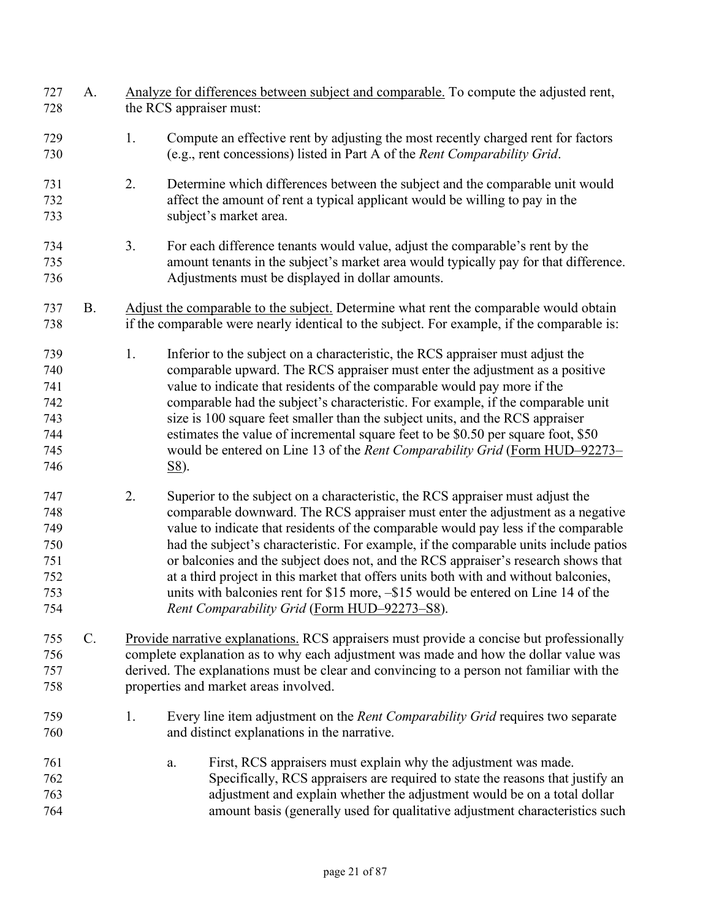A. Analyze for differences between subject and comparable. To compute the adjusted rent, the RCS appraiser must:

1. Compute an effective rent by adjusting the most recently charged rent for factors (e.g., rent concessions) listed in Part A of the *Rent Comparability Grid*.

2. Determine which differences between the subject and the comparable unit would affect the amount of rent a typical applicant would be willing to pay in the subject's market area.

3. For each difference tenants would value, adjust the comparable's rent by the amount tenants in the subject's market area would typically pay for that difference. Adjustments must be displayed in dollar amounts.

B. Adjust the comparable to the subject. Determine what rent the comparable would obtain if the comparable were nearly identical to the subject. For example, if the comparable is:

1. Inferior to the subject on a characteristic, the RCS appraiser must adjust the comparable upward. The RCS appraiser must enter the adjustment as a positive value to indicate that residents of the comparable would pay more if the comparable had the subject's characteristic. For example, if the comparable unit size is 100 square feet smaller than the subject units, and the RCS appraiser estimates the value of incremental square feet to be \$0.50 per square foot, \$50 would be entered on Line 13 of the *Rent Comparability Grid* (Form HUD–92273–S8).

2. Superior to the subject on a characteristic, the RCS appraiser must adjust the comparable downward. The RCS appraiser must enter the adjustment as a negative value to indicate that residents of the comparable would pay less if the comparable had the subject's characteristic. For example, if the comparable units include patios or balconies and the subject does not, and the RCS appraiser's research shows that at a third project in this market that offers units both with and without balconies, units with balconies rent for \$15 more, –\$15 would be entered on Line 14 of the *Rent Comparability Grid* (Form HUD–92273–S8).

C. Provide narrative explanations. RCS appraisers must provide a concise but professionally complete explanation as to why each adjustment was made and how the dollar value was derived. The explanations must be clear and convincing to a person not familiar with the properties and market areas involved.

1. Every line item adjustment on the *Rent Comparability Grid* requires two separate and distinct explanations in the narrative.

   a. First, RCS appraisers must explain why the adjustment was made. Specifically, RCS appraisers are required to state the reasons that justify an adjustment and explain whether the adjustment would be on a total dollar amount basis (generally used for qualitative adjustment characteristics such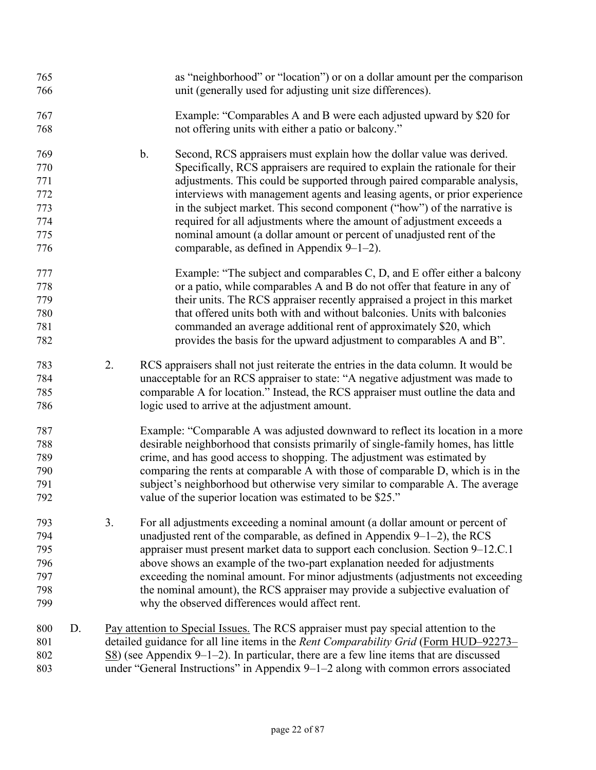as "neighborhood" or "location") or on a dollar amount per the comparison unit (generally used for adjusting unit size differences).

Example: "Comparables A and B were each adjusted upward by $20 for not offering units with either a patio or balcony."

b. Second, RCS appraisers must explain how the dollar value was derived. Specifically, RCS appraisers are required to explain the rationale for their adjustments. This could be supported through paired comparable analysis, interviews with management agents and leasing agents, or prior experience in the subject market. This second component ("how") of the narrative is required for all adjustments where the amount of adjustment exceeds a nominal amount (a dollar amount or percent of unadjusted rent of the comparable, as defined in Appendix 9–1–2).

Example: "The subject and comparables C, D, and E offer either a balcony or a patio, while comparables A and B do not offer that feature in any of their units. The RCS appraiser recently appraised a project in this market that offered units both with and without balconies. Units with balconies commanded an average additional rent of approximately $20, which provides the basis for the upward adjustment to comparables A and B".

2. RCS appraisers shall not just reiterate the entries in the data column. It would be unacceptable for an RCS appraiser to state: "A negative adjustment was made to comparable A for location." Instead, the RCS appraiser must outline the data and logic used to arrive at the adjustment amount.

   Example: "Comparable A was adjusted downward to reflect its location in a more desirable neighborhood that consists primarily of single-family homes, has little crime, and has good access to shopping. The adjustment was estimated by comparing the rents at comparable A with those of comparable D, which is in the subject's neighborhood but otherwise very similar to comparable A. The average value of the superior location was estimated to be $25."

3. For all adjustments exceeding a nominal amount (a dollar amount or percent of unadjusted rent of the comparable, as defined in Appendix 9–1–2), the RCS appraiser must present market data to support each conclusion. Section 9–12.C.1 above shows an example of the two-part explanation needed for adjustments exceeding the nominal amount. For minor adjustments (adjustments not exceeding the nominal amount), the RCS appraiser may provide a subjective evaluation of why the observed differences would affect rent.

D. Pay attention to Special Issues. The RCS appraiser must pay special attention to the detailed guidance for all line items in the *Rent Comparability Grid* (Form HUD–92273–S8) (see Appendix 9–1–2). In particular, there are a few line items that are discussed under "General Instructions" in Appendix 9–1–2 along with common errors associated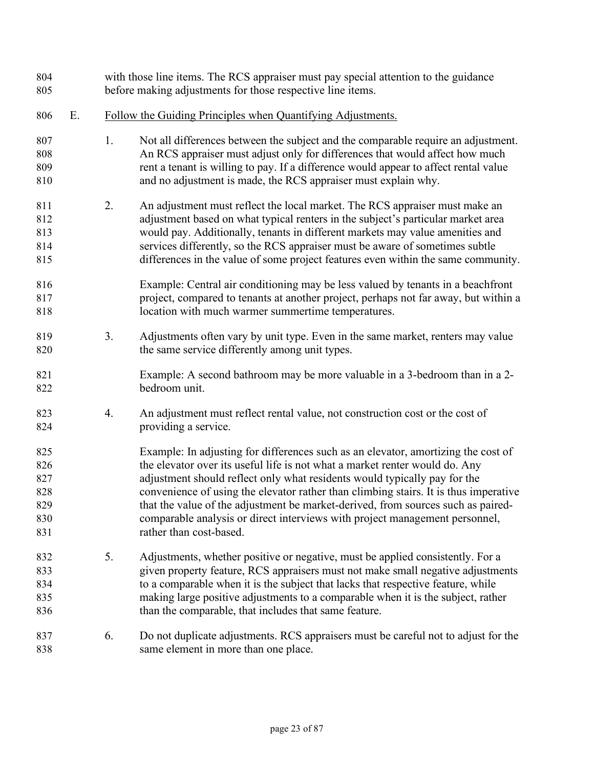with those line items. The RCS appraiser must pay special attention to the guidance before making adjustments for those respective line items.

E. Follow the Guiding Principles when Quantifying Adjustments.

1. Not all differences between the subject and the comparable require an adjustment. An RCS appraiser must adjust only for differences that would affect how much rent a tenant is willing to pay. If a difference would appear to affect rental value and no adjustment is made, the RCS appraiser must explain why.

2. An adjustment must reflect the local market. The RCS appraiser must make an adjustment based on what typical renters in the subject's particular market area would pay. Additionally, tenants in different markets may value amenities and services differently, so the RCS appraiser must be aware of sometimes subtle differences in the value of some project features even within the same community.

   Example: Central air conditioning may be less valued by tenants in a beachfront project, compared to tenants at another project, perhaps not far away, but within a location with much warmer summertime temperatures.

3. Adjustments often vary by unit type. Even in the same market, renters may value the same service differently among unit types.

   Example: A second bathroom may be more valuable in a 3-bedroom than in a 2-bedroom unit.

4. An adjustment must reflect rental value, not construction cost or the cost of providing a service.

   Example: In adjusting for differences such as an elevator, amortizing the cost of the elevator over its useful life is not what a market renter would do. Any adjustment should reflect only what residents would typically pay for the convenience of using the elevator rather than climbing stairs. It is thus imperative that the value of the adjustment be market-derived, from sources such as paired-comparable analysis or direct interviews with project management personnel, rather than cost-based.

5. Adjustments, whether positive or negative, must be applied consistently. For a given property feature, RCS appraisers must not make small negative adjustments to a comparable when it is the subject that lacks that respective feature, while making large positive adjustments to a comparable when it is the subject, rather than the comparable, that includes that same feature.

6. Do not duplicate adjustments. RCS appraisers must be careful not to adjust for the same element in more than one place.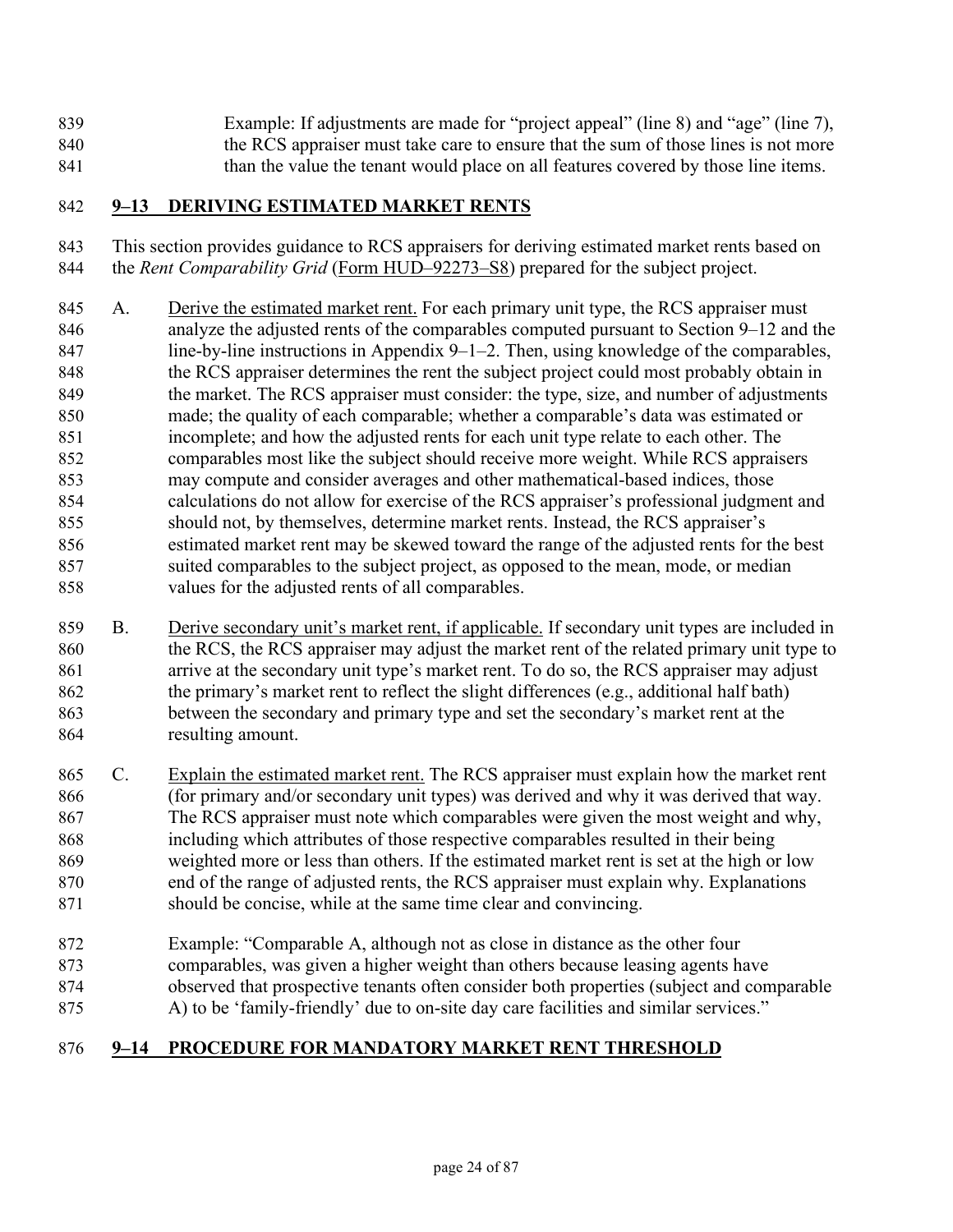Example: If adjustments are made for "project appeal" (line 8) and "age" (line 7), the RCS appraiser must take care to ensure that the sum of those lines is not more than the value the tenant would place on all features covered by those line items.

## 9–13 DERIVING ESTIMATED MARKET RENTS

This section provides guidance to RCS appraisers for deriving estimated market rents based on the *Rent Comparability Grid* (Form HUD–92273–S8) prepared for the subject project.

A. Derive the estimated market rent. For each primary unit type, the RCS appraiser must analyze the adjusted rents of the comparables computed pursuant to Section 9–12 and the line-by-line instructions in Appendix 9–1–2. Then, using knowledge of the comparables, the RCS appraiser determines the rent the subject project could most probably obtain in the market. The RCS appraiser must consider: the type, size, and number of adjustments made; the quality of each comparable; whether a comparable's data was estimated or incomplete; and how the adjusted rents for each unit type relate to each other. The comparables most like the subject should receive more weight. While RCS appraisers may compute and consider averages and other mathematical-based indices, those calculations do not allow for exercise of the RCS appraiser's professional judgment and should not, by themselves, determine market rents. Instead, the RCS appraiser's estimated market rent may be skewed toward the range of the adjusted rents for the best suited comparables to the subject project, as opposed to the mean, mode, or median values for the adjusted rents of all comparables.

B. Derive secondary unit's market rent, if applicable. If secondary unit types are included in the RCS, the RCS appraiser may adjust the market rent of the related primary unit type to arrive at the secondary unit type's market rent. To do so, the RCS appraiser may adjust the primary's market rent to reflect the slight differences (e.g., additional half bath) between the secondary and primary type and set the secondary's market rent at the resulting amount.

C. Explain the estimated market rent. The RCS appraiser must explain how the market rent (for primary and/or secondary unit types) was derived and why it was derived that way. The RCS appraiser must note which comparables were given the most weight and why, including which attributes of those respective comparables resulted in their being weighted more or less than others. If the estimated market rent is set at the high or low end of the range of adjusted rents, the RCS appraiser must explain why. Explanations should be concise, while at the same time clear and convincing.

Example: "Comparable A, although not as close in distance as the other four comparables, was given a higher weight than others because leasing agents have observed that prospective tenants often consider both properties (subject and comparable A) to be 'family-friendly' due to on-site day care facilities and similar services."

## 9–14 PROCEDURE FOR MANDATORY MARKET RENT THRESHOLD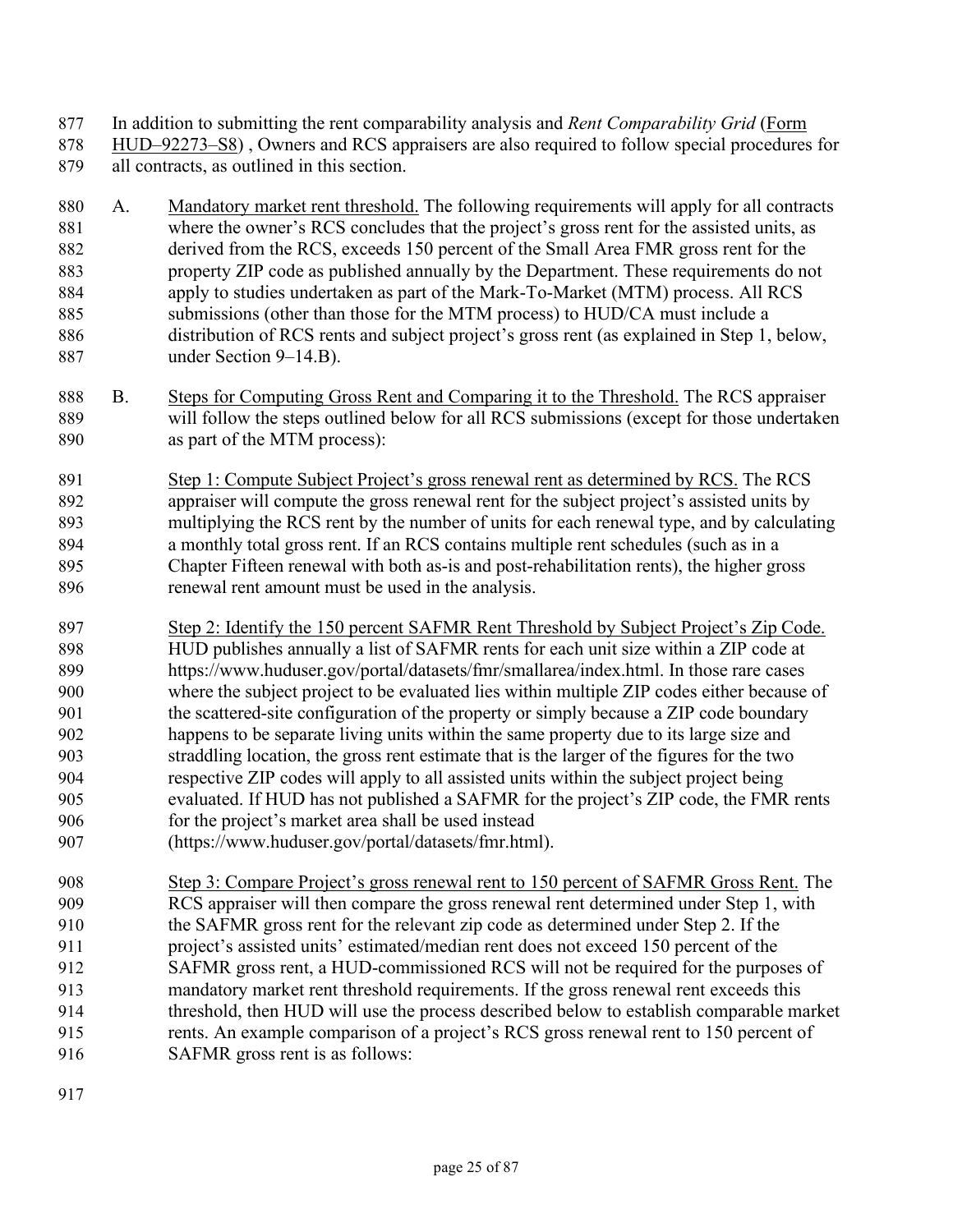In addition to submitting the rent comparability analysis and *Rent Comparability Grid* (Form HUD–92273–S8) , Owners and RCS appraisers are also required to follow special procedures for all contracts, as outlined in this section.

A. Mandatory market rent threshold. The following requirements will apply for all contracts where the owner's RCS concludes that the project's gross rent for the assisted units, as derived from the RCS, exceeds 150 percent of the Small Area FMR gross rent for the property ZIP code as published annually by the Department. These requirements do not apply to studies undertaken as part of the Mark-To-Market (MTM) process. All RCS submissions (other than those for the MTM process) to HUD/CA must include a distribution of RCS rents and subject project's gross rent (as explained in Step 1, below, under Section 9–14.B).

B. Steps for Computing Gross Rent and Comparing it to the Threshold. The RCS appraiser will follow the steps outlined below for all RCS submissions (except for those undertaken as part of the MTM process):

Step 1: Compute Subject Project's gross renewal rent as determined by RCS. The RCS appraiser will compute the gross renewal rent for the subject project's assisted units by multiplying the RCS rent by the number of units for each renewal type, and by calculating a monthly total gross rent. If an RCS contains multiple rent schedules (such as in a Chapter Fifteen renewal with both as-is and post-rehabilitation rents), the higher gross renewal rent amount must be used in the analysis.

Step 2: Identify the 150 percent SAFMR Rent Threshold by Subject Project's Zip Code. HUD publishes annually a list of SAFMR rents for each unit size within a ZIP code at https://www.huduser.gov/portal/datasets/fmr/smallarea/index.html. In those rare cases where the subject project to be evaluated lies within multiple ZIP codes either because of the scattered-site configuration of the property or simply because a ZIP code boundary happens to be separate living units within the same property due to its large size and straddling location, the gross rent estimate that is the larger of the figures for the two respective ZIP codes will apply to all assisted units within the subject project being evaluated. If HUD has not published a SAFMR for the project's ZIP code, the FMR rents for the project's market area shall be used instead (https://www.huduser.gov/portal/datasets/fmr.html).

Step 3: Compare Project's gross renewal rent to 150 percent of SAFMR Gross Rent. The RCS appraiser will then compare the gross renewal rent determined under Step 1, with the SAFMR gross rent for the relevant zip code as determined under Step 2. If the project's assisted units' estimated/median rent does not exceed 150 percent of the SAFMR gross rent, a HUD-commissioned RCS will not be required for the purposes of mandatory market rent threshold requirements. If the gross renewal rent exceeds this threshold, then HUD will use the process described below to establish comparable market rents. An example comparison of a project's RCS gross renewal rent to 150 percent of SAFMR gross rent is as follows: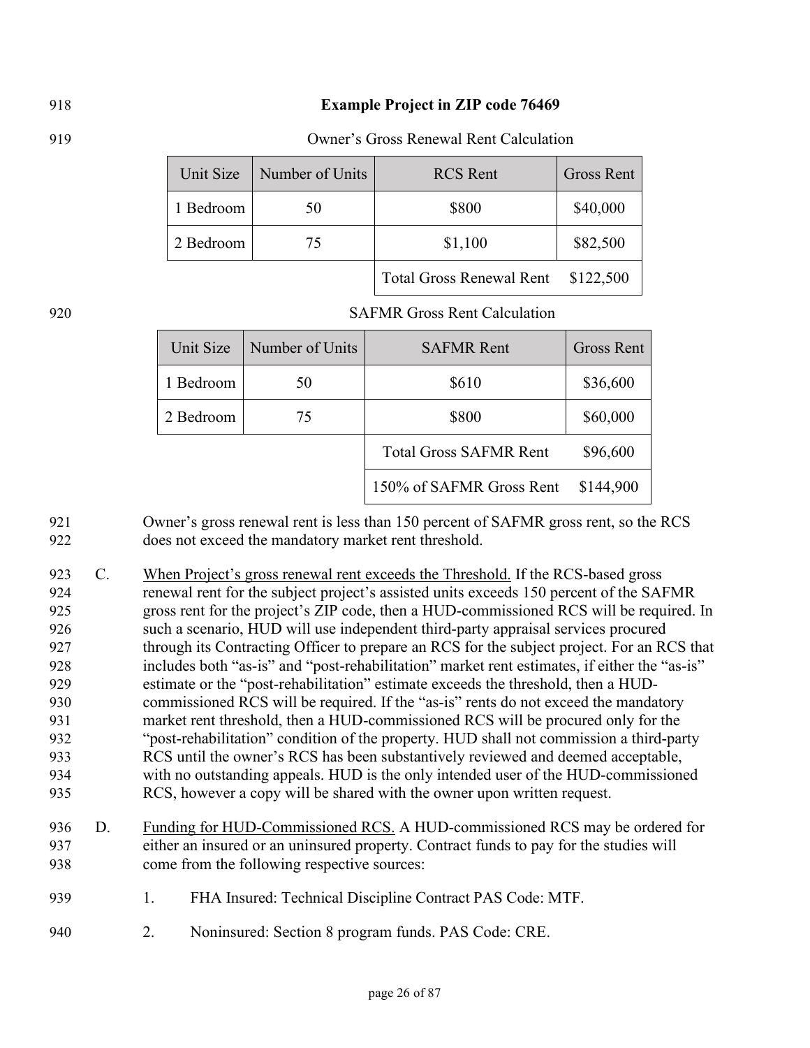**Example Project in ZIP code 76469**

Owner's Gross Renewal Rent Calculation

| Unit Size | Number of Units | RCS Rent | Gross Rent |
|---|---|---|---|
| 1 Bedroom | 50 | $800 | $40,000 |
| 2 Bedroom | 75 | $1,100 | $82,500 |
| | | Total Gross Renewal Rent | $122,500 |

SAFMR Gross Rent Calculation

| Unit Size | Number of Units | SAFMR Rent | Gross Rent |
|---|---|---|---|
| 1 Bedroom | 50 | $610 | $36,600 |
| 2 Bedroom | 75 | $800 | $60,000 |
| | | Total Gross SAFMR Rent | $96,600 |
| | | 150% of SAFMR Gross Rent | $144,900 |

Owner's gross renewal rent is less than 150 percent of SAFMR gross rent, so the RCS does not exceed the mandatory market rent threshold.

C. When Project's gross renewal rent exceeds the Threshold. If the RCS-based gross renewal rent for the subject project's assisted units exceeds 150 percent of the SAFMR gross rent for the project's ZIP code, then a HUD-commissioned RCS will be required. In such a scenario, HUD will use independent third-party appraisal services procured through its Contracting Officer to prepare an RCS for the subject project. For an RCS that includes both "as-is" and "post-rehabilitation" market rent estimates, if either the "as-is" estimate or the "post-rehabilitation" estimate exceeds the threshold, then a HUD-commissioned RCS will be required. If the "as-is" rents do not exceed the mandatory market rent threshold, then a HUD-commissioned RCS will be procured only for the "post-rehabilitation" condition of the property. HUD shall not commission a third-party RCS until the owner's RCS has been substantively reviewed and deemed acceptable, with no outstanding appeals. HUD is the only intended user of the HUD-commissioned RCS, however a copy will be shared with the owner upon written request.

D. Funding for HUD-Commissioned RCS. A HUD-commissioned RCS may be ordered for either an insured or an uninsured property. Contract funds to pay for the studies will come from the following respective sources:

1. FHA Insured: Technical Discipline Contract PAS Code: MTF.
2. Noninsured: Section 8 program funds. PAS Code: CRE.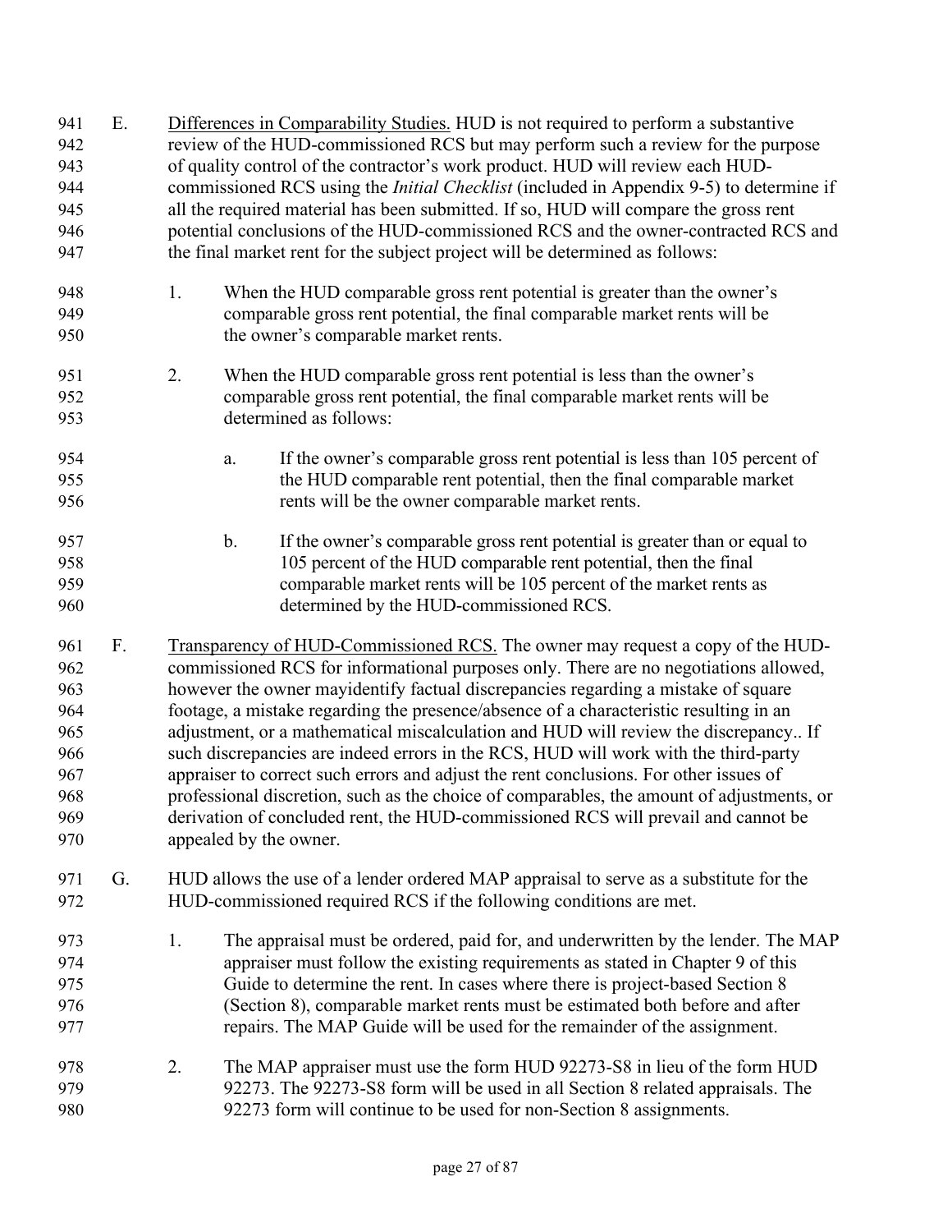E. <u>Differences in Comparability Studies.</u> HUD is not required to perform a substantive review of the HUD-commissioned RCS but may perform such a review for the purpose of quality control of the contractor's work product. HUD will review each HUD-commissioned RCS using the *Initial Checklist* (included in Appendix 9-5) to determine if all the required material has been submitted. If so, HUD will compare the gross rent potential conclusions of the HUD-commissioned RCS and the owner-contracted RCS and the final market rent for the subject project will be determined as follows:

1. When the HUD comparable gross rent potential is greater than the owner's comparable gross rent potential, the final comparable market rents will be the owner's comparable market rents.

2. When the HUD comparable gross rent potential is less than the owner's comparable gross rent potential, the final comparable market rents will be determined as follows:

   a. If the owner's comparable gross rent potential is less than 105 percent of the HUD comparable rent potential, then the final comparable market rents will be the owner comparable market rents.

   b. If the owner's comparable gross rent potential is greater than or equal to 105 percent of the HUD comparable rent potential, then the final comparable market rents will be 105 percent of the market rents as determined by the HUD-commissioned RCS.

F. <u>Transparency of HUD-Commissioned RCS.</u> The owner may request a copy of the HUD-commissioned RCS for informational purposes only. There are no negotiations allowed, however the owner mayidentify factual discrepancies regarding a mistake of square footage, a mistake regarding the presence/absence of a characteristic resulting in an adjustment, or a mathematical miscalculation and HUD will review the discrepancy.. If such discrepancies are indeed errors in the RCS, HUD will work with the third-party appraiser to correct such errors and adjust the rent conclusions. For other issues of professional discretion, such as the choice of comparables, the amount of adjustments, or derivation of concluded rent, the HUD-commissioned RCS will prevail and cannot be appealed by the owner.

G. HUD allows the use of a lender ordered MAP appraisal to serve as a substitute for the HUD-commissioned required RCS if the following conditions are met.

1. The appraisal must be ordered, paid for, and underwritten by the lender. The MAP appraiser must follow the existing requirements as stated in Chapter 9 of this Guide to determine the rent. In cases where there is project-based Section 8 (Section 8), comparable market rents must be estimated both before and after repairs. The MAP Guide will be used for the remainder of the assignment.

2. The MAP appraiser must use the form HUD 92273-S8 in lieu of the form HUD 92273. The 92273-S8 form will be used in all Section 8 related appraisals. The 92273 form will continue to be used for non-Section 8 assignments.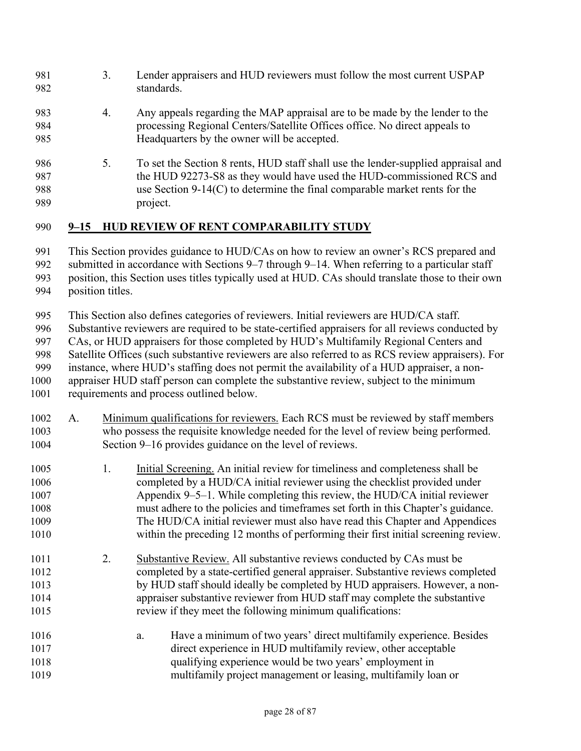3. Lender appraisers and HUD reviewers must follow the most current USPAP standards.

4. Any appeals regarding the MAP appraisal are to be made by the lender to the processing Regional Centers/Satellite Offices office. No direct appeals to Headquarters by the owner will be accepted.

5. To set the Section 8 rents, HUD staff shall use the lender-supplied appraisal and the HUD 92273-S8 as they would have used the HUD-commissioned RCS and use Section 9-14(C) to determine the final comparable market rents for the project.

## 9–15 HUD REVIEW OF RENT COMPARABILITY STUDY

This Section provides guidance to HUD/CAs on how to review an owner's RCS prepared and submitted in accordance with Sections 9–7 through 9–14. When referring to a particular staff position, this Section uses titles typically used at HUD. CAs should translate those to their own position titles.

This Section also defines categories of reviewers. Initial reviewers are HUD/CA staff. Substantive reviewers are required to be state-certified appraisers for all reviews conducted by CAs, or HUD appraisers for those completed by HUD's Multifamily Regional Centers and Satellite Offices (such substantive reviewers are also referred to as RCS review appraisers). For instance, where HUD's staffing does not permit the availability of a HUD appraiser, a non-appraiser HUD staff person can complete the substantive review, subject to the minimum requirements and process outlined below.

A. Minimum qualifications for reviewers. Each RCS must be reviewed by staff members who possess the requisite knowledge needed for the level of review being performed. Section 9–16 provides guidance on the level of reviews.

   1. Initial Screening. An initial review for timeliness and completeness shall be completed by a HUD/CA initial reviewer using the checklist provided under Appendix 9–5–1. While completing this review, the HUD/CA initial reviewer must adhere to the policies and timeframes set forth in this Chapter's guidance. The HUD/CA initial reviewer must also have read this Chapter and Appendices within the preceding 12 months of performing their first initial screening review.

   2. Substantive Review. All substantive reviews conducted by CAs must be completed by a state-certified general appraiser. Substantive reviews completed by HUD staff should ideally be completed by HUD appraisers. However, a non-appraiser substantive reviewer from HUD staff may complete the substantive review if they meet the following minimum qualifications:

      a. Have a minimum of two years' direct multifamily experience. Besides direct experience in HUD multifamily review, other acceptable qualifying experience would be two years' employment in multifamily project management or leasing, multifamily loan or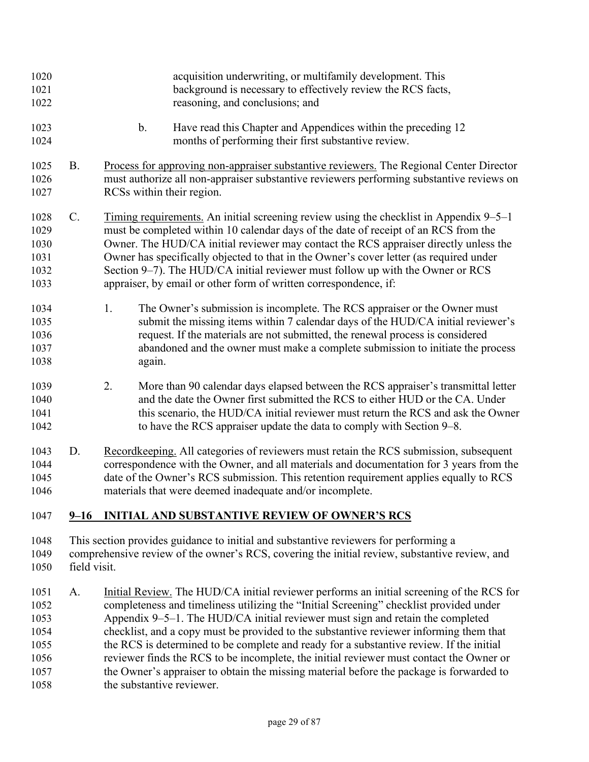acquisition underwriting, or multifamily development. This background is necessary to effectively review the RCS facts, reasoning, and conclusions; and

b. Have read this Chapter and Appendices within the preceding 12 months of performing their first substantive review.

B. Process for approving non-appraiser substantive reviewers. The Regional Center Director must authorize all non-appraiser substantive reviewers performing substantive reviews on RCSs within their region.

C. Timing requirements. An initial screening review using the checklist in Appendix 9–5–1 must be completed within 10 calendar days of the date of receipt of an RCS from the Owner. The HUD/CA initial reviewer may contact the RCS appraiser directly unless the Owner has specifically objected to that in the Owner's cover letter (as required under Section 9–7). The HUD/CA initial reviewer must follow up with the Owner or RCS appraiser, by email or other form of written correspondence, if:

1. The Owner's submission is incomplete. The RCS appraiser or the Owner must submit the missing items within 7 calendar days of the HUD/CA initial reviewer's request. If the materials are not submitted, the renewal process is considered abandoned and the owner must make a complete submission to initiate the process again.

2. More than 90 calendar days elapsed between the RCS appraiser's transmittal letter and the date the Owner first submitted the RCS to either HUD or the CA. Under this scenario, the HUD/CA initial reviewer must return the RCS and ask the Owner to have the RCS appraiser update the data to comply with Section 9–8.

D. Recordkeeping. All categories of reviewers must retain the RCS submission, subsequent correspondence with the Owner, and all materials and documentation for 3 years from the date of the Owner's RCS submission. This retention requirement applies equally to RCS materials that were deemed inadequate and/or incomplete.

## 9–16 INITIAL AND SUBSTANTIVE REVIEW OF OWNER'S RCS

This section provides guidance to initial and substantive reviewers for performing a comprehensive review of the owner's RCS, covering the initial review, substantive review, and field visit.

A. Initial Review. The HUD/CA initial reviewer performs an initial screening of the RCS for completeness and timeliness utilizing the "Initial Screening" checklist provided under Appendix 9–5–1. The HUD/CA initial reviewer must sign and retain the completed checklist, and a copy must be provided to the substantive reviewer informing them that the RCS is determined to be complete and ready for a substantive review. If the initial reviewer finds the RCS to be incomplete, the initial reviewer must contact the Owner or the Owner's appraiser to obtain the missing material before the package is forwarded to the substantive reviewer.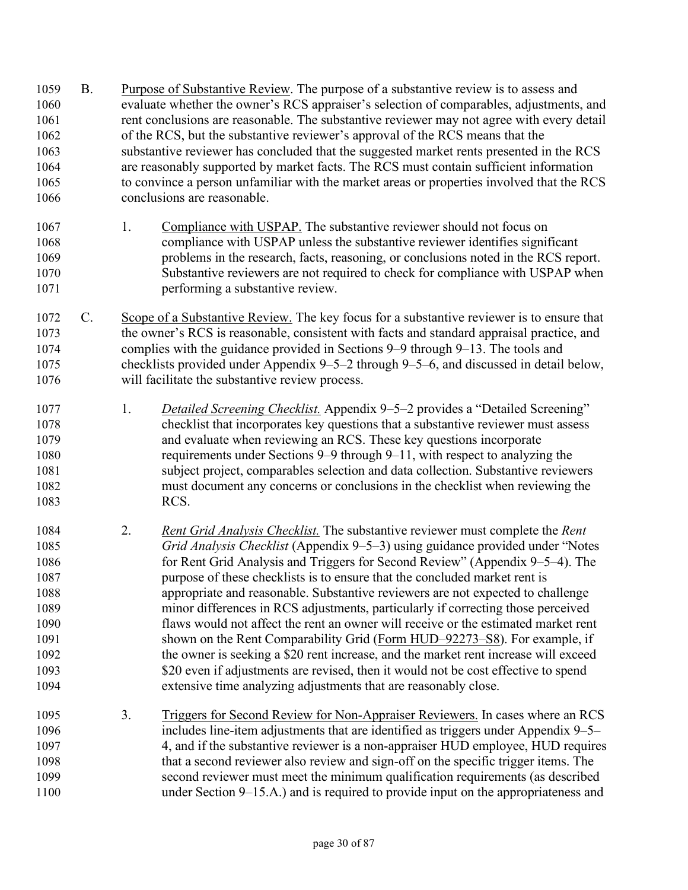B. Purpose of Substantive Review. The purpose of a substantive review is to assess and evaluate whether the owner's RCS appraiser's selection of comparables, adjustments, and rent conclusions are reasonable. The substantive reviewer may not agree with every detail of the RCS, but the substantive reviewer's approval of the RCS means that the substantive reviewer has concluded that the suggested market rents presented in the RCS are reasonably supported by market facts. The RCS must contain sufficient information to convince a person unfamiliar with the market areas or properties involved that the RCS conclusions are reasonable.

1. Compliance with USPAP. The substantive reviewer should not focus on compliance with USPAP unless the substantive reviewer identifies significant problems in the research, facts, reasoning, or conclusions noted in the RCS report. Substantive reviewers are not required to check for compliance with USPAP when performing a substantive review.

C. Scope of a Substantive Review. The key focus for a substantive reviewer is to ensure that the owner's RCS is reasonable, consistent with facts and standard appraisal practice, and complies with the guidance provided in Sections 9–9 through 9–13. The tools and checklists provided under Appendix 9–5–2 through 9–5–6, and discussed in detail below, will facilitate the substantive review process.

1. *Detailed Screening Checklist.* Appendix 9–5–2 provides a "Detailed Screening" checklist that incorporates key questions that a substantive reviewer must assess and evaluate when reviewing an RCS. These key questions incorporate requirements under Sections 9–9 through 9–11, with respect to analyzing the subject project, comparables selection and data collection. Substantive reviewers must document any concerns or conclusions in the checklist when reviewing the RCS.

2. *Rent Grid Analysis Checklist.* The substantive reviewer must complete the *Rent Grid Analysis Checklist* (Appendix 9–5–3) using guidance provided under "Notes for Rent Grid Analysis and Triggers for Second Review" (Appendix 9–5–4). The purpose of these checklists is to ensure that the concluded market rent is appropriate and reasonable. Substantive reviewers are not expected to challenge minor differences in RCS adjustments, particularly if correcting those perceived flaws would not affect the rent an owner will receive or the estimated market rent shown on the Rent Comparability Grid (Form HUD–92273–S8). For example, if the owner is seeking a $20 rent increase, and the market rent increase will exceed $20 even if adjustments are revised, then it would not be cost effective to spend extensive time analyzing adjustments that are reasonably close.

3. Triggers for Second Review for Non-Appraiser Reviewers. In cases where an RCS includes line-item adjustments that are identified as triggers under Appendix 9–5–4, and if the substantive reviewer is a non-appraiser HUD employee, HUD requires that a second reviewer also review and sign-off on the specific trigger items. The second reviewer must meet the minimum qualification requirements (as described under Section 9–15.A.) and is required to provide input on the appropriateness and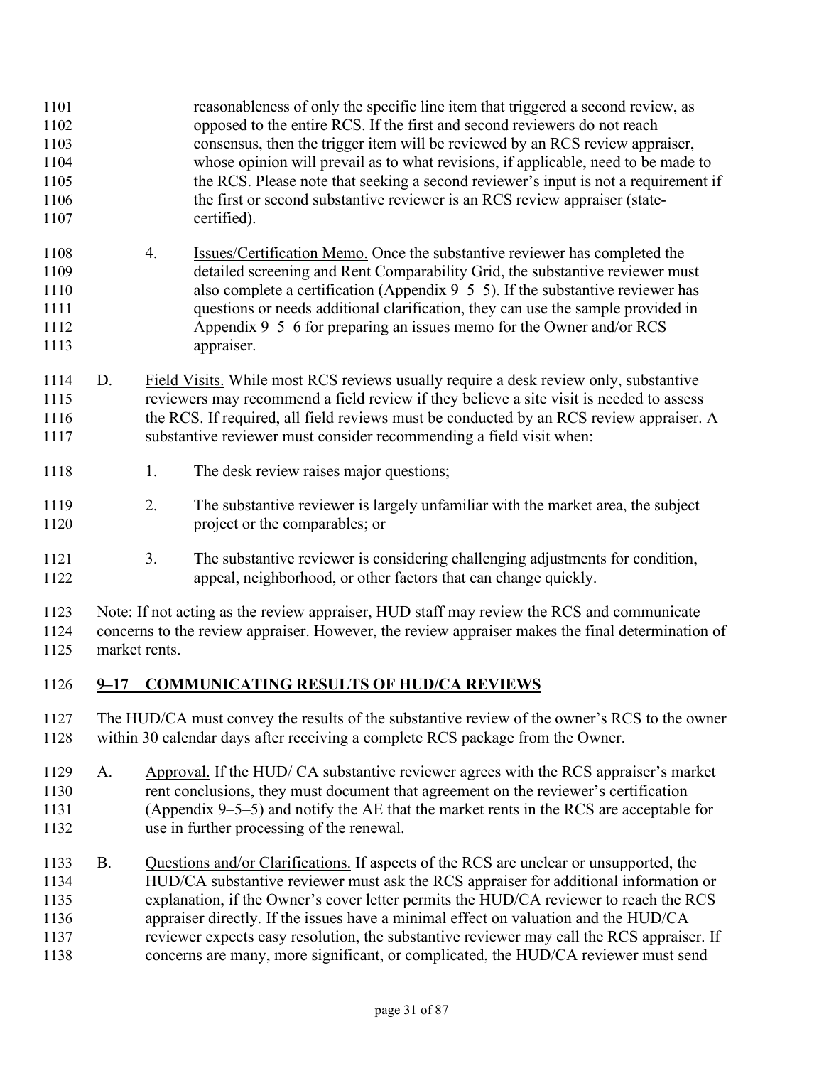reasonableness of only the specific line item that triggered a second review, as opposed to the entire RCS. If the first and second reviewers do not reach consensus, then the trigger item will be reviewed by an RCS review appraiser, whose opinion will prevail as to what revisions, if applicable, need to be made to the RCS. Please note that seeking a second reviewer's input is not a requirement if the first or second substantive reviewer is an RCS review appraiser (state-certified).

4. Issues/Certification Memo. Once the substantive reviewer has completed the detailed screening and Rent Comparability Grid, the substantive reviewer must also complete a certification (Appendix 9–5–5). If the substantive reviewer has questions or needs additional clarification, they can use the sample provided in Appendix 9–5–6 for preparing an issues memo for the Owner and/or RCS appraiser.

D. Field Visits. While most RCS reviews usually require a desk review only, substantive reviewers may recommend a field review if they believe a site visit is needed to assess the RCS. If required, all field reviews must be conducted by an RCS review appraiser. A substantive reviewer must consider recommending a field visit when:

1. The desk review raises major questions;

2. The substantive reviewer is largely unfamiliar with the market area, the subject project or the comparables; or

3. The substantive reviewer is considering challenging adjustments for condition, appeal, neighborhood, or other factors that can change quickly.

Note: If not acting as the review appraiser, HUD staff may review the RCS and communicate concerns to the review appraiser. However, the review appraiser makes the final determination of market rents.

## 9–17 COMMUNICATING RESULTS OF HUD/CA REVIEWS

The HUD/CA must convey the results of the substantive review of the owner's RCS to the owner within 30 calendar days after receiving a complete RCS package from the Owner.

A. Approval. If the HUD/ CA substantive reviewer agrees with the RCS appraiser's market rent conclusions, they must document that agreement on the reviewer's certification (Appendix 9–5–5) and notify the AE that the market rents in the RCS are acceptable for use in further processing of the renewal.

B. Questions and/or Clarifications. If aspects of the RCS are unclear or unsupported, the HUD/CA substantive reviewer must ask the RCS appraiser for additional information or explanation, if the Owner's cover letter permits the HUD/CA reviewer to reach the RCS appraiser directly. If the issues have a minimal effect on valuation and the HUD/CA reviewer expects easy resolution, the substantive reviewer may call the RCS appraiser. If concerns are many, more significant, or complicated, the HUD/CA reviewer must send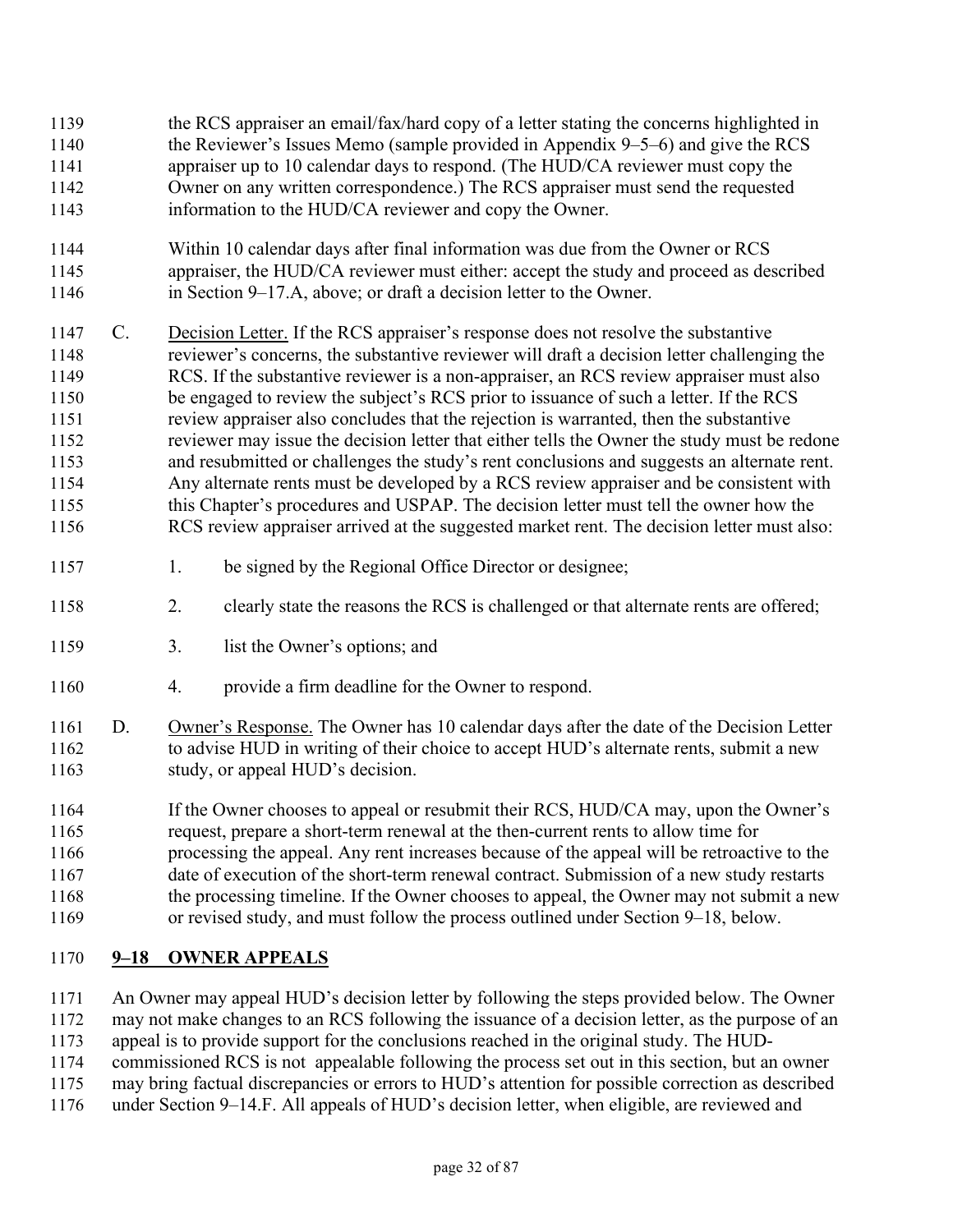the RCS appraiser an email/fax/hard copy of a letter stating the concerns highlighted in the Reviewer's Issues Memo (sample provided in Appendix 9–5–6) and give the RCS appraiser up to 10 calendar days to respond. (The HUD/CA reviewer must copy the Owner on any written correspondence.) The RCS appraiser must send the requested information to the HUD/CA reviewer and copy the Owner.

Within 10 calendar days after final information was due from the Owner or RCS appraiser, the HUD/CA reviewer must either: accept the study and proceed as described in Section 9–17.A, above; or draft a decision letter to the Owner.

C. Decision Letter. If the RCS appraiser's response does not resolve the substantive reviewer's concerns, the substantive reviewer will draft a decision letter challenging the RCS. If the substantive reviewer is a non-appraiser, an RCS review appraiser must also be engaged to review the subject's RCS prior to issuance of such a letter. If the RCS review appraiser also concludes that the rejection is warranted, then the substantive reviewer may issue the decision letter that either tells the Owner the study must be redone and resubmitted or challenges the study's rent conclusions and suggests an alternate rent. Any alternate rents must be developed by a RCS review appraiser and be consistent with this Chapter's procedures and USPAP. The decision letter must tell the owner how the RCS review appraiser arrived at the suggested market rent. The decision letter must also:

1. be signed by the Regional Office Director or designee;
2. clearly state the reasons the RCS is challenged or that alternate rents are offered;
3. list the Owner's options; and
4. provide a firm deadline for the Owner to respond.

D. Owner's Response. The Owner has 10 calendar days after the date of the Decision Letter to advise HUD in writing of their choice to accept HUD's alternate rents, submit a new study, or appeal HUD's decision.

If the Owner chooses to appeal or resubmit their RCS, HUD/CA may, upon the Owner's request, prepare a short-term renewal at the then-current rents to allow time for processing the appeal. Any rent increases because of the appeal will be retroactive to the date of execution of the short-term renewal contract. Submission of a new study restarts the processing timeline. If the Owner chooses to appeal, the Owner may not submit a new or revised study, and must follow the process outlined under Section 9–18, below.

## 9–18 OWNER APPEALS

An Owner may appeal HUD's decision letter by following the steps provided below. The Owner may not make changes to an RCS following the issuance of a decision letter, as the purpose of an appeal is to provide support for the conclusions reached in the original study. The HUD-commissioned RCS is not appealable following the process set out in this section, but an owner may bring factual discrepancies or errors to HUD's attention for possible correction as described under Section 9–14.F. All appeals of HUD's decision letter, when eligible, are reviewed and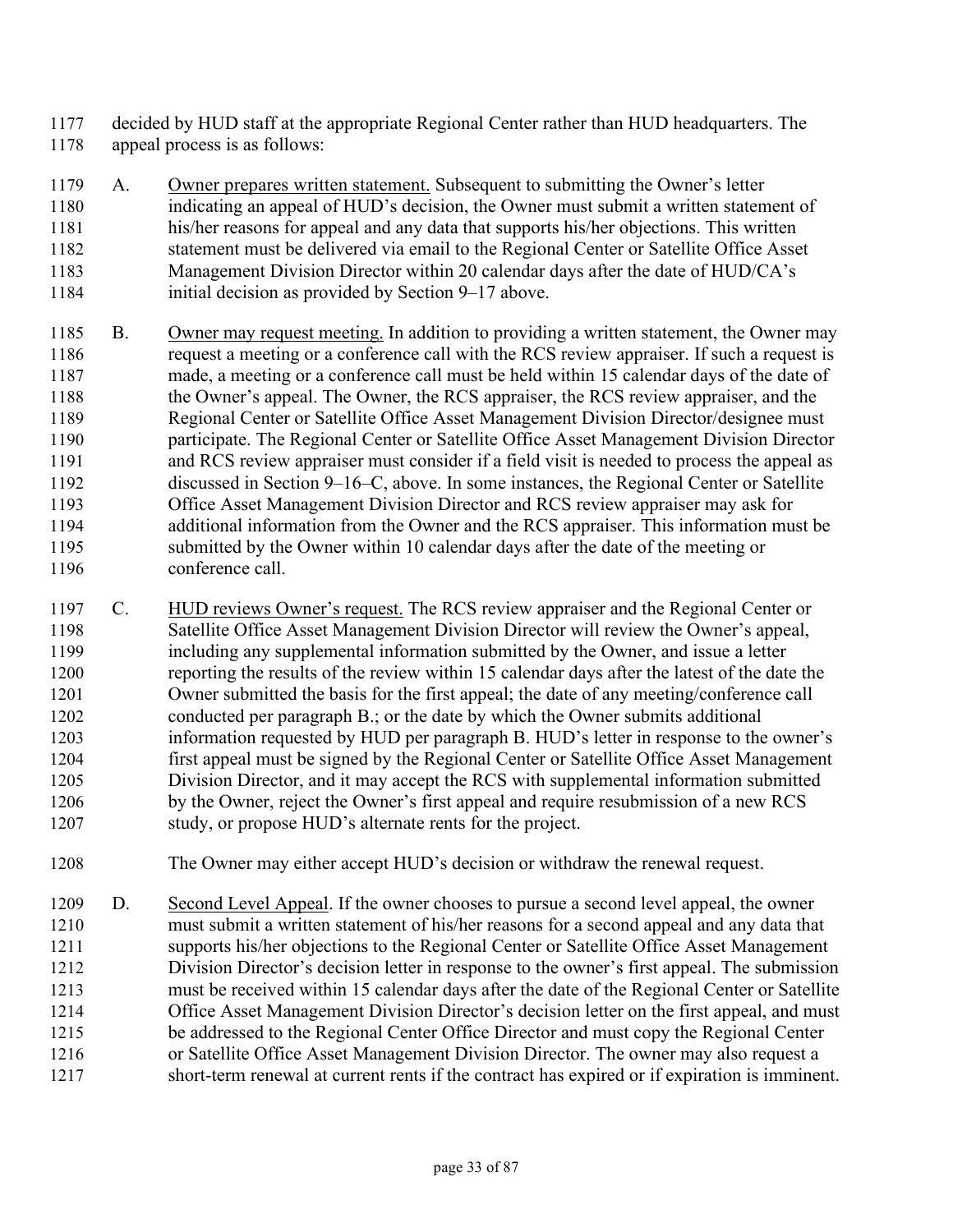decided by HUD staff at the appropriate Regional Center rather than HUD headquarters. The appeal process is as follows:

A. Owner prepares written statement. Subsequent to submitting the Owner's letter indicating an appeal of HUD's decision, the Owner must submit a written statement of his/her reasons for appeal and any data that supports his/her objections. This written statement must be delivered via email to the Regional Center or Satellite Office Asset Management Division Director within 20 calendar days after the date of HUD/CA's initial decision as provided by Section 9–17 above.

B. Owner may request meeting. In addition to providing a written statement, the Owner may request a meeting or a conference call with the RCS review appraiser. If such a request is made, a meeting or a conference call must be held within 15 calendar days of the date of the Owner's appeal. The Owner, the RCS appraiser, the RCS review appraiser, and the Regional Center or Satellite Office Asset Management Division Director/designee must participate. The Regional Center or Satellite Office Asset Management Division Director and RCS review appraiser must consider if a field visit is needed to process the appeal as discussed in Section 9–16–C, above. In some instances, the Regional Center or Satellite Office Asset Management Division Director and RCS review appraiser may ask for additional information from the Owner and the RCS appraiser. This information must be submitted by the Owner within 10 calendar days after the date of the meeting or conference call.

C. HUD reviews Owner's request. The RCS review appraiser and the Regional Center or Satellite Office Asset Management Division Director will review the Owner's appeal, including any supplemental information submitted by the Owner, and issue a letter reporting the results of the review within 15 calendar days after the latest of the date the Owner submitted the basis for the first appeal; the date of any meeting/conference call conducted per paragraph B.; or the date by which the Owner submits additional information requested by HUD per paragraph B. HUD's letter in response to the owner's first appeal must be signed by the Regional Center or Satellite Office Asset Management Division Director, and it may accept the RCS with supplemental information submitted by the Owner, reject the Owner's first appeal and require resubmission of a new RCS study, or propose HUD's alternate rents for the project.

The Owner may either accept HUD's decision or withdraw the renewal request.

D. Second Level Appeal. If the owner chooses to pursue a second level appeal, the owner must submit a written statement of his/her reasons for a second appeal and any data that supports his/her objections to the Regional Center or Satellite Office Asset Management Division Director's decision letter in response to the owner's first appeal. The submission must be received within 15 calendar days after the date of the Regional Center or Satellite Office Asset Management Division Director's decision letter on the first appeal, and must be addressed to the Regional Center Office Director and must copy the Regional Center or Satellite Office Asset Management Division Director. The owner may also request a short-term renewal at current rents if the contract has expired or if expiration is imminent.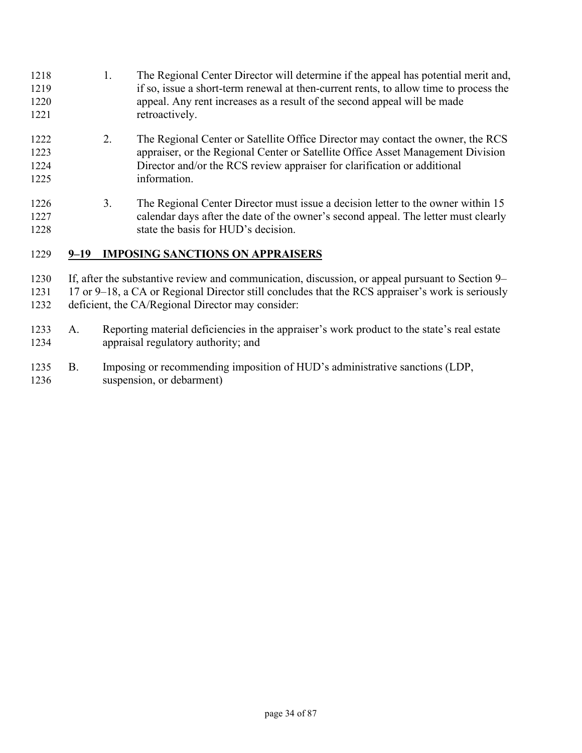1. The Regional Center Director will determine if the appeal has potential merit and, if so, issue a short-term renewal at then-current rents, to allow time to process the appeal. Any rent increases as a result of the second appeal will be made retroactively.

2. The Regional Center or Satellite Office Director may contact the owner, the RCS appraiser, or the Regional Center or Satellite Office Asset Management Division Director and/or the RCS review appraiser for clarification or additional information.

3. The Regional Center Director must issue a decision letter to the owner within 15 calendar days after the date of the owner's second appeal. The letter must clearly state the basis for HUD's decision.

## 9–19 IMPOSING SANCTIONS ON APPRAISERS

If, after the substantive review and communication, discussion, or appeal pursuant to Section 9–17 or 9–18, a CA or Regional Director still concludes that the RCS appraiser's work is seriously deficient, the CA/Regional Director may consider:

A. Reporting material deficiencies in the appraiser's work product to the state's real estate appraisal regulatory authority; and

B. Imposing or recommending imposition of HUD's administrative sanctions (LDP, suspension, or debarment)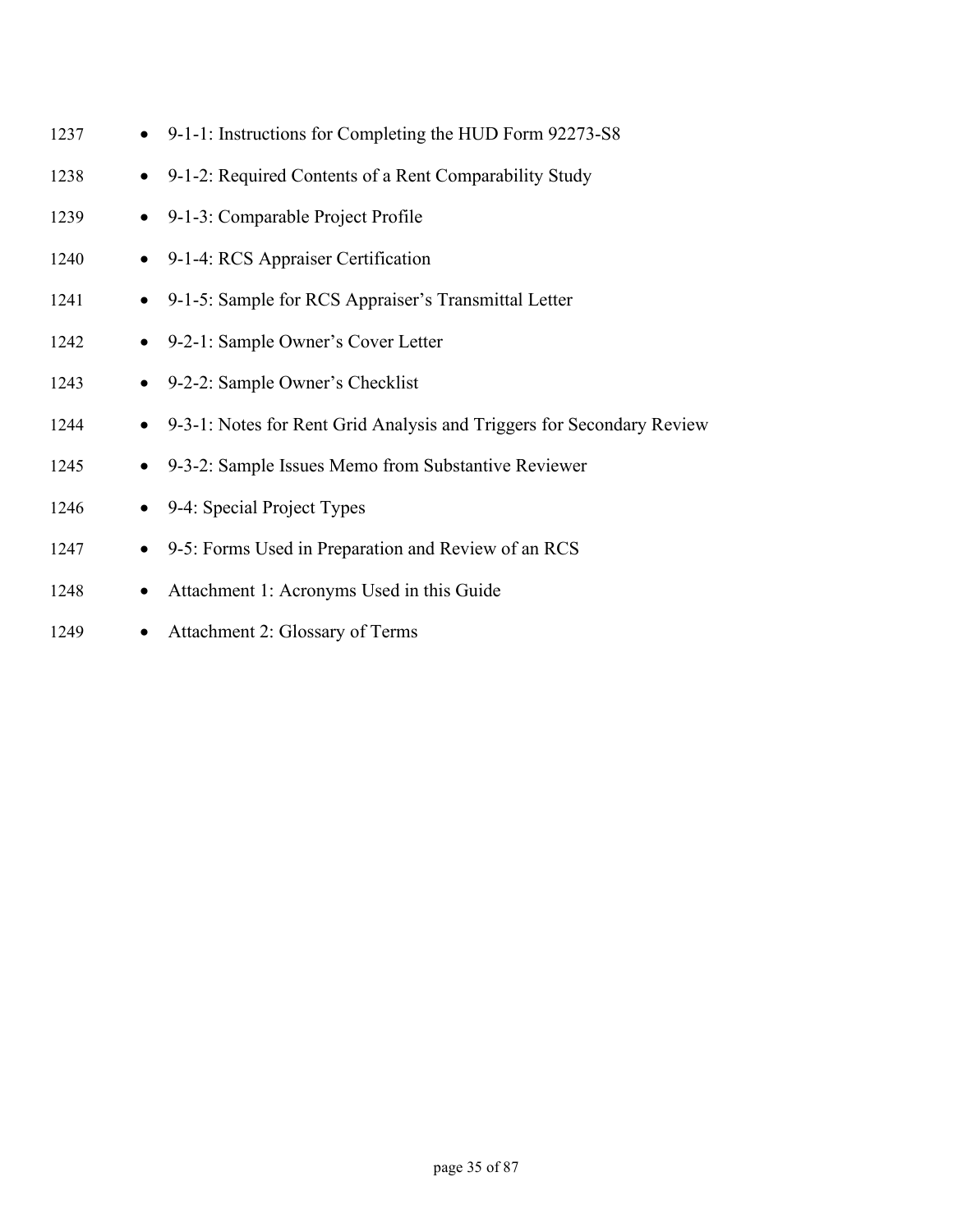- 9-1-1: Instructions for Completing the HUD Form 92273-S8
- 9-1-2: Required Contents of a Rent Comparability Study
- 9-1-3: Comparable Project Profile
- 9-1-4: RCS Appraiser Certification
- 9-1-5: Sample for RCS Appraiser's Transmittal Letter
- 9-2-1: Sample Owner's Cover Letter
- 9-2-2: Sample Owner's Checklist
- 9-3-1: Notes for Rent Grid Analysis and Triggers for Secondary Review
- 9-3-2: Sample Issues Memo from Substantive Reviewer
- 9-4: Special Project Types
- 9-5: Forms Used in Preparation and Review of an RCS
- Attachment 1: Acronyms Used in this Guide
- Attachment 2: Glossary of Terms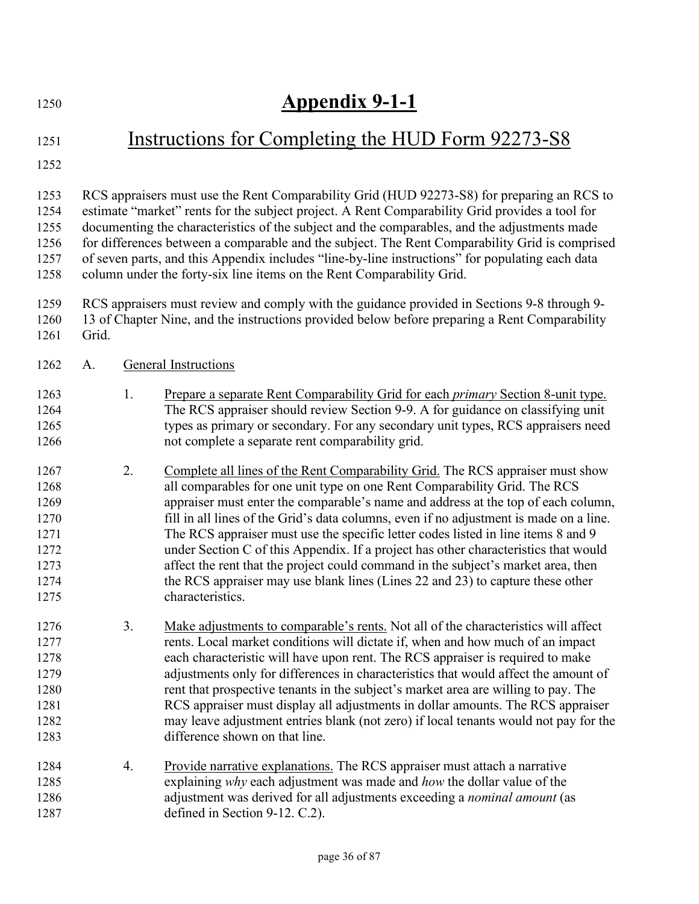# Appendix 9-1-1

## Instructions for Completing the HUD Form 92273-S8

RCS appraisers must use the Rent Comparability Grid (HUD 92273-S8) for preparing an RCS to estimate "market" rents for the subject project. A Rent Comparability Grid provides a tool for documenting the characteristics of the subject and the comparables, and the adjustments made for differences between a comparable and the subject. The Rent Comparability Grid is comprised of seven parts, and this Appendix includes "line-by-line instructions" for populating each data column under the forty-six line items on the Rent Comparability Grid.

RCS appraisers must review and comply with the guidance provided in Sections 9-8 through 9-13 of Chapter Nine, and the instructions provided below before preparing a Rent Comparability Grid.

A. General Instructions

1. Prepare a separate Rent Comparability Grid for each *primary* Section 8-unit type. The RCS appraiser should review Section 9-9. A for guidance on classifying unit types as primary or secondary. For any secondary unit types, RCS appraisers need not complete a separate rent comparability grid.

2. Complete all lines of the Rent Comparability Grid. The RCS appraiser must show all comparables for one unit type on one Rent Comparability Grid. The RCS appraiser must enter the comparable's name and address at the top of each column, fill in all lines of the Grid's data columns, even if no adjustment is made on a line. The RCS appraiser must use the specific letter codes listed in line items 8 and 9 under Section C of this Appendix. If a project has other characteristics that would affect the rent that the project could command in the subject's market area, then the RCS appraiser may use blank lines (Lines 22 and 23) to capture these other characteristics.

3. Make adjustments to comparable's rents. Not all of the characteristics will affect rents. Local market conditions will dictate if, when and how much of an impact each characteristic will have upon rent. The RCS appraiser is required to make adjustments only for differences in characteristics that would affect the amount of rent that prospective tenants in the subject's market area are willing to pay. The RCS appraiser must display all adjustments in dollar amounts. The RCS appraiser may leave adjustment entries blank (not zero) if local tenants would not pay for the difference shown on that line.

4. Provide narrative explanations. The RCS appraiser must attach a narrative explaining *why* each adjustment was made and *how* the dollar value of the adjustment was derived for all adjustments exceeding a *nominal amount* (as defined in Section 9-12. C.2).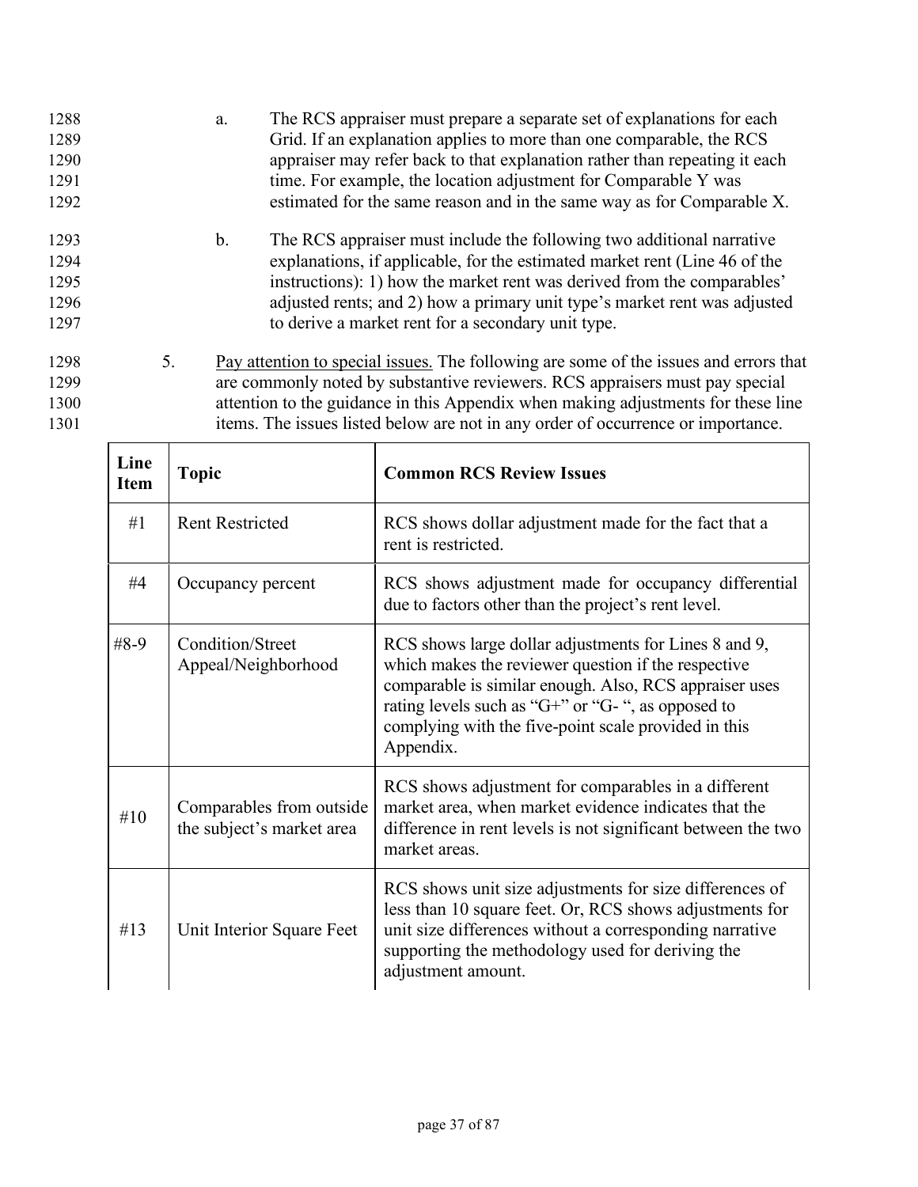a. The RCS appraiser must prepare a separate set of explanations for each Grid. If an explanation applies to more than one comparable, the RCS appraiser may refer back to that explanation rather than repeating it each time. For example, the location adjustment for Comparable Y was estimated for the same reason and in the same way as for Comparable X.

b. The RCS appraiser must include the following two additional narrative explanations, if applicable, for the estimated market rent (Line 46 of the instructions): 1) how the market rent was derived from the comparables' adjusted rents; and 2) how a primary unit type's market rent was adjusted to derive a market rent for a secondary unit type.

5. Pay attention to special issues. The following are some of the issues and errors that are commonly noted by substantive reviewers. RCS appraisers must pay special attention to the guidance in this Appendix when making adjustments for these line items. The issues listed below are not in any order of occurrence or importance.

| Line Item | Topic | Common RCS Review Issues |
|---|---|---|
| #1 | Rent Restricted | RCS shows dollar adjustment made for the fact that a rent is restricted. |
| #4 | Occupancy percent | RCS shows adjustment made for occupancy differential due to factors other than the project's rent level. |
| #8-9 | Condition/Street Appeal/Neighborhood | RCS shows large dollar adjustments for Lines 8 and 9, which makes the reviewer question if the respective comparable is similar enough. Also, RCS appraiser uses rating levels such as "G+" or "G- ", as opposed to complying with the five-point scale provided in this Appendix. |
| #10 | Comparables from outside the subject's market area | RCS shows adjustment for comparables in a different market area, when market evidence indicates that the difference in rent levels is not significant between the two market areas. |
| #13 | Unit Interior Square Feet | RCS shows unit size adjustments for size differences of less than 10 square feet. Or, RCS shows adjustments for unit size differences without a corresponding narrative supporting the methodology used for deriving the adjustment amount. |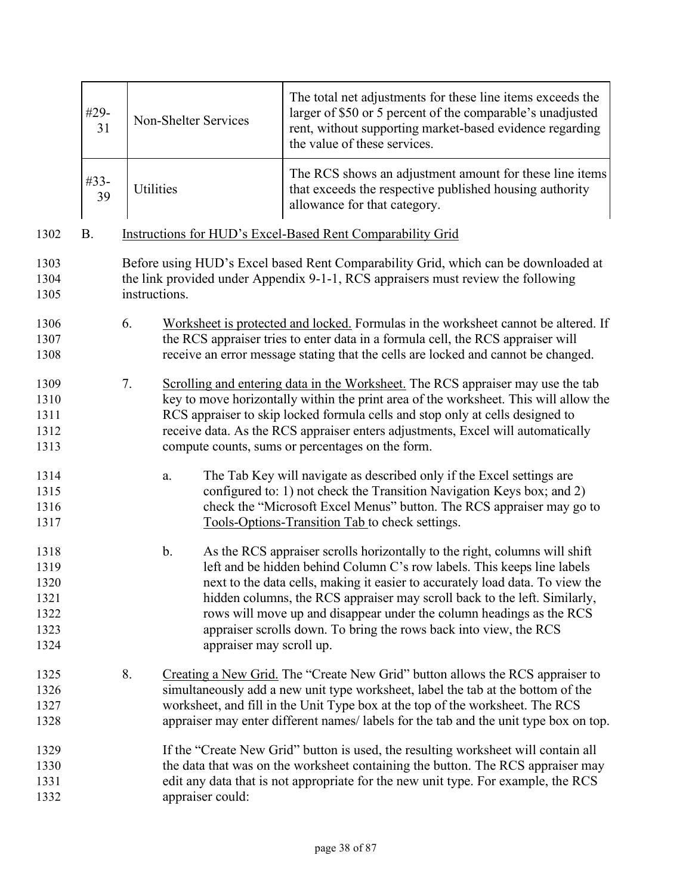| #29-31 | Non-Shelter Services | The total net adjustments for these line items exceeds the larger of $50 or 5 percent of the comparable's unadjusted rent, without supporting market-based evidence regarding the value of these services. |
|---|---|---|
| #33-39 | Utilities | The RCS shows an adjustment amount for these line items that exceeds the respective published housing authority allowance for that category. |

B. Instructions for HUD's Excel-Based Rent Comparability Grid

Before using HUD's Excel based Rent Comparability Grid, which can be downloaded at the link provided under Appendix 9-1-1, RCS appraisers must review the following instructions.

6. Worksheet is protected and locked. Formulas in the worksheet cannot be altered. If the RCS appraiser tries to enter data in a formula cell, the RCS appraiser will receive an error message stating that the cells are locked and cannot be changed.

7. Scrolling and entering data in the Worksheet. The RCS appraiser may use the tab key to move horizontally within the print area of the worksheet. This will allow the RCS appraiser to skip locked formula cells and stop only at cells designed to receive data. As the RCS appraiser enters adjustments, Excel will automatically compute counts, sums or percentages on the form.

   a. The Tab Key will navigate as described only if the Excel settings are configured to: 1) not check the Transition Navigation Keys box; and 2) check the "Microsoft Excel Menus" button. The RCS appraiser may go to Tools-Options-Transition Tab to check settings.

   b. As the RCS appraiser scrolls horizontally to the right, columns will shift left and be hidden behind Column C's row labels. This keeps line labels next to the data cells, making it easier to accurately load data. To view the hidden columns, the RCS appraiser may scroll back to the left. Similarly, rows will move up and disappear under the column headings as the RCS appraiser scrolls down. To bring the rows back into view, the RCS appraiser may scroll up.

8. Creating a New Grid. The "Create New Grid" button allows the RCS appraiser to simultaneously add a new unit type worksheet, label the tab at the bottom of the worksheet, and fill in the Unit Type box at the top of the worksheet. The RCS appraiser may enter different names/ labels for the tab and the unit type box on top.

   If the "Create New Grid" button is used, the resulting worksheet will contain all the data that was on the worksheet containing the button. The RCS appraiser may edit any data that is not appropriate for the new unit type. For example, the RCS appraiser could: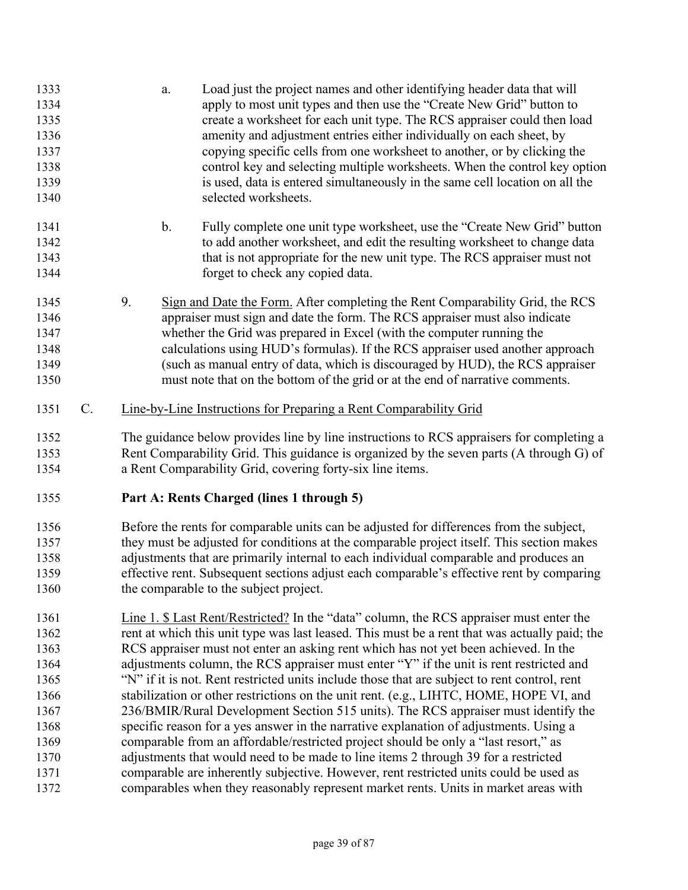a. Load just the project names and other identifying header data that will apply to most unit types and then use the "Create New Grid" button to create a worksheet for each unit type. The RCS appraiser could then load amenity and adjustment entries either individually on each sheet, by copying specific cells from one worksheet to another, or by clicking the control key and selecting multiple worksheets. When the control key option is used, data is entered simultaneously in the same cell location on all the selected worksheets.

b. Fully complete one unit type worksheet, use the "Create New Grid" button to add another worksheet, and edit the resulting worksheet to change data that is not appropriate for the new unit type. The RCS appraiser must not forget to check any copied data.

9. Sign and Date the Form. After completing the Rent Comparability Grid, the RCS appraiser must sign and date the form. The RCS appraiser must also indicate whether the Grid was prepared in Excel (with the computer running the calculations using HUD's formulas). If the RCS appraiser used another approach (such as manual entry of data, which is discouraged by HUD), the RCS appraiser must note that on the bottom of the grid or at the end of narrative comments.

C. Line-by-Line Instructions for Preparing a Rent Comparability Grid

The guidance below provides line by line instructions to RCS appraisers for completing a Rent Comparability Grid. This guidance is organized by the seven parts (A through G) of a Rent Comparability Grid, covering forty-six line items.

**Part A: Rents Charged (lines 1 through 5)**

Before the rents for comparable units can be adjusted for differences from the subject, they must be adjusted for conditions at the comparable project itself. This section makes adjustments that are primarily internal to each individual comparable and produces an effective rent. Subsequent sections adjust each comparable's effective rent by comparing the comparable to the subject project.

Line 1. $ Last Rent/Restricted? In the "data" column, the RCS appraiser must enter the rent at which this unit type was last leased. This must be a rent that was actually paid; the RCS appraiser must not enter an asking rent which has not yet been achieved. In the adjustments column, the RCS appraiser must enter "Y" if the unit is rent restricted and "N" if it is not. Rent restricted units include those that are subject to rent control, rent stabilization or other restrictions on the unit rent. (e.g., LIHTC, HOME, HOPE VI, and 236/BMIR/Rural Development Section 515 units). The RCS appraiser must identify the specific reason for a yes answer in the narrative explanation of adjustments. Using a comparable from an affordable/restricted project should be only a "last resort," as adjustments that would need to be made to line items 2 through 39 for a restricted comparable are inherently subjective. However, rent restricted units could be used as comparables when they reasonably represent market rents. Units in market areas with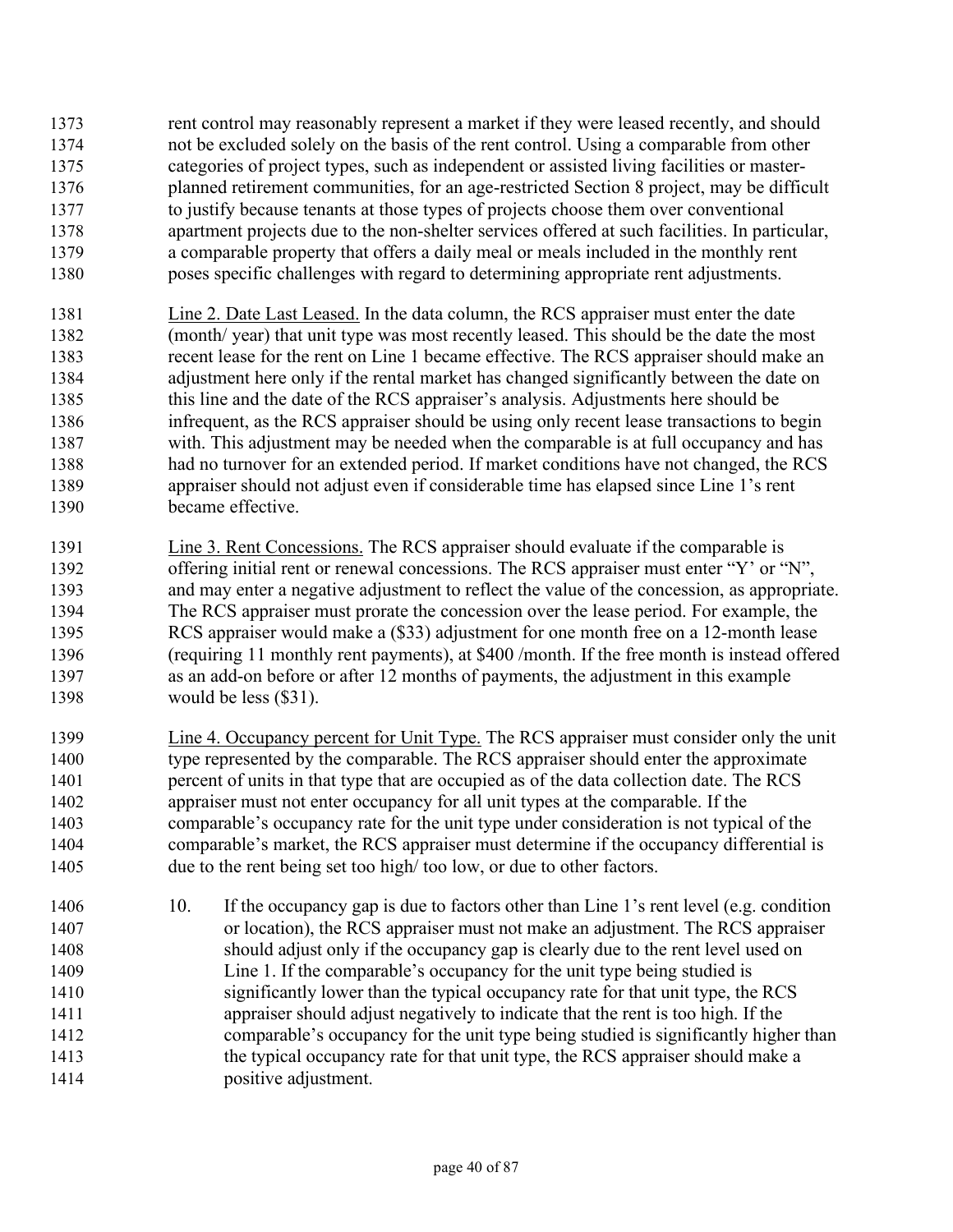rent control may reasonably represent a market if they were leased recently, and should not be excluded solely on the basis of the rent control. Using a comparable from other categories of project types, such as independent or assisted living facilities or master-planned retirement communities, for an age-restricted Section 8 project, may be difficult to justify because tenants at those types of projects choose them over conventional apartment projects due to the non-shelter services offered at such facilities. In particular, a comparable property that offers a daily meal or meals included in the monthly rent poses specific challenges with regard to determining appropriate rent adjustments.

<u>Line 2. Date Last Leased.</u> In the data column, the RCS appraiser must enter the date (month/ year) that unit type was most recently leased. This should be the date the most recent lease for the rent on Line 1 became effective. The RCS appraiser should make an adjustment here only if the rental market has changed significantly between the date on this line and the date of the RCS appraiser's analysis. Adjustments here should be infrequent, as the RCS appraiser should be using only recent lease transactions to begin with. This adjustment may be needed when the comparable is at full occupancy and has had no turnover for an extended period. If market conditions have not changed, the RCS appraiser should not adjust even if considerable time has elapsed since Line 1's rent became effective.

<u>Line 3. Rent Concessions.</u> The RCS appraiser should evaluate if the comparable is offering initial rent or renewal concessions. The RCS appraiser must enter "Y' or "N", and may enter a negative adjustment to reflect the value of the concession, as appropriate. The RCS appraiser must prorate the concession over the lease period. For example, the RCS appraiser would make a ($33) adjustment for one month free on a 12-month lease (requiring 11 monthly rent payments), at $400 /month. If the free month is instead offered as an add-on before or after 12 months of payments, the adjustment in this example would be less ($31).

<u>Line 4. Occupancy percent for Unit Type.</u> The RCS appraiser must consider only the unit type represented by the comparable. The RCS appraiser should enter the approximate percent of units in that type that are occupied as of the data collection date. The RCS appraiser must not enter occupancy for all unit types at the comparable. If the comparable's occupancy rate for the unit type under consideration is not typical of the comparable's market, the RCS appraiser must determine if the occupancy differential is due to the rent being set too high/ too low, or due to other factors.

10. If the occupancy gap is due to factors other than Line 1's rent level (e.g. condition or location), the RCS appraiser must not make an adjustment. The RCS appraiser should adjust only if the occupancy gap is clearly due to the rent level used on Line 1. If the comparable's occupancy for the unit type being studied is significantly lower than the typical occupancy rate for that unit type, the RCS appraiser should adjust negatively to indicate that the rent is too high. If the comparable's occupancy for the unit type being studied is significantly higher than the typical occupancy rate for that unit type, the RCS appraiser should make a positive adjustment.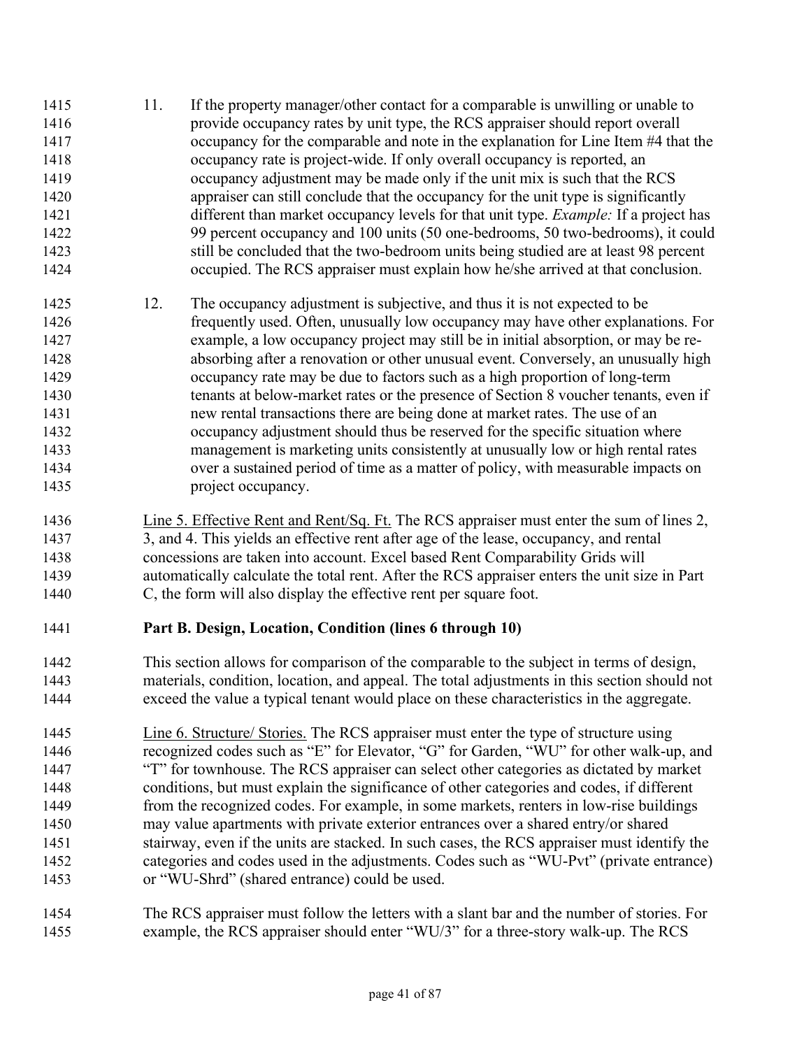11. If the property manager/other contact for a comparable is unwilling or unable to provide occupancy rates by unit type, the RCS appraiser should report overall occupancy for the comparable and note in the explanation for Line Item #4 that the occupancy rate is project-wide. If only overall occupancy is reported, an occupancy adjustment may be made only if the unit mix is such that the RCS appraiser can still conclude that the occupancy for the unit type is significantly different than market occupancy levels for that unit type. *Example:* If a project has 99 percent occupancy and 100 units (50 one-bedrooms, 50 two-bedrooms), it could still be concluded that the two-bedroom units being studied are at least 98 percent occupied. The RCS appraiser must explain how he/she arrived at that conclusion.

12. The occupancy adjustment is subjective, and thus it is not expected to be frequently used. Often, unusually low occupancy may have other explanations. For example, a low occupancy project may still be in initial absorption, or may be re-absorbing after a renovation or other unusual event. Conversely, an unusually high occupancy rate may be due to factors such as a high proportion of long-term tenants at below-market rates or the presence of Section 8 voucher tenants, even if new rental transactions there are being done at market rates. The use of an occupancy adjustment should thus be reserved for the specific situation where management is marketing units consistently at unusually low or high rental rates over a sustained period of time as a matter of policy, with measurable impacts on project occupancy.

Line 5. Effective Rent and Rent/Sq. Ft. The RCS appraiser must enter the sum of lines 2, 3, and 4. This yields an effective rent after age of the lease, occupancy, and rental concessions are taken into account. Excel based Rent Comparability Grids will automatically calculate the total rent. After the RCS appraiser enters the unit size in Part C, the form will also display the effective rent per square foot.

**Part B. Design, Location, Condition (lines 6 through 10)**

This section allows for comparison of the comparable to the subject in terms of design, materials, condition, location, and appeal. The total adjustments in this section should not exceed the value a typical tenant would place on these characteristics in the aggregate.

Line 6. Structure/ Stories. The RCS appraiser must enter the type of structure using recognized codes such as "E" for Elevator, "G" for Garden, "WU" for other walk-up, and "T" for townhouse. The RCS appraiser can select other categories as dictated by market conditions, but must explain the significance of other categories and codes, if different from the recognized codes. For example, in some markets, renters in low-rise buildings may value apartments with private exterior entrances over a shared entry/or shared stairway, even if the units are stacked. In such cases, the RCS appraiser must identify the categories and codes used in the adjustments. Codes such as "WU-Pvt" (private entrance) or "WU-Shrd" (shared entrance) could be used.

The RCS appraiser must follow the letters with a slant bar and the number of stories. For example, the RCS appraiser should enter "WU/3" for a three-story walk-up. The RCS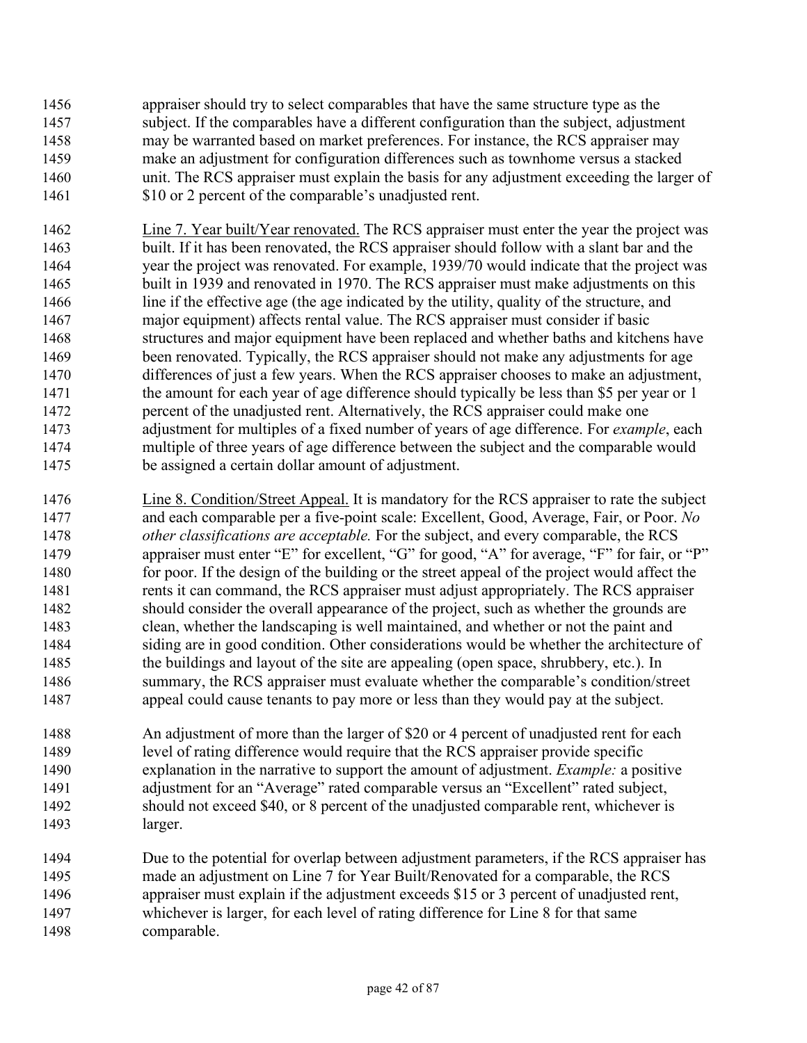appraiser should try to select comparables that have the same structure type as the subject. If the comparables have a different configuration than the subject, adjustment may be warranted based on market preferences. For instance, the RCS appraiser may make an adjustment for configuration differences such as townhome versus a stacked unit. The RCS appraiser must explain the basis for any adjustment exceeding the larger of \$10 or 2 percent of the comparable's unadjusted rent.

Line 7. Year built/Year renovated. The RCS appraiser must enter the year the project was built. If it has been renovated, the RCS appraiser should follow with a slant bar and the year the project was renovated. For example, 1939/70 would indicate that the project was built in 1939 and renovated in 1970. The RCS appraiser must make adjustments on this line if the effective age (the age indicated by the utility, quality of the structure, and major equipment) affects rental value. The RCS appraiser must consider if basic structures and major equipment have been replaced and whether baths and kitchens have been renovated. Typically, the RCS appraiser should not make any adjustments for age differences of just a few years. When the RCS appraiser chooses to make an adjustment, the amount for each year of age difference should typically be less than \$5 per year or 1 percent of the unadjusted rent. Alternatively, the RCS appraiser could make one adjustment for multiples of a fixed number of years of age difference. For *example*, each multiple of three years of age difference between the subject and the comparable would be assigned a certain dollar amount of adjustment.

Line 8. Condition/Street Appeal. It is mandatory for the RCS appraiser to rate the subject and each comparable per a five-point scale: Excellent, Good, Average, Fair, or Poor. *No other classifications are acceptable.* For the subject, and every comparable, the RCS appraiser must enter "E" for excellent, "G" for good, "A" for average, "F" for fair, or "P" for poor. If the design of the building or the street appeal of the project would affect the rents it can command, the RCS appraiser must adjust appropriately. The RCS appraiser should consider the overall appearance of the project, such as whether the grounds are clean, whether the landscaping is well maintained, and whether or not the paint and siding are in good condition. Other considerations would be whether the architecture of the buildings and layout of the site are appealing (open space, shrubbery, etc.). In summary, the RCS appraiser must evaluate whether the comparable's condition/street appeal could cause tenants to pay more or less than they would pay at the subject.

An adjustment of more than the larger of \$20 or 4 percent of unadjusted rent for each level of rating difference would require that the RCS appraiser provide specific explanation in the narrative to support the amount of adjustment. *Example:* a positive adjustment for an "Average" rated comparable versus an "Excellent" rated subject, should not exceed \$40, or 8 percent of the unadjusted comparable rent, whichever is larger.

Due to the potential for overlap between adjustment parameters, if the RCS appraiser has made an adjustment on Line 7 for Year Built/Renovated for a comparable, the RCS appraiser must explain if the adjustment exceeds \$15 or 3 percent of unadjusted rent, whichever is larger, for each level of rating difference for Line 8 for that same comparable.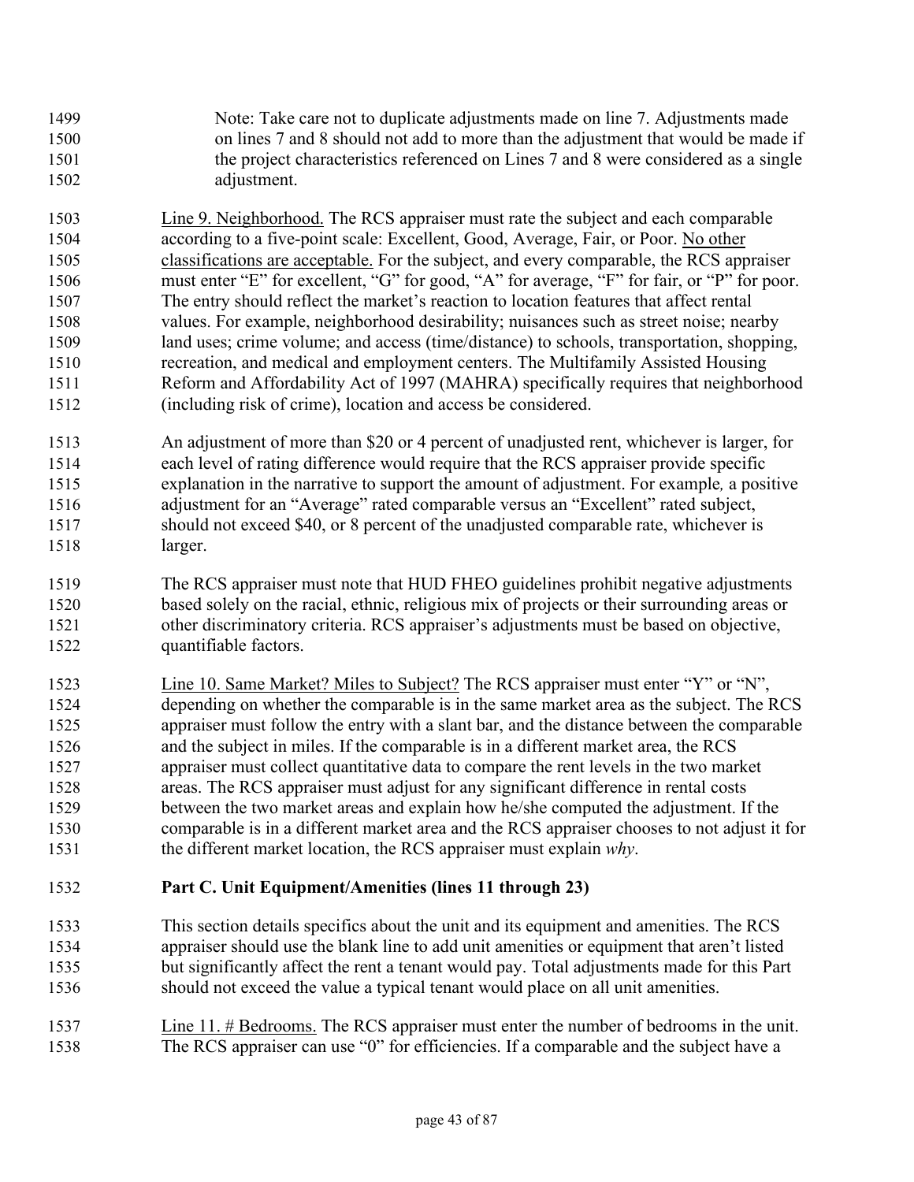Note: Take care not to duplicate adjustments made on line 7. Adjustments made on lines 7 and 8 should not add to more than the adjustment that would be made if the project characteristics referenced on Lines 7 and 8 were considered as a single adjustment.

Line 9. Neighborhood. The RCS appraiser must rate the subject and each comparable according to a five-point scale: Excellent, Good, Average, Fair, or Poor. No other classifications are acceptable. For the subject, and every comparable, the RCS appraiser must enter "E" for excellent, "G" for good, "A" for average, "F" for fair, or "P" for poor. The entry should reflect the market's reaction to location features that affect rental values. For example, neighborhood desirability; nuisances such as street noise; nearby land uses; crime volume; and access (time/distance) to schools, transportation, shopping, recreation, and medical and employment centers. The Multifamily Assisted Housing Reform and Affordability Act of 1997 (MAHRA) specifically requires that neighborhood (including risk of crime), location and access be considered.

An adjustment of more than $20 or 4 percent of unadjusted rent, whichever is larger, for each level of rating difference would require that the RCS appraiser provide specific explanation in the narrative to support the amount of adjustment. For example, a positive adjustment for an "Average" rated comparable versus an "Excellent" rated subject, should not exceed $40, or 8 percent of the unadjusted comparable rate, whichever is larger.

The RCS appraiser must note that HUD FHEO guidelines prohibit negative adjustments based solely on the racial, ethnic, religious mix of projects or their surrounding areas or other discriminatory criteria. RCS appraiser's adjustments must be based on objective, quantifiable factors.

Line 10. Same Market? Miles to Subject? The RCS appraiser must enter "Y" or "N", depending on whether the comparable is in the same market area as the subject. The RCS appraiser must follow the entry with a slant bar, and the distance between the comparable and the subject in miles. If the comparable is in a different market area, the RCS appraiser must collect quantitative data to compare the rent levels in the two market areas. The RCS appraiser must adjust for any significant difference in rental costs between the two market areas and explain how he/she computed the adjustment. If the comparable is in a different market area and the RCS appraiser chooses to not adjust it for the different market location, the RCS appraiser must explain *why*.

**Part C. Unit Equipment/Amenities (lines 11 through 23)**

This section details specifics about the unit and its equipment and amenities. The RCS appraiser should use the blank line to add unit amenities or equipment that aren't listed but significantly affect the rent a tenant would pay. Total adjustments made for this Part should not exceed the value a typical tenant would place on all unit amenities.

Line 11. # Bedrooms. The RCS appraiser must enter the number of bedrooms in the unit. The RCS appraiser can use "0" for efficiencies. If a comparable and the subject have a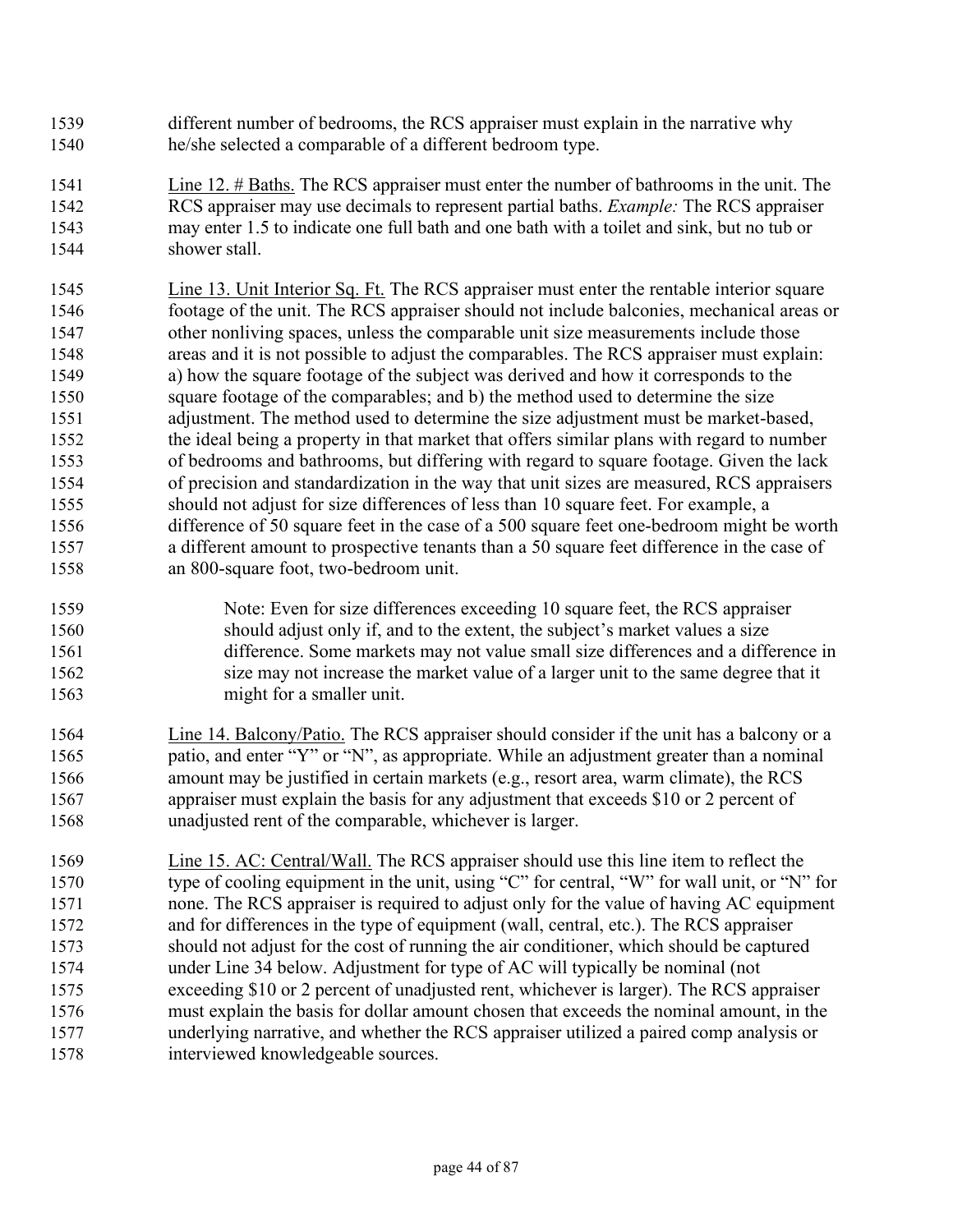different number of bedrooms, the RCS appraiser must explain in the narrative why he/she selected a comparable of a different bedroom type.

Line 12. # Baths. The RCS appraiser must enter the number of bathrooms in the unit. The RCS appraiser may use decimals to represent partial baths. *Example:* The RCS appraiser may enter 1.5 to indicate one full bath and one bath with a toilet and sink, but no tub or shower stall.

Line 13. Unit Interior Sq. Ft. The RCS appraiser must enter the rentable interior square footage of the unit. The RCS appraiser should not include balconies, mechanical areas or other nonliving spaces, unless the comparable unit size measurements include those areas and it is not possible to adjust the comparables. The RCS appraiser must explain: a) how the square footage of the subject was derived and how it corresponds to the square footage of the comparables; and b) the method used to determine the size adjustment. The method used to determine the size adjustment must be market-based, the ideal being a property in that market that offers similar plans with regard to number of bedrooms and bathrooms, but differing with regard to square footage. Given the lack of precision and standardization in the way that unit sizes are measured, RCS appraisers should not adjust for size differences of less than 10 square feet. For example, a difference of 50 square feet in the case of a 500 square feet one-bedroom might be worth a different amount to prospective tenants than a 50 square feet difference in the case of an 800-square foot, two-bedroom unit.

> Note: Even for size differences exceeding 10 square feet, the RCS appraiser should adjust only if, and to the extent, the subject's market values a size difference. Some markets may not value small size differences and a difference in size may not increase the market value of a larger unit to the same degree that it might for a smaller unit.

Line 14. Balcony/Patio. The RCS appraiser should consider if the unit has a balcony or a patio, and enter "Y" or "N", as appropriate. While an adjustment greater than a nominal amount may be justified in certain markets (e.g., resort area, warm climate), the RCS appraiser must explain the basis for any adjustment that exceeds $10 or 2 percent of unadjusted rent of the comparable, whichever is larger.

Line 15. AC: Central/Wall. The RCS appraiser should use this line item to reflect the type of cooling equipment in the unit, using "C" for central, "W" for wall unit, or "N" for none. The RCS appraiser is required to adjust only for the value of having AC equipment and for differences in the type of equipment (wall, central, etc.). The RCS appraiser should not adjust for the cost of running the air conditioner, which should be captured under Line 34 below. Adjustment for type of AC will typically be nominal (not exceeding $10 or 2 percent of unadjusted rent, whichever is larger). The RCS appraiser must explain the basis for dollar amount chosen that exceeds the nominal amount, in the underlying narrative, and whether the RCS appraiser utilized a paired comp analysis or interviewed knowledgeable sources.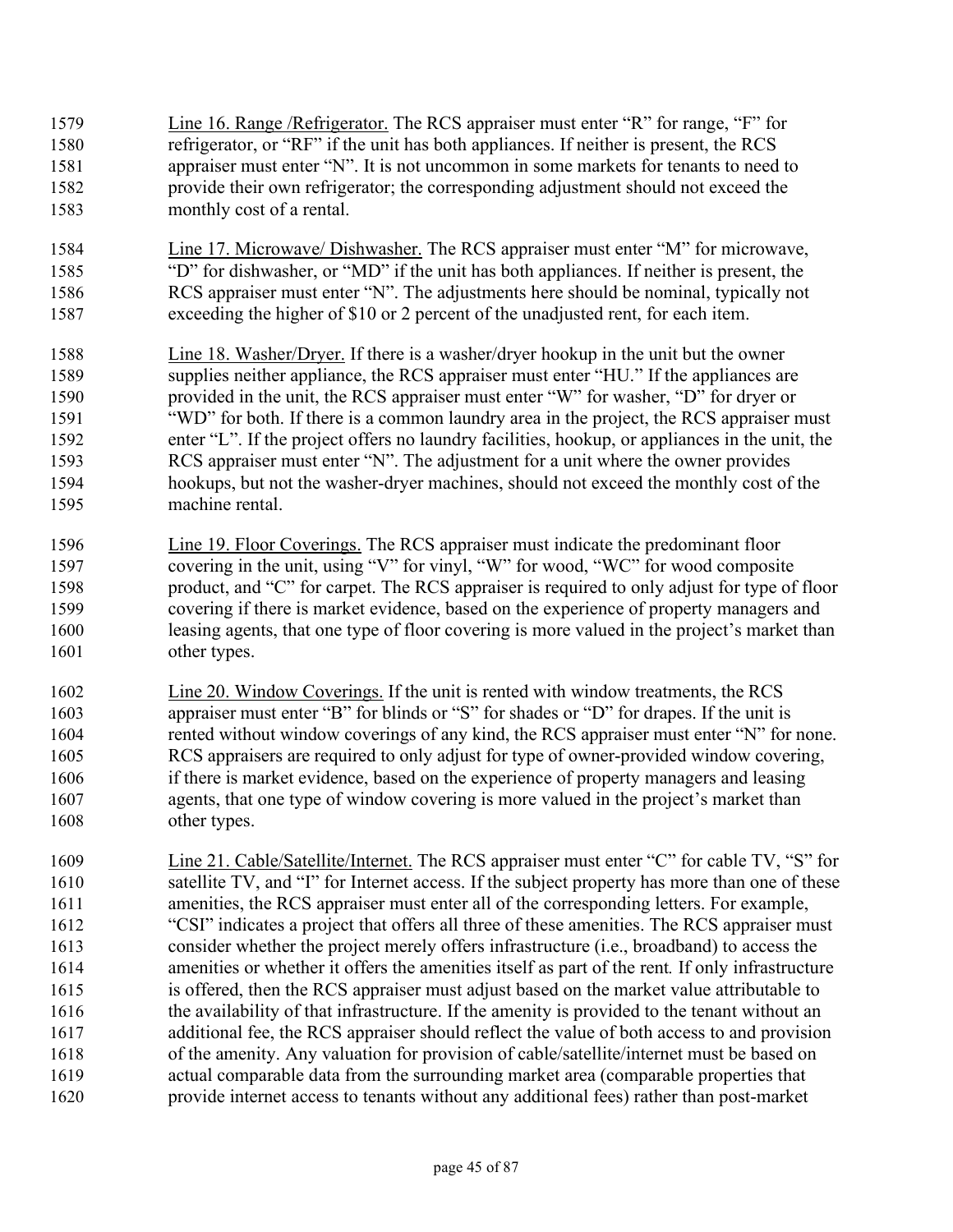Line 16. Range /Refrigerator. The RCS appraiser must enter "R" for range, "F" for refrigerator, or "RF" if the unit has both appliances. If neither is present, the RCS appraiser must enter "N". It is not uncommon in some markets for tenants to need to provide their own refrigerator; the corresponding adjustment should not exceed the monthly cost of a rental.

Line 17. Microwave/ Dishwasher. The RCS appraiser must enter "M" for microwave, "D" for dishwasher, or "MD" if the unit has both appliances. If neither is present, the RCS appraiser must enter "N". The adjustments here should be nominal, typically not exceeding the higher of $10 or 2 percent of the unadjusted rent, for each item.

Line 18. Washer/Dryer. If there is a washer/dryer hookup in the unit but the owner supplies neither appliance, the RCS appraiser must enter "HU." If the appliances are provided in the unit, the RCS appraiser must enter "W" for washer, "D" for dryer or "WD" for both. If there is a common laundry area in the project, the RCS appraiser must enter "L". If the project offers no laundry facilities, hookup, or appliances in the unit, the RCS appraiser must enter "N". The adjustment for a unit where the owner provides hookups, but not the washer-dryer machines, should not exceed the monthly cost of the machine rental.

Line 19. Floor Coverings. The RCS appraiser must indicate the predominant floor covering in the unit, using "V" for vinyl, "W" for wood, "WC" for wood composite product, and "C" for carpet. The RCS appraiser is required to only adjust for type of floor covering if there is market evidence, based on the experience of property managers and leasing agents, that one type of floor covering is more valued in the project's market than other types.

Line 20. Window Coverings. If the unit is rented with window treatments, the RCS appraiser must enter "B" for blinds or "S" for shades or "D" for drapes. If the unit is rented without window coverings of any kind, the RCS appraiser must enter "N" for none. RCS appraisers are required to only adjust for type of owner-provided window covering, if there is market evidence, based on the experience of property managers and leasing agents, that one type of window covering is more valued in the project's market than other types.

Line 21. Cable/Satellite/Internet. The RCS appraiser must enter "C" for cable TV, "S" for satellite TV, and "I" for Internet access. If the subject property has more than one of these amenities, the RCS appraiser must enter all of the corresponding letters. For example, "CSI" indicates a project that offers all three of these amenities. The RCS appraiser must consider whether the project merely offers infrastructure (i.e., broadband) to access the amenities or whether it offers the amenities itself as part of the rent. If only infrastructure is offered, then the RCS appraiser must adjust based on the market value attributable to the availability of that infrastructure. If the amenity is provided to the tenant without an additional fee, the RCS appraiser should reflect the value of both access to and provision of the amenity. Any valuation for provision of cable/satellite/internet must be based on actual comparable data from the surrounding market area (comparable properties that provide internet access to tenants without any additional fees) rather than post-market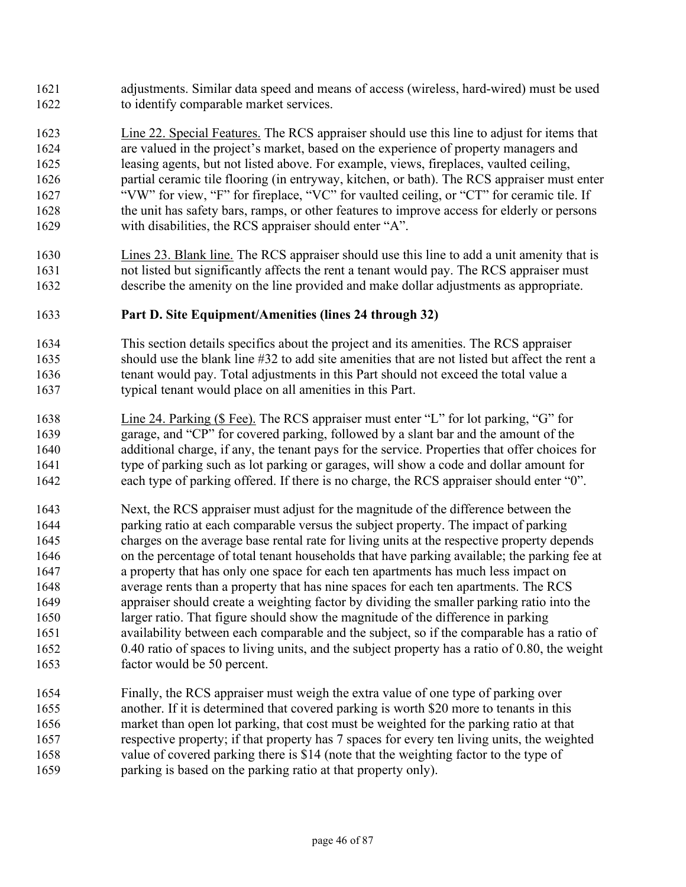adjustments. Similar data speed and means of access (wireless, hard-wired) must be used to identify comparable market services.

Line 22. Special Features. The RCS appraiser should use this line to adjust for items that are valued in the project's market, based on the experience of property managers and leasing agents, but not listed above. For example, views, fireplaces, vaulted ceiling, partial ceramic tile flooring (in entryway, kitchen, or bath). The RCS appraiser must enter "VW" for view, "F" for fireplace, "VC" for vaulted ceiling, or "CT" for ceramic tile. If the unit has safety bars, ramps, or other features to improve access for elderly or persons with disabilities, the RCS appraiser should enter "A".

Lines 23. Blank line. The RCS appraiser should use this line to add a unit amenity that is not listed but significantly affects the rent a tenant would pay. The RCS appraiser must describe the amenity on the line provided and make dollar adjustments as appropriate.

**Part D. Site Equipment/Amenities (lines 24 through 32)**

This section details specifics about the project and its amenities. The RCS appraiser should use the blank line #32 to add site amenities that are not listed but affect the rent a tenant would pay. Total adjustments in this Part should not exceed the total value a typical tenant would place on all amenities in this Part.

Line 24. Parking ($ Fee). The RCS appraiser must enter "L" for lot parking, "G" for garage, and "CP" for covered parking, followed by a slant bar and the amount of the additional charge, if any, the tenant pays for the service. Properties that offer choices for type of parking such as lot parking or garages, will show a code and dollar amount for each type of parking offered. If there is no charge, the RCS appraiser should enter "0".

Next, the RCS appraiser must adjust for the magnitude of the difference between the parking ratio at each comparable versus the subject property. The impact of parking charges on the average base rental rate for living units at the respective property depends on the percentage of total tenant households that have parking available; the parking fee at a property that has only one space for each ten apartments has much less impact on average rents than a property that has nine spaces for each ten apartments. The RCS appraiser should create a weighting factor by dividing the smaller parking ratio into the larger ratio. That figure should show the magnitude of the difference in parking availability between each comparable and the subject, so if the comparable has a ratio of 0.40 ratio of spaces to living units, and the subject property has a ratio of 0.80, the weight factor would be 50 percent.

Finally, the RCS appraiser must weigh the extra value of one type of parking over another. If it is determined that covered parking is worth $20 more to tenants in this market than open lot parking, that cost must be weighted for the parking ratio at that respective property; if that property has 7 spaces for every ten living units, the weighted value of covered parking there is $14 (note that the weighting factor to the type of parking is based on the parking ratio at that property only).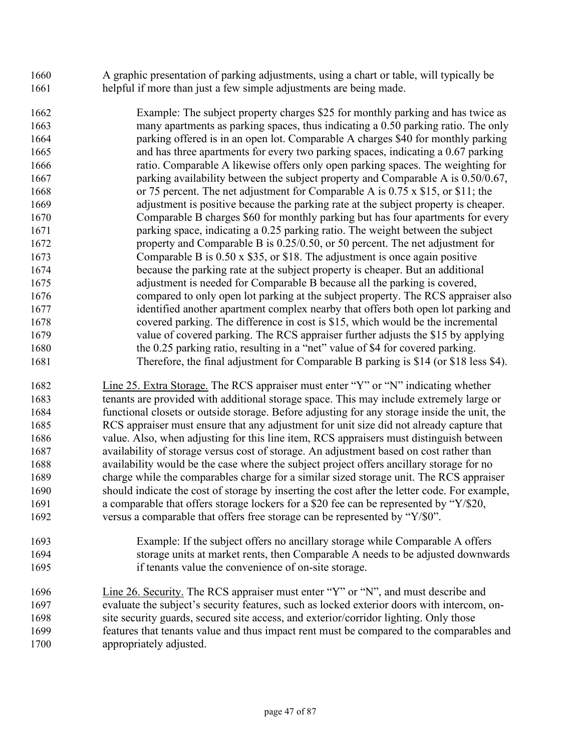A graphic presentation of parking adjustments, using a chart or table, will typically be helpful if more than just a few simple adjustments are being made.

> Example: The subject property charges $25 for monthly parking and has twice as many apartments as parking spaces, thus indicating a 0.50 parking ratio. The only parking offered is in an open lot. Comparable A charges $40 for monthly parking and has three apartments for every two parking spaces, indicating a 0.67 parking ratio. Comparable A likewise offers only open parking spaces. The weighting for parking availability between the subject property and Comparable A is 0.50/0.67, or 75 percent. The net adjustment for Comparable A is 0.75 x $15, or $11; the adjustment is positive because the parking rate at the subject property is cheaper. Comparable B charges $60 for monthly parking but has four apartments for every parking space, indicating a 0.25 parking ratio. The weight between the subject property and Comparable B is 0.25/0.50, or 50 percent. The net adjustment for Comparable B is 0.50 x $35, or $18. The adjustment is once again positive because the parking rate at the subject property is cheaper. But an additional adjustment is needed for Comparable B because all the parking is covered, compared to only open lot parking at the subject property. The RCS appraiser also identified another apartment complex nearby that offers both open lot parking and covered parking. The difference in cost is $15, which would be the incremental value of covered parking. The RCS appraiser further adjusts the $15 by applying the 0.25 parking ratio, resulting in a "net" value of $4 for covered parking. Therefore, the final adjustment for Comparable B parking is $14 (or $18 less $4).

<u>Line 25. Extra Storage.</u> The RCS appraiser must enter "Y" or "N" indicating whether tenants are provided with additional storage space. This may include extremely large or functional closets or outside storage. Before adjusting for any storage inside the unit, the RCS appraiser must ensure that any adjustment for unit size did not already capture that value. Also, when adjusting for this line item, RCS appraisers must distinguish between availability of storage versus cost of storage. An adjustment based on cost rather than availability would be the case where the subject project offers ancillary storage for no charge while the comparables charge for a similar sized storage unit. The RCS appraiser should indicate the cost of storage by inserting the cost after the letter code. For example, a comparable that offers storage lockers for a $20 fee can be represented by "Y/$20, versus a comparable that offers free storage can be represented by "Y/$0".

> Example: If the subject offers no ancillary storage while Comparable A offers storage units at market rents, then Comparable A needs to be adjusted downwards if tenants value the convenience of on-site storage.

<u>Line 26. Security.</u> The RCS appraiser must enter "Y" or "N", and must describe and evaluate the subject's security features, such as locked exterior doors with intercom, on-site security guards, secured site access, and exterior/corridor lighting. Only those features that tenants value and thus impact rent must be compared to the comparables and appropriately adjusted.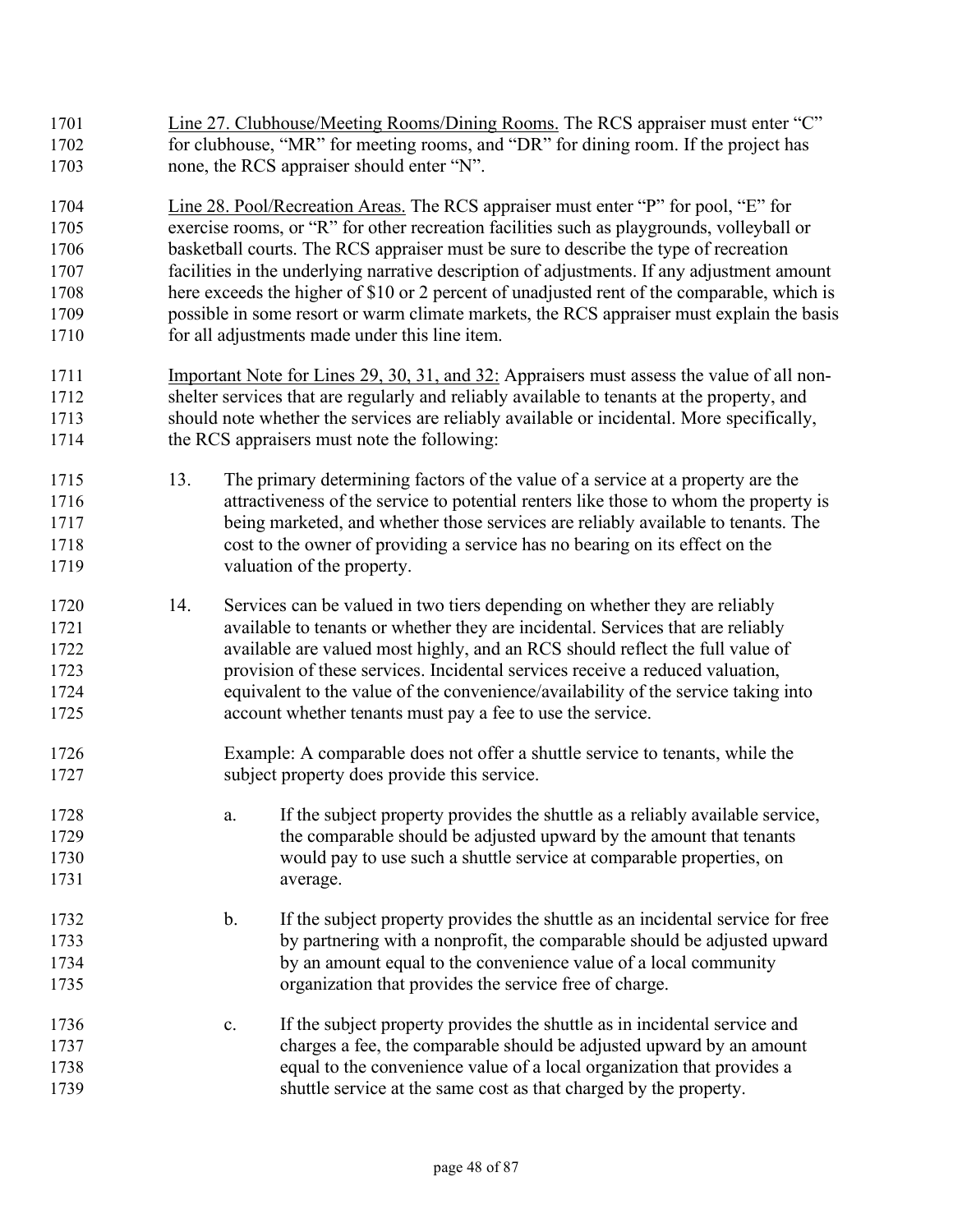Line 27. Clubhouse/Meeting Rooms/Dining Rooms. The RCS appraiser must enter "C" for clubhouse, "MR" for meeting rooms, and "DR" for dining room. If the project has none, the RCS appraiser should enter "N".

Line 28. Pool/Recreation Areas. The RCS appraiser must enter "P" for pool, "E" for exercise rooms, or "R" for other recreation facilities such as playgrounds, volleyball or basketball courts. The RCS appraiser must be sure to describe the type of recreation facilities in the underlying narrative description of adjustments. If any adjustment amount here exceeds the higher of $10 or 2 percent of unadjusted rent of the comparable, which is possible in some resort or warm climate markets, the RCS appraiser must explain the basis for all adjustments made under this line item.

Important Note for Lines 29, 30, 31, and 32: Appraisers must assess the value of all non-shelter services that are regularly and reliably available to tenants at the property, and should note whether the services are reliably available or incidental. More specifically, the RCS appraisers must note the following:

13. The primary determining factors of the value of a service at a property are the attractiveness of the service to potential renters like those to whom the property is being marketed, and whether those services are reliably available to tenants. The cost to the owner of providing a service has no bearing on its effect on the valuation of the property.

14. Services can be valued in two tiers depending on whether they are reliably available to tenants or whether they are incidental. Services that are reliably available are valued most highly, and an RCS should reflect the full value of provision of these services. Incidental services receive a reduced valuation, equivalent to the value of the convenience/availability of the service taking into account whether tenants must pay a fee to use the service.

    Example: A comparable does not offer a shuttle service to tenants, while the subject property does provide this service.

    a. If the subject property provides the shuttle as a reliably available service, the comparable should be adjusted upward by the amount that tenants would pay to use such a shuttle service at comparable properties, on average.

    b. If the subject property provides the shuttle as an incidental service for free by partnering with a nonprofit, the comparable should be adjusted upward by an amount equal to the convenience value of a local community organization that provides the service free of charge.

    c. If the subject property provides the shuttle as in incidental service and charges a fee, the comparable should be adjusted upward by an amount equal to the convenience value of a local organization that provides a shuttle service at the same cost as that charged by the property.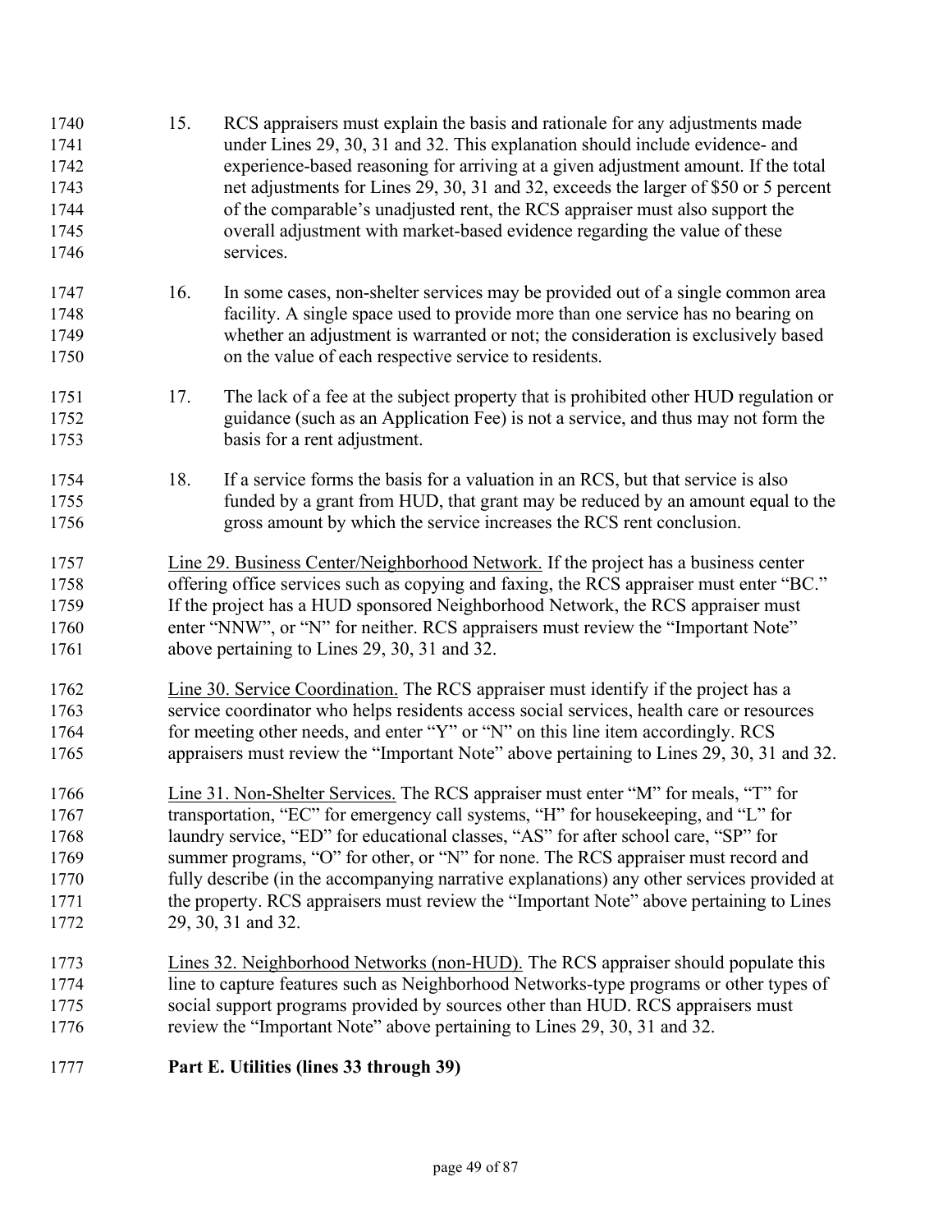15. RCS appraisers must explain the basis and rationale for any adjustments made under Lines 29, 30, 31 and 32. This explanation should include evidence- and experience-based reasoning for arriving at a given adjustment amount. If the total net adjustments for Lines 29, 30, 31 and 32, exceeds the larger of $50 or 5 percent of the comparable's unadjusted rent, the RCS appraiser must also support the overall adjustment with market-based evidence regarding the value of these services.

16. In some cases, non-shelter services may be provided out of a single common area facility. A single space used to provide more than one service has no bearing on whether an adjustment is warranted or not; the consideration is exclusively based on the value of each respective service to residents.

17. The lack of a fee at the subject property that is prohibited other HUD regulation or guidance (such as an Application Fee) is not a service, and thus may not form the basis for a rent adjustment.

18. If a service forms the basis for a valuation in an RCS, but that service is also funded by a grant from HUD, that grant may be reduced by an amount equal to the gross amount by which the service increases the RCS rent conclusion.

<u>Line 29. Business Center/Neighborhood Network.</u> If the project has a business center offering office services such as copying and faxing, the RCS appraiser must enter "BC." If the project has a HUD sponsored Neighborhood Network, the RCS appraiser must enter "NNW", or "N" for neither. RCS appraisers must review the "Important Note" above pertaining to Lines 29, 30, 31 and 32.

<u>Line 30. Service Coordination.</u> The RCS appraiser must identify if the project has a service coordinator who helps residents access social services, health care or resources for meeting other needs, and enter "Y" or "N" on this line item accordingly. RCS appraisers must review the "Important Note" above pertaining to Lines 29, 30, 31 and 32.

<u>Line 31. Non-Shelter Services.</u> The RCS appraiser must enter "M" for meals, "T" for transportation, "EC" for emergency call systems, "H" for housekeeping, and "L" for laundry service, "ED" for educational classes, "AS" for after school care, "SP" for summer programs, "O" for other, or "N" for none. The RCS appraiser must record and fully describe (in the accompanying narrative explanations) any other services provided at the property. RCS appraisers must review the "Important Note" above pertaining to Lines 29, 30, 31 and 32.

<u>Lines 32. Neighborhood Networks (non-HUD).</u> The RCS appraiser should populate this line to capture features such as Neighborhood Networks-type programs or other types of social support programs provided by sources other than HUD. RCS appraisers must review the "Important Note" above pertaining to Lines 29, 30, 31 and 32.

**Part E. Utilities (lines 33 through 39)**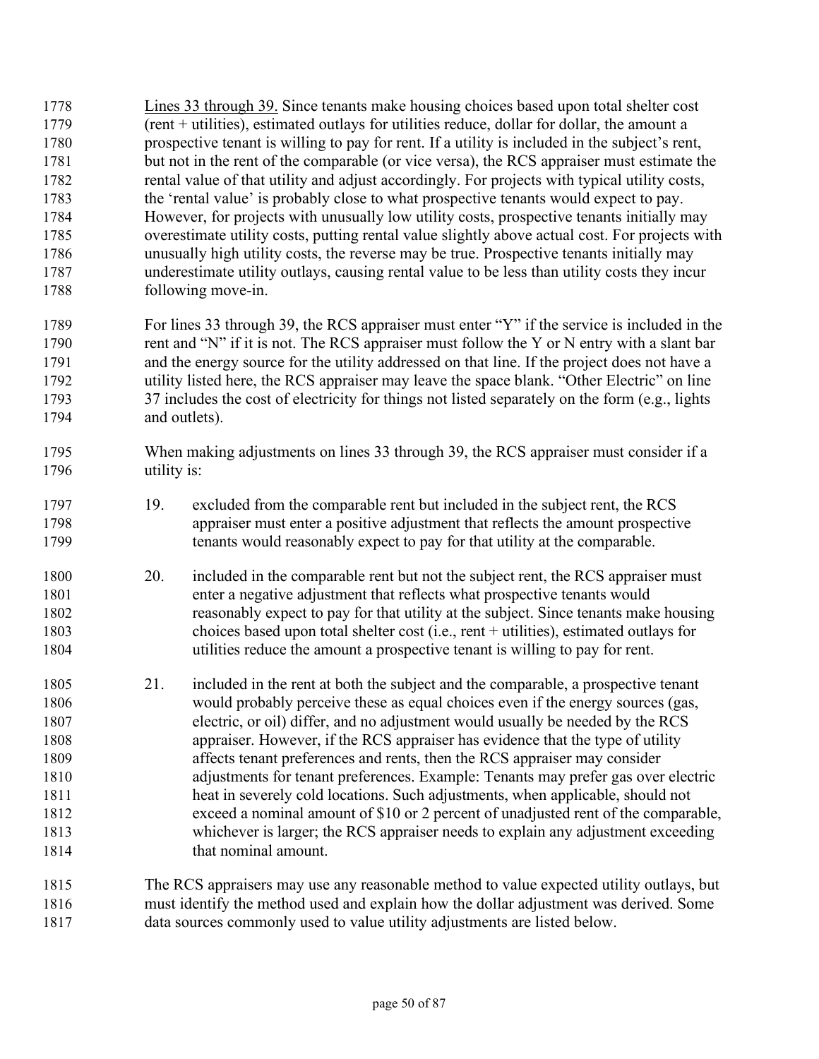Lines 33 through 39. Since tenants make housing choices based upon total shelter cost (rent + utilities), estimated outlays for utilities reduce, dollar for dollar, the amount a prospective tenant is willing to pay for rent. If a utility is included in the subject's rent, but not in the rent of the comparable (or vice versa), the RCS appraiser must estimate the rental value of that utility and adjust accordingly. For projects with typical utility costs, the 'rental value' is probably close to what prospective tenants would expect to pay. However, for projects with unusually low utility costs, prospective tenants initially may overestimate utility costs, putting rental value slightly above actual cost. For projects with unusually high utility costs, the reverse may be true. Prospective tenants initially may underestimate utility outlays, causing rental value to be less than utility costs they incur following move-in.

For lines 33 through 39, the RCS appraiser must enter "Y" if the service is included in the rent and "N" if it is not. The RCS appraiser must follow the Y or N entry with a slant bar and the energy source for the utility addressed on that line. If the project does not have a utility listed here, the RCS appraiser may leave the space blank. "Other Electric" on line 37 includes the cost of electricity for things not listed separately on the form (e.g., lights and outlets).

When making adjustments on lines 33 through 39, the RCS appraiser must consider if a utility is:

19. excluded from the comparable rent but included in the subject rent, the RCS appraiser must enter a positive adjustment that reflects the amount prospective tenants would reasonably expect to pay for that utility at the comparable.

20. included in the comparable rent but not the subject rent, the RCS appraiser must enter a negative adjustment that reflects what prospective tenants would reasonably expect to pay for that utility at the subject. Since tenants make housing choices based upon total shelter cost (i.e., rent + utilities), estimated outlays for utilities reduce the amount a prospective tenant is willing to pay for rent.

21. included in the rent at both the subject and the comparable, a prospective tenant would probably perceive these as equal choices even if the energy sources (gas, electric, or oil) differ, and no adjustment would usually be needed by the RCS appraiser. However, if the RCS appraiser has evidence that the type of utility affects tenant preferences and rents, then the RCS appraiser may consider adjustments for tenant preferences. Example: Tenants may prefer gas over electric heat in severely cold locations. Such adjustments, when applicable, should not exceed a nominal amount of $10 or 2 percent of unadjusted rent of the comparable, whichever is larger; the RCS appraiser needs to explain any adjustment exceeding that nominal amount.

The RCS appraisers may use any reasonable method to value expected utility outlays, but must identify the method used and explain how the dollar adjustment was derived. Some data sources commonly used to value utility adjustments are listed below.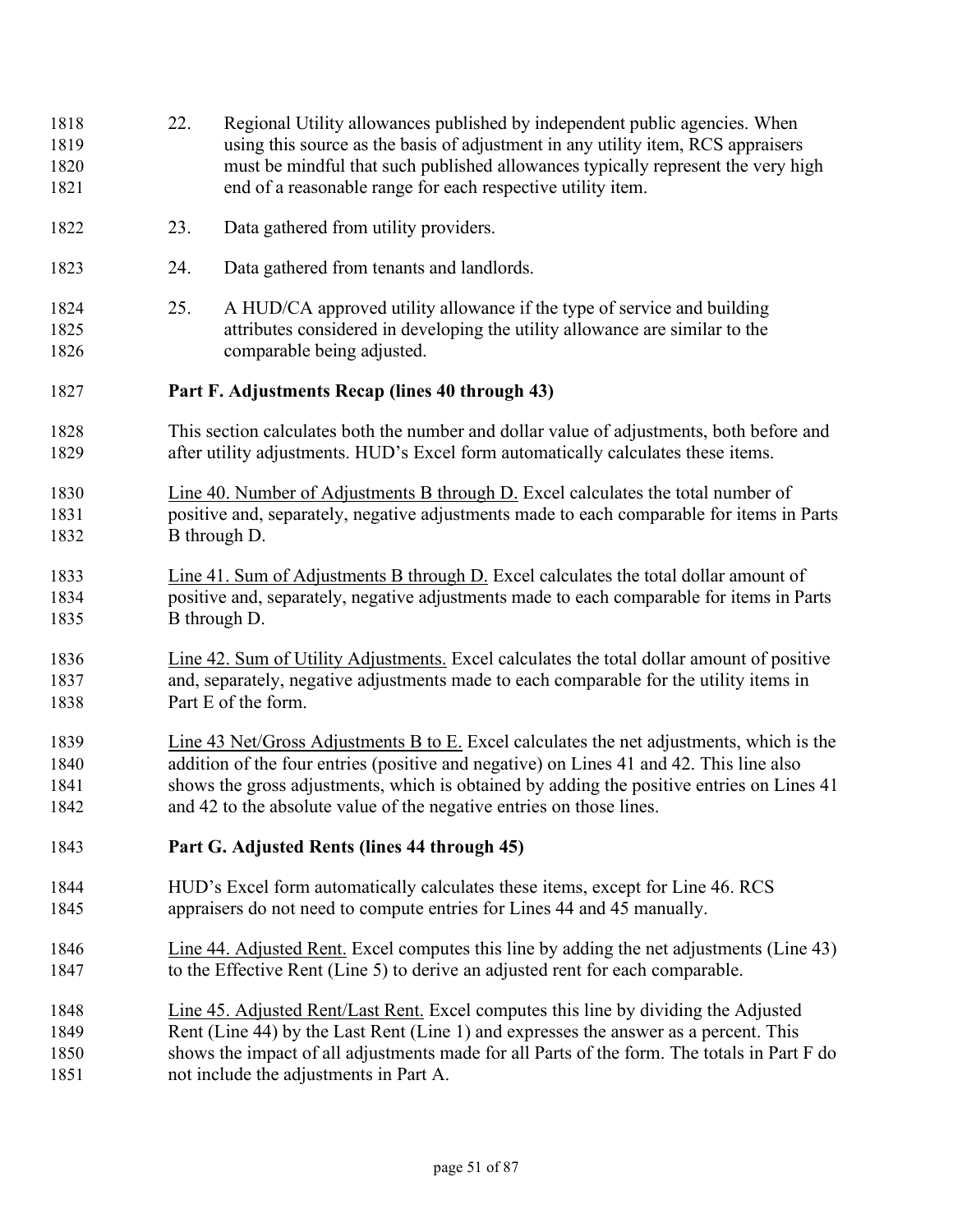22. Regional Utility allowances published by independent public agencies. When using this source as the basis of adjustment in any utility item, RCS appraisers must be mindful that such published allowances typically represent the very high end of a reasonable range for each respective utility item.

23. Data gathered from utility providers.

24. Data gathered from tenants and landlords.

25. A HUD/CA approved utility allowance if the type of service and building attributes considered in developing the utility allowance are similar to the comparable being adjusted.

**Part F. Adjustments Recap (lines 40 through 43)**

This section calculates both the number and dollar value of adjustments, both before and after utility adjustments. HUD's Excel form automatically calculates these items.

Line 40. Number of Adjustments B through D. Excel calculates the total number of positive and, separately, negative adjustments made to each comparable for items in Parts B through D.

Line 41. Sum of Adjustments B through D. Excel calculates the total dollar amount of positive and, separately, negative adjustments made to each comparable for items in Parts B through D.

Line 42. Sum of Utility Adjustments. Excel calculates the total dollar amount of positive and, separately, negative adjustments made to each comparable for the utility items in Part E of the form.

Line 43 Net/Gross Adjustments B to E. Excel calculates the net adjustments, which is the addition of the four entries (positive and negative) on Lines 41 and 42. This line also shows the gross adjustments, which is obtained by adding the positive entries on Lines 41 and 42 to the absolute value of the negative entries on those lines.

**Part G. Adjusted Rents (lines 44 through 45)**

HUD's Excel form automatically calculates these items, except for Line 46. RCS appraisers do not need to compute entries for Lines 44 and 45 manually.

Line 44. Adjusted Rent. Excel computes this line by adding the net adjustments (Line 43) to the Effective Rent (Line 5) to derive an adjusted rent for each comparable.

Line 45. Adjusted Rent/Last Rent. Excel computes this line by dividing the Adjusted Rent (Line 44) by the Last Rent (Line 1) and expresses the answer as a percent. This shows the impact of all adjustments made for all Parts of the form. The totals in Part F do not include the adjustments in Part A.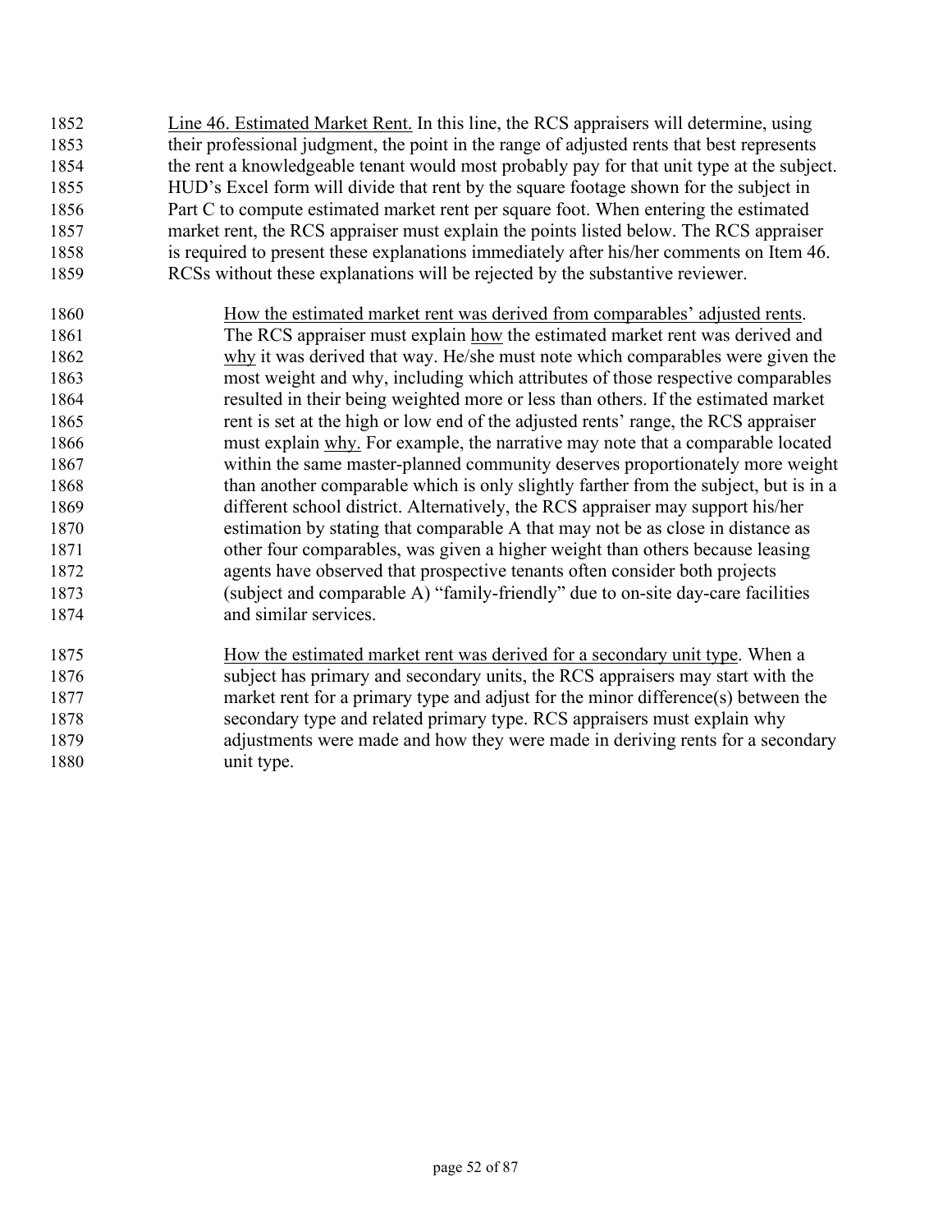Line 46. Estimated Market Rent. In this line, the RCS appraisers will determine, using their professional judgment, the point in the range of adjusted rents that best represents the rent a knowledgeable tenant would most probably pay for that unit type at the subject. HUD's Excel form will divide that rent by the square footage shown for the subject in Part C to compute estimated market rent per square foot. When entering the estimated market rent, the RCS appraiser must explain the points listed below. The RCS appraiser is required to present these explanations immediately after his/her comments on Item 46. RCSs without these explanations will be rejected by the substantive reviewer.

How the estimated market rent was derived from comparables' adjusted rents. The RCS appraiser must explain how the estimated market rent was derived and why it was derived that way. He/she must note which comparables were given the most weight and why, including which attributes of those respective comparables resulted in their being weighted more or less than others. If the estimated market rent is set at the high or low end of the adjusted rents' range, the RCS appraiser must explain why. For example, the narrative may note that a comparable located within the same master-planned community deserves proportionately more weight than another comparable which is only slightly farther from the subject, but is in a different school district. Alternatively, the RCS appraiser may support his/her estimation by stating that comparable A that may not be as close in distance as other four comparables, was given a higher weight than others because leasing agents have observed that prospective tenants often consider both projects (subject and comparable A) "family-friendly" due to on-site day-care facilities and similar services.

How the estimated market rent was derived for a secondary unit type. When a subject has primary and secondary units, the RCS appraisers may start with the market rent for a primary type and adjust for the minor difference(s) between the secondary type and related primary type. RCS appraisers must explain why adjustments were made and how they were made in deriving rents for a secondary unit type.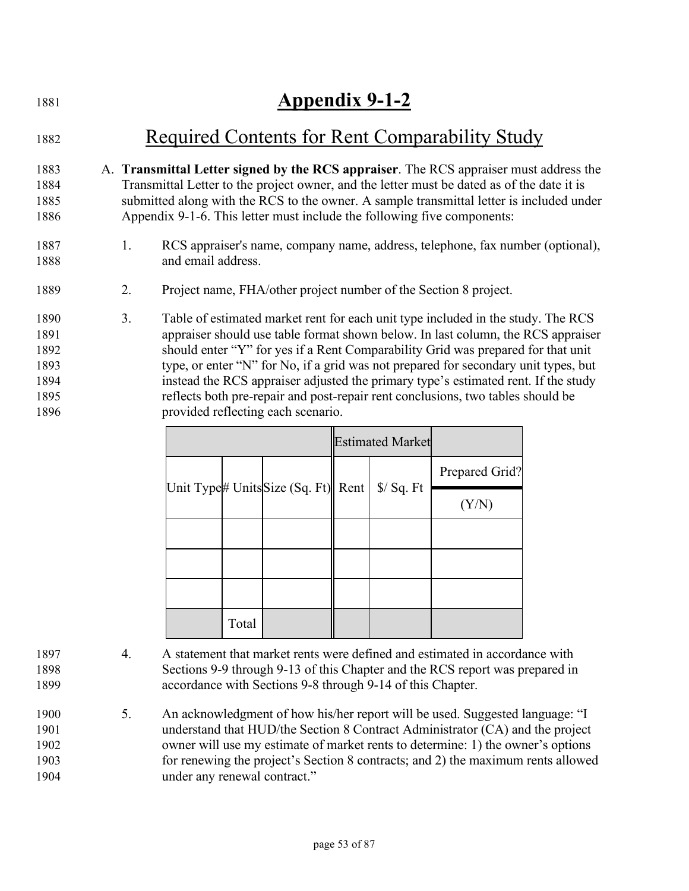# Appendix 9-1-2

## Required Contents for Rent Comparability Study

A. **Transmittal Letter signed by the RCS appraiser**. The RCS appraiser must address the Transmittal Letter to the project owner, and the letter must be dated as of the date it is submitted along with the RCS to the owner. A sample transmittal letter is included under Appendix 9-1-6. This letter must include the following five components:

1. RCS appraiser's name, company name, address, telephone, fax number (optional), and email address.

2. Project name, FHA/other project number of the Section 8 project.

3. Table of estimated market rent for each unit type included in the study. The RCS appraiser should use table format shown below. In last column, the RCS appraiser should enter "Y" for yes if a Rent Comparability Grid was prepared for that unit type, or enter "N" for No, if a grid was not prepared for secondary unit types, but instead the RCS appraiser adjusted the primary type's estimated rent. If the study reflects both pre-repair and post-repair rent conclusions, two tables should be provided reflecting each scenario.

| | | | Estimated Market | | |
|---|---|---|---|---|---|
| Unit Type | # Units | Size (Sq. Ft) | Rent | $/ Sq. Ft | Prepared Grid? (Y/N) |
| | | | | | |
| | | | | | |
| | | | | | |
| | Total | | | | |

4. A statement that market rents were defined and estimated in accordance with Sections 9-9 through 9-13 of this Chapter and the RCS report was prepared in accordance with Sections 9-8 through 9-14 of this Chapter.

5. An acknowledgment of how his/her report will be used. Suggested language: "I understand that HUD/the Section 8 Contract Administrator (CA) and the project owner will use my estimate of market rents to determine: 1) the owner's options for renewing the project's Section 8 contracts; and 2) the maximum rents allowed under any renewal contract."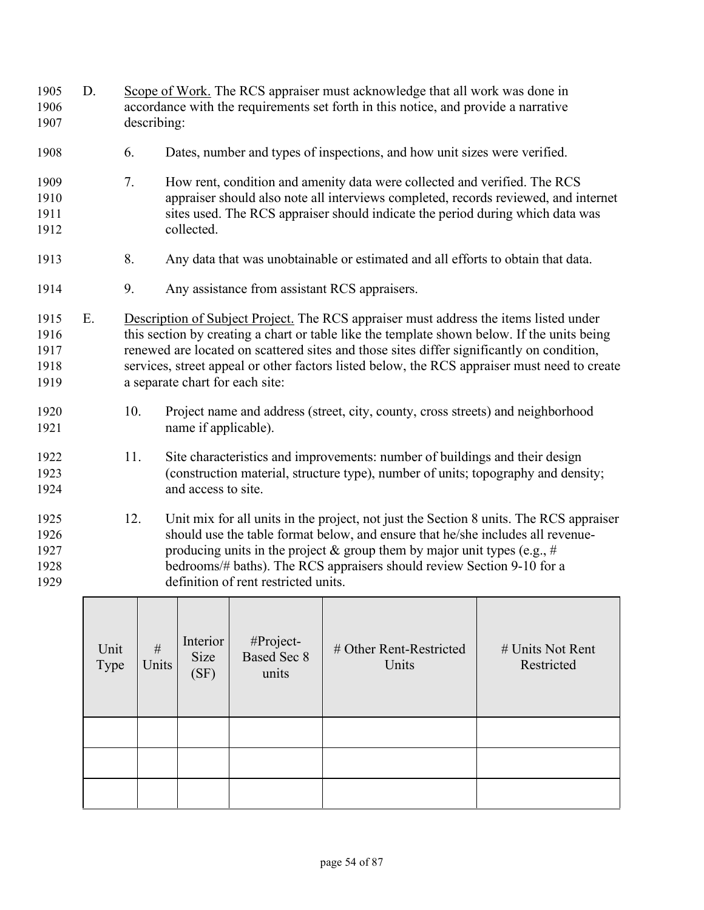D. Scope of Work. The RCS appraiser must acknowledge that all work was done in accordance with the requirements set forth in this notice, and provide a narrative describing:

6. Dates, number and types of inspections, and how unit sizes were verified.

7. How rent, condition and amenity data were collected and verified. The RCS appraiser should also note all interviews completed, records reviewed, and internet sites used. The RCS appraiser should indicate the period during which data was collected.

8. Any data that was unobtainable or estimated and all efforts to obtain that data.

9. Any assistance from assistant RCS appraisers.

E. Description of Subject Project. The RCS appraiser must address the items listed under this section by creating a chart or table like the template shown below. If the units being renewed are located on scattered sites and those sites differ significantly on condition, services, street appeal or other factors listed below, the RCS appraiser must need to create a separate chart for each site:

10. Project name and address (street, city, county, cross streets) and neighborhood name if applicable).

11. Site characteristics and improvements: number of buildings and their design (construction material, structure type), number of units; topography and density; and access to site.

12. Unit mix for all units in the project, not just the Section 8 units. The RCS appraiser should use the table format below, and ensure that he/she includes all revenue-producing units in the project & group them by major unit types (e.g., # bedrooms/# baths). The RCS appraisers should review Section 9-10 for a definition of rent restricted units.

| Unit Type | # Units | Interior Size (SF) | #Project-Based Sec 8 units | # Other Rent-Restricted Units | # Units Not Rent Restricted |
|---|---|---|---|---|---|
| | | | | | |
| | | | | | |
| | | | | | |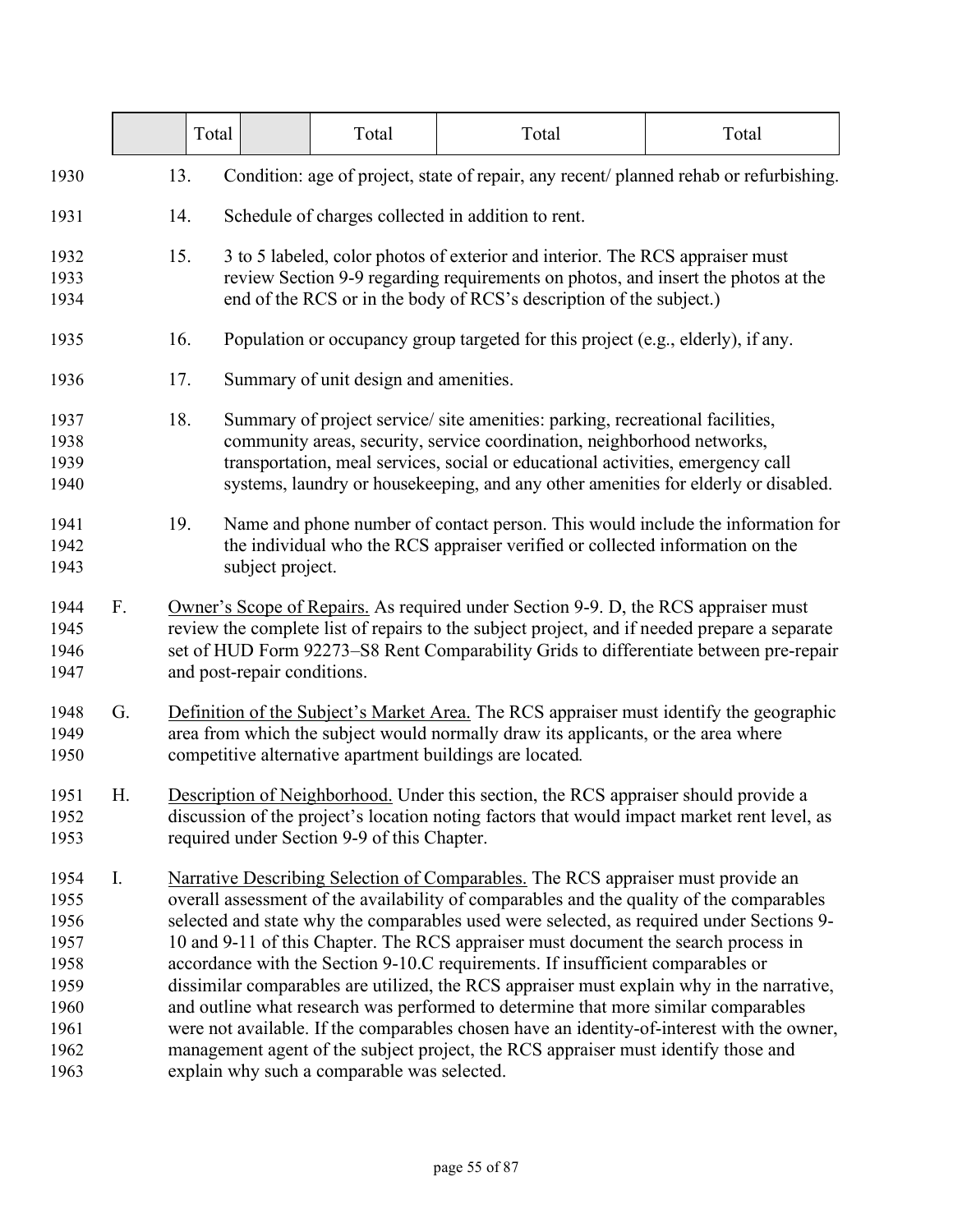| | | Total | | Total | Total | Total |
|---|---|---|---|---|---|---|

13. Condition: age of project, state of repair, any recent/ planned rehab or refurbishing.

14. Schedule of charges collected in addition to rent.

15. 3 to 5 labeled, color photos of exterior and interior. The RCS appraiser must review Section 9-9 regarding requirements on photos, and insert the photos at the end of the RCS or in the body of RCS's description of the subject.)

16. Population or occupancy group targeted for this project (e.g., elderly), if any.

17. Summary of unit design and amenities.

18. Summary of project service/ site amenities: parking, recreational facilities, community areas, security, service coordination, neighborhood networks, transportation, meal services, social or educational activities, emergency call systems, laundry or housekeeping, and any other amenities for elderly or disabled.

19. Name and phone number of contact person. This would include the information for the individual who the RCS appraiser verified or collected information on the subject project.

F. Owner's Scope of Repairs. As required under Section 9-9. D, the RCS appraiser must review the complete list of repairs to the subject project, and if needed prepare a separate set of HUD Form 92273–S8 Rent Comparability Grids to differentiate between pre-repair and post-repair conditions.

G. Definition of the Subject's Market Area. The RCS appraiser must identify the geographic area from which the subject would normally draw its applicants, or the area where competitive alternative apartment buildings are located.

H. Description of Neighborhood. Under this section, the RCS appraiser should provide a discussion of the project's location noting factors that would impact market rent level, as required under Section 9-9 of this Chapter.

I. Narrative Describing Selection of Comparables. The RCS appraiser must provide an overall assessment of the availability of comparables and the quality of the comparables selected and state why the comparables used were selected, as required under Sections 9-10 and 9-11 of this Chapter. The RCS appraiser must document the search process in accordance with the Section 9-10.C requirements. If insufficient comparables or dissimilar comparables are utilized, the RCS appraiser must explain why in the narrative, and outline what research was performed to determine that more similar comparables were not available. If the comparables chosen have an identity-of-interest with the owner, management agent of the subject project, the RCS appraiser must identify those and explain why such a comparable was selected.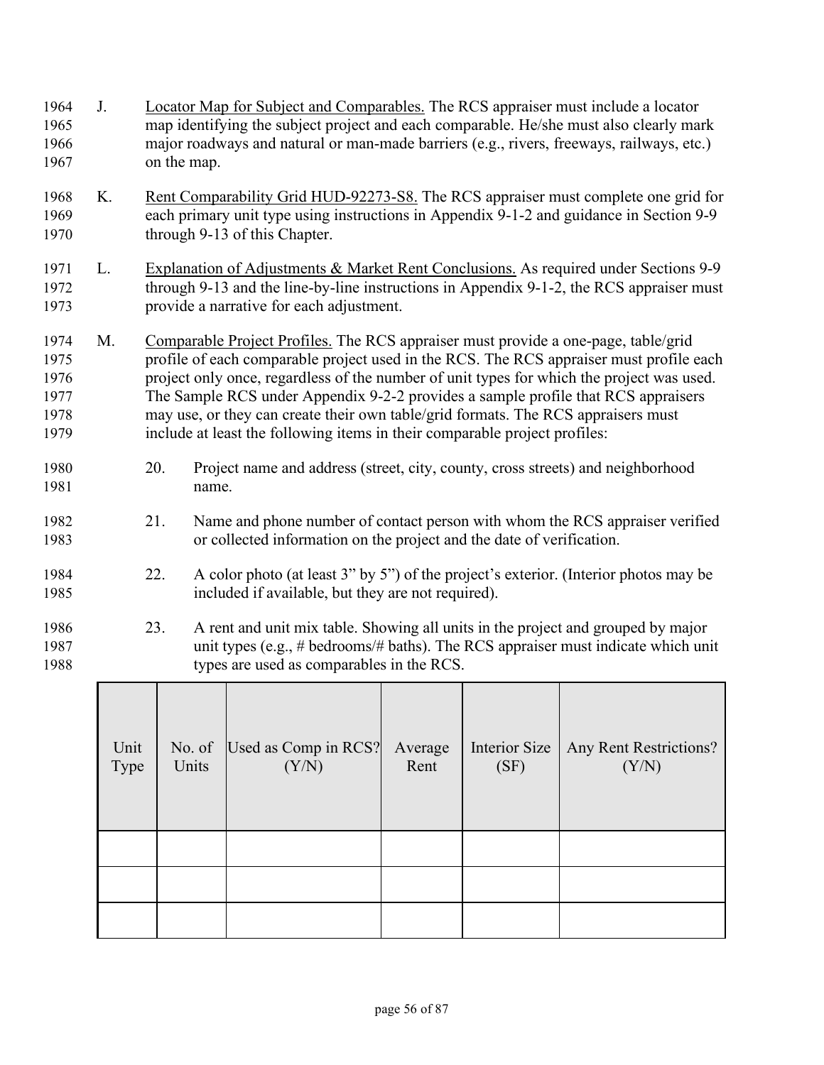J. Locator Map for Subject and Comparables. The RCS appraiser must include a locator map identifying the subject project and each comparable. He/she must also clearly mark major roadways and natural or man-made barriers (e.g., rivers, freeways, railways, etc.) on the map.

K. Rent Comparability Grid HUD-92273-S8. The RCS appraiser must complete one grid for each primary unit type using instructions in Appendix 9-1-2 and guidance in Section 9-9 through 9-13 of this Chapter.

L. Explanation of Adjustments & Market Rent Conclusions. As required under Sections 9-9 through 9-13 and the line-by-line instructions in Appendix 9-1-2, the RCS appraiser must provide a narrative for each adjustment.

M. Comparable Project Profiles. The RCS appraiser must provide a one-page, table/grid profile of each comparable project used in the RCS. The RCS appraiser must profile each project only once, regardless of the number of unit types for which the project was used. The Sample RCS under Appendix 9-2-2 provides a sample profile that RCS appraisers may use, or they can create their own table/grid formats. The RCS appraisers must include at least the following items in their comparable project profiles:

20. Project name and address (street, city, county, cross streets) and neighborhood name.

21. Name and phone number of contact person with whom the RCS appraiser verified or collected information on the project and the date of verification.

22. A color photo (at least 3" by 5") of the project's exterior. (Interior photos may be included if available, but they are not required).

23. A rent and unit mix table. Showing all units in the project and grouped by major unit types (e.g., # bedrooms/# baths). The RCS appraiser must indicate which unit types are used as comparables in the RCS.

| Unit Type | No. of Units | Used as Comp in RCS? (Y/N) | Average Rent | Interior Size (SF) | Any Rent Restrictions? (Y/N) |
|---|---|---|---|---|---|
| | | | | | |
| | | | | | |
| | | | | | |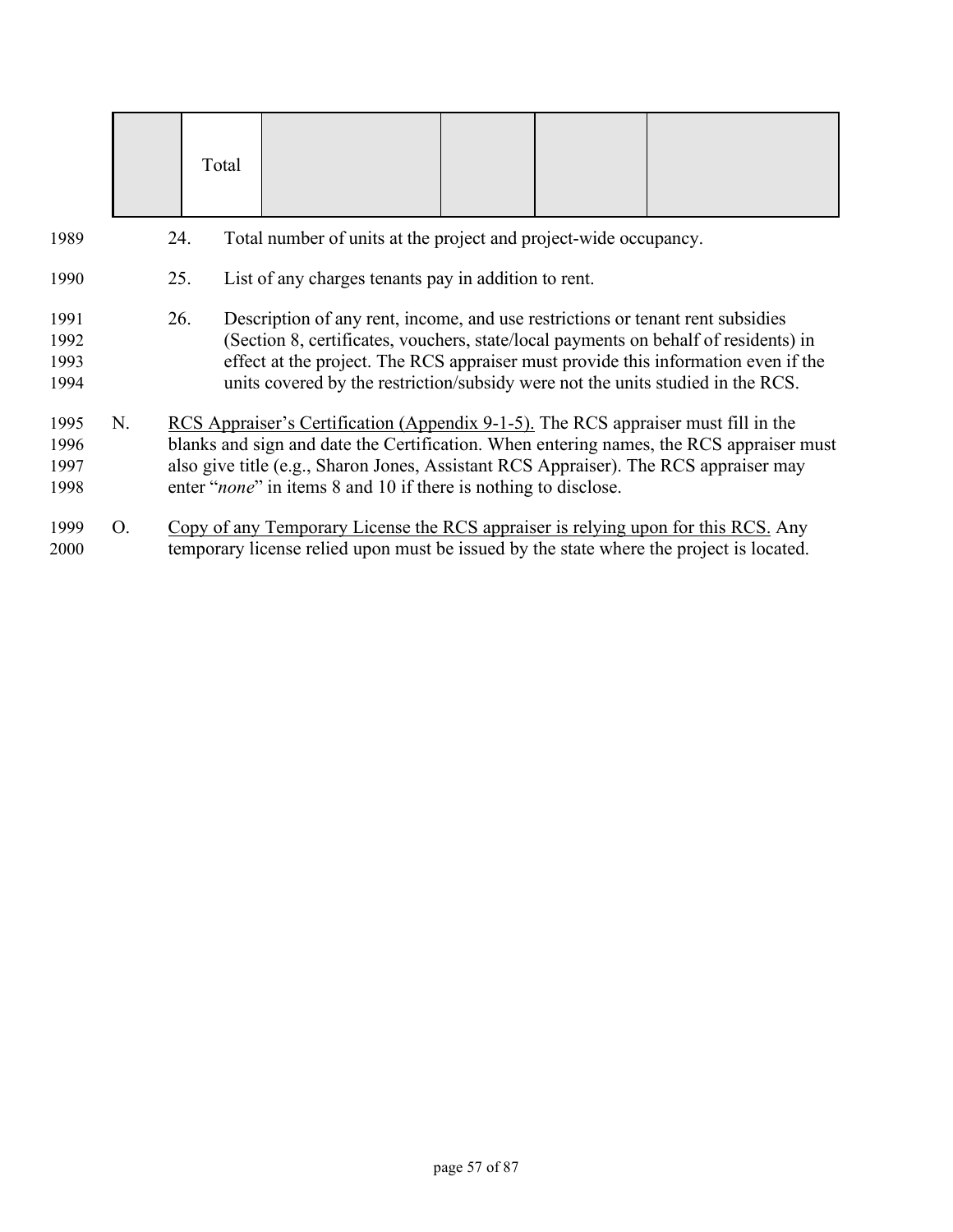| | Total | | | | |
|---|---|---|---|---|---|

24. Total number of units at the project and project-wide occupancy.

25. List of any charges tenants pay in addition to rent.

26. Description of any rent, income, and use restrictions or tenant rent subsidies (Section 8, certificates, vouchers, state/local payments on behalf of residents) in effect at the project. The RCS appraiser must provide this information even if the units covered by the restriction/subsidy were not the units studied in the RCS.

N. RCS Appraiser's Certification (Appendix 9-1-5). The RCS appraiser must fill in the blanks and sign and date the Certification. When entering names, the RCS appraiser must also give title (e.g., Sharon Jones, Assistant RCS Appraiser). The RCS appraiser may enter "*none*" in items 8 and 10 if there is nothing to disclose.

O. Copy of any Temporary License the RCS appraiser is relying upon for this RCS. Any temporary license relied upon must be issued by the state where the project is located.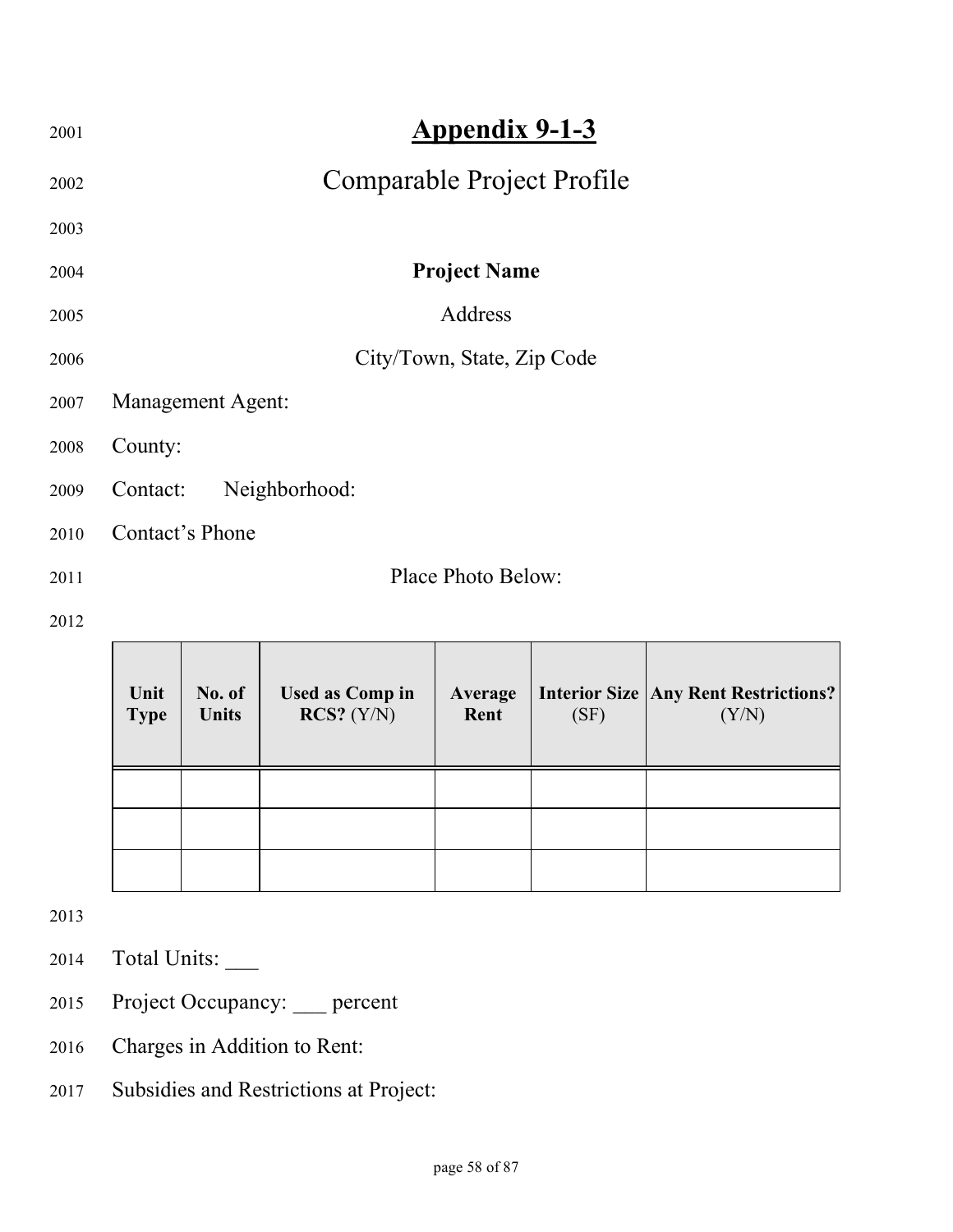# Appendix 9-1-3

## Comparable Project Profile

**Project Name**

Address

City/Town, State, Zip Code

Management Agent:

County:

Contact: Neighborhood:

Contact's Phone

Place Photo Below:

| Unit Type | No. of Units | Used as Comp in RCS? (Y/N) | Average Rent | Interior Size (SF) | Any Rent Restrictions? (Y/N) |
|---|---|---|---|---|---|
| | | | | | |
| | | | | | |
| | | | | | |

Total Units: ___

Project Occupancy: ___ percent

Charges in Addition to Rent:

Subsidies and Restrictions at Project: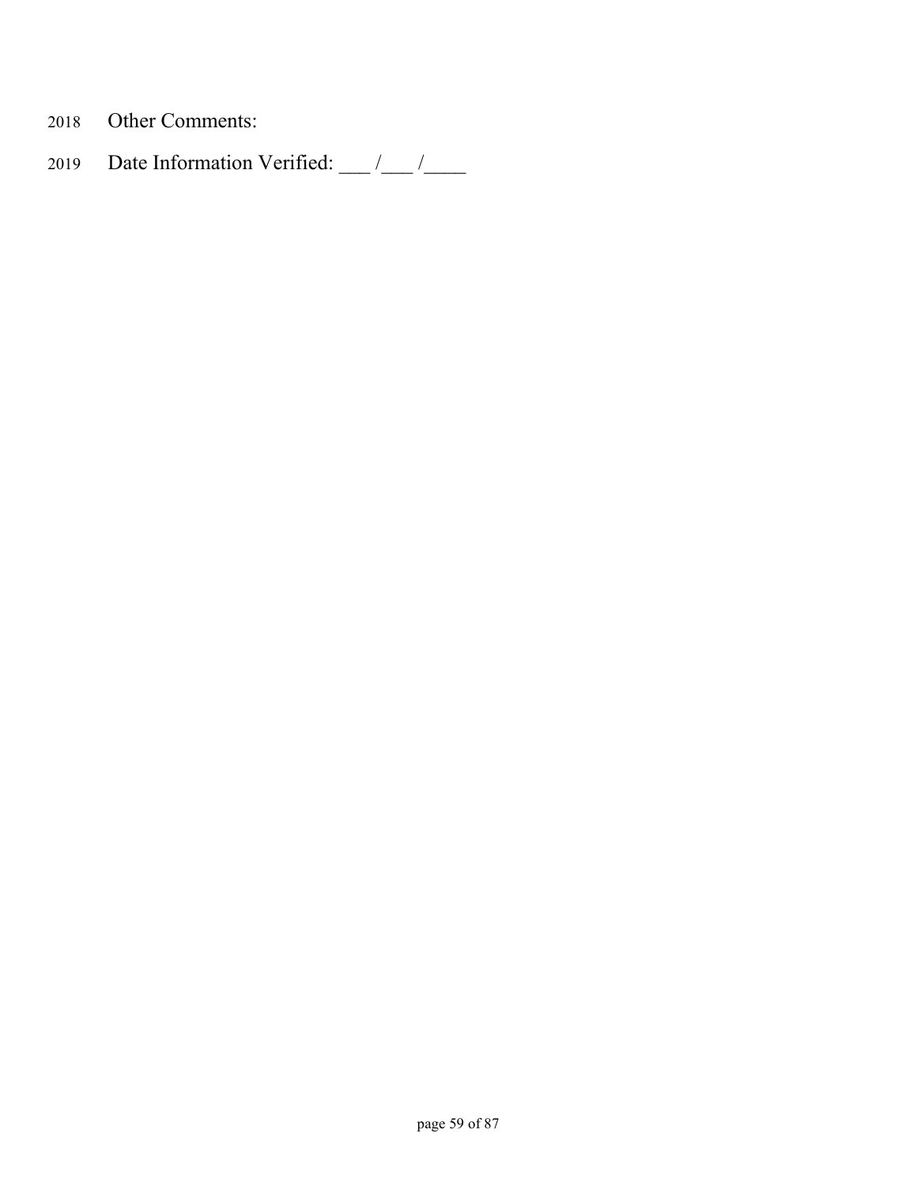Other Comments:

Date Information Verified: ___ /___ /____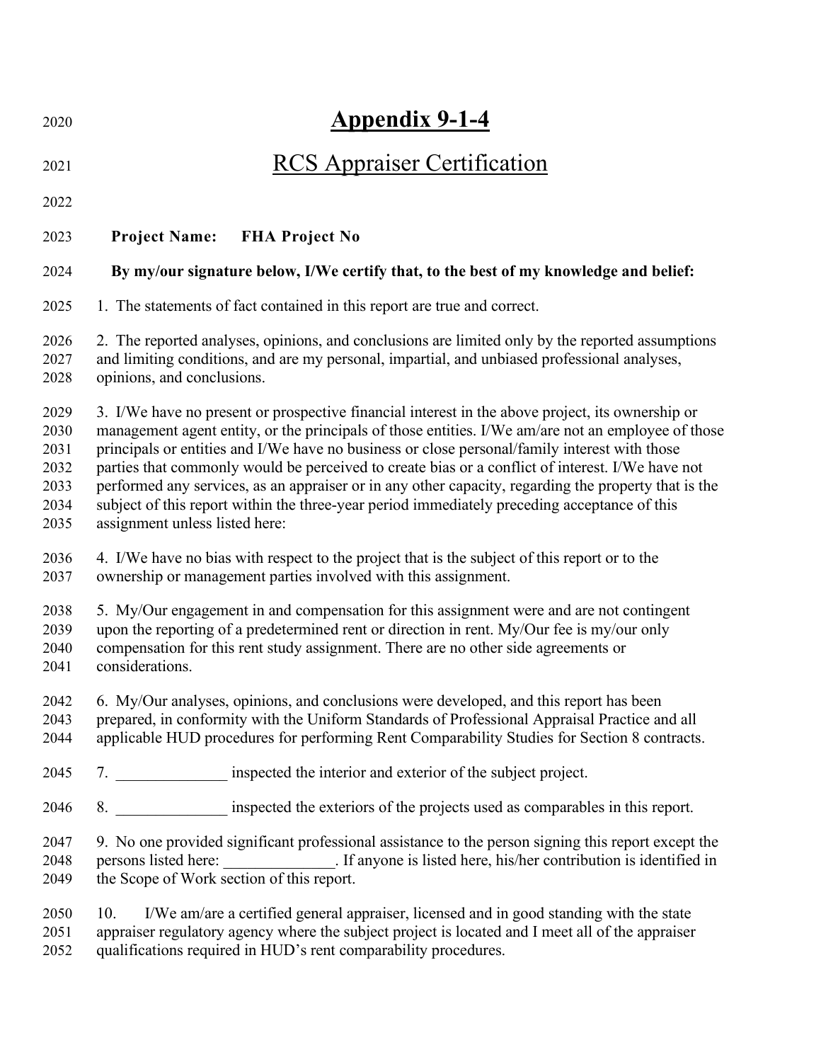# Appendix 9-1-4

## RCS Appraiser Certification

**Project Name: FHA Project No**

**By my/our signature below, I/We certify that, to the best of my knowledge and belief:**

1. The statements of fact contained in this report are true and correct.

2. The reported analyses, opinions, and conclusions are limited only by the reported assumptions and limiting conditions, and are my personal, impartial, and unbiased professional analyses, opinions, and conclusions.

3. I/We have no present or prospective financial interest in the above project, its ownership or management agent entity, or the principals of those entities. I/We am/are not an employee of those principals or entities and I/We have no business or close personal/family interest with those parties that commonly would be perceived to create bias or a conflict of interest. I/We have not performed any services, as an appraiser or in any other capacity, regarding the property that is the subject of this report within the three-year period immediately preceding acceptance of this assignment unless listed here:

4. I/We have no bias with respect to the project that is the subject of this report or to the ownership or management parties involved with this assignment.

5. My/Our engagement in and compensation for this assignment were and are not contingent upon the reporting of a predetermined rent or direction in rent. My/Our fee is my/our only compensation for this rent study assignment. There are no other side agreements or considerations.

6. My/Our analyses, opinions, and conclusions were developed, and this report has been prepared, in conformity with the Uniform Standards of Professional Appraisal Practice and all applicable HUD procedures for performing Rent Comparability Studies for Section 8 contracts.

7. ______________ inspected the interior and exterior of the subject project.

8. ______________ inspected the exteriors of the projects used as comparables in this report.

9. No one provided significant professional assistance to the person signing this report except the persons listed here: ______________. If anyone is listed here, his/her contribution is identified in the Scope of Work section of this report.

10. I/We am/are a certified general appraiser, licensed and in good standing with the state appraiser regulatory agency where the subject project is located and I meet all of the appraiser qualifications required in HUD's rent comparability procedures.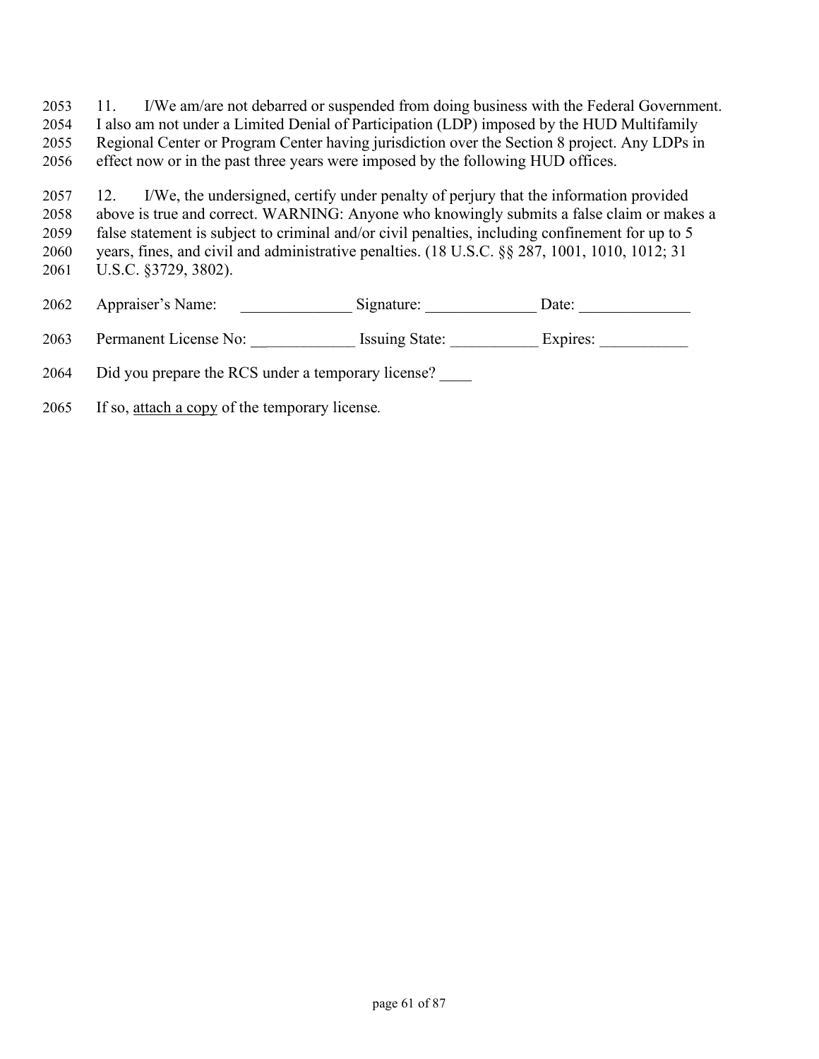11. I/We am/are not debarred or suspended from doing business with the Federal Government. I also am not under a Limited Denial of Participation (LDP) imposed by the HUD Multifamily Regional Center or Program Center having jurisdiction over the Section 8 project. Any LDPs in effect now or in the past three years were imposed by the following HUD offices.

12. I/We, the undersigned, certify under penalty of perjury that the information provided above is true and correct. WARNING: Anyone who knowingly submits a false claim or makes a false statement is subject to criminal and/or civil penalties, including confinement for up to 5 years, fines, and civil and administrative penalties. (18 U.S.C. §§ 287, 1001, 1010, 1012; 31 U.S.C. §3729, 3802).

Appraiser's Name: ______________ Signature: ______________ Date: ______________

Permanent License No: _____________ Issuing State: ___________ Expires: ___________

Did you prepare the RCS under a temporary license? ____

If so, attach a copy of the temporary license.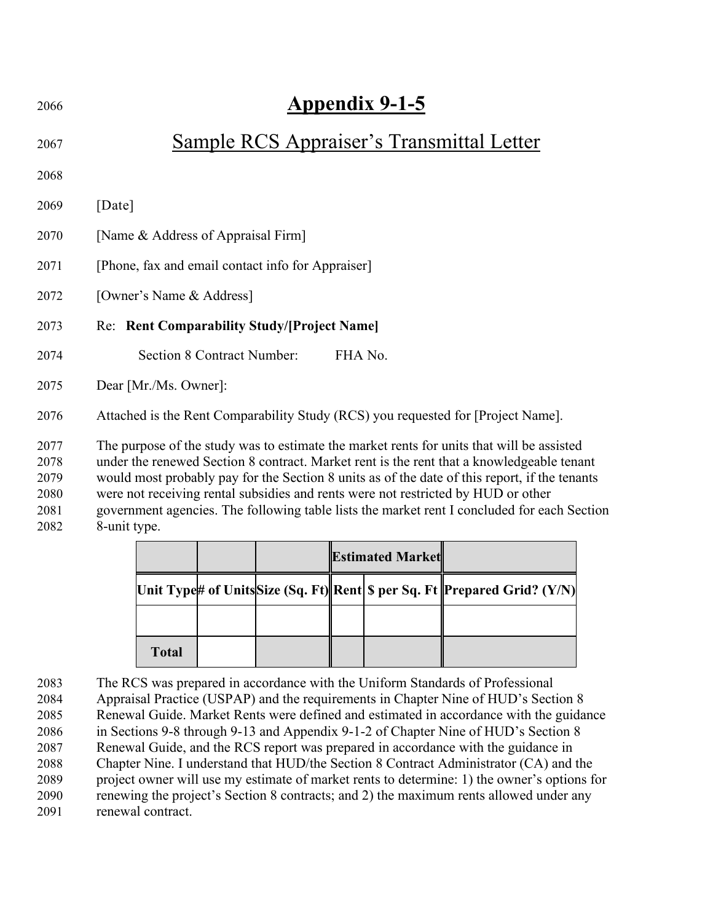# Appendix 9-1-5

## Sample RCS Appraiser's Transmittal Letter

[Date]

[Name & Address of Appraisal Firm]

[Phone, fax and email contact info for Appraiser]

[Owner's Name & Address]

Re: **Rent Comparability Study/[Project Name]**

Section 8 Contract Number: FHA No.

Dear [Mr./Ms. Owner]:

Attached is the Rent Comparability Study (RCS) you requested for [Project Name].

The purpose of the study was to estimate the market rents for units that will be assisted under the renewed Section 8 contract. Market rent is the rent that a knowledgeable tenant would most probably pay for the Section 8 units as of the date of this report, if the tenants were not receiving rental subsidies and rents were not restricted by HUD or other government agencies. The following table lists the market rent I concluded for each Section 8-unit type.

| | | | Estimated Market | | |
|---|---|---|---|---|---|
| **Unit Type** | **# of Units** | **Size (Sq. Ft)** | **Rent** | **$ per Sq. Ft** | **Prepared Grid? (Y/N)** |
| | | | | | |
| **Total** | | | | | |

The RCS was prepared in accordance with the Uniform Standards of Professional Appraisal Practice (USPAP) and the requirements in Chapter Nine of HUD's Section 8 Renewal Guide. Market Rents were defined and estimated in accordance with the guidance in Sections 9-8 through 9-13 and Appendix 9-1-2 of Chapter Nine of HUD's Section 8 Renewal Guide, and the RCS report was prepared in accordance with the guidance in Chapter Nine. I understand that HUD/the Section 8 Contract Administrator (CA) and the project owner will use my estimate of market rents to determine: 1) the owner's options for renewing the project's Section 8 contracts; and 2) the maximum rents allowed under any renewal contract.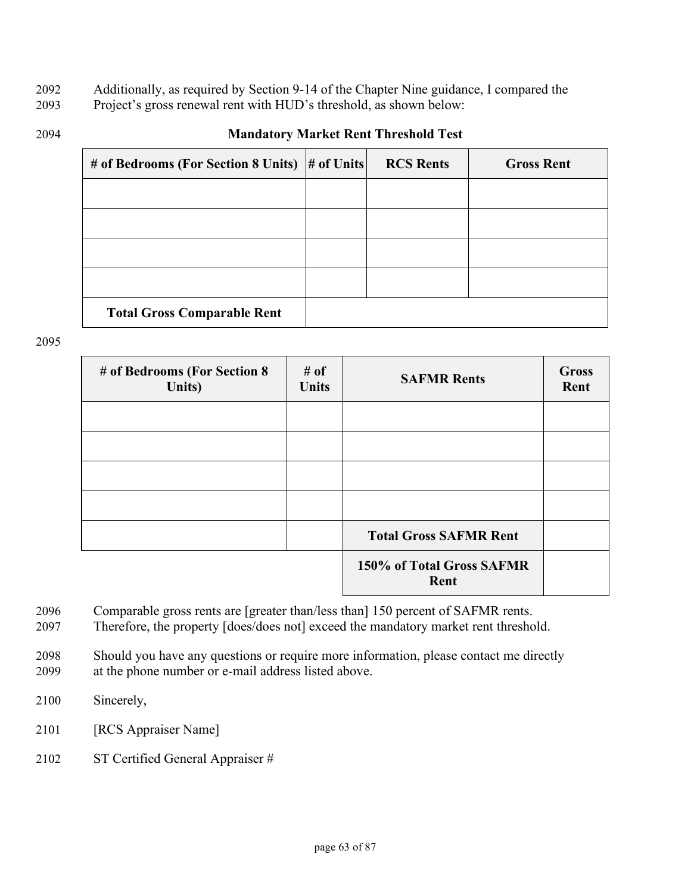Additionally, as required by Section 9-14 of the Chapter Nine guidance, I compared the Project's gross renewal rent with HUD's threshold, as shown below:

**Mandatory Market Rent Threshold Test**

| # of Bedrooms (For Section 8 Units) | # of Units | RCS Rents | Gross Rent |
|---|---|---|---|
| | | | |
| | | | |
| | | | |
| | | | |
| **Total Gross Comparable Rent** | | | |

| # of Bedrooms (For Section 8 Units) | # of Units | SAFMR Rents | Gross Rent |
|---|---|---|---|
| | | | |
| | | | |
| | | | |
| | | | |
| | | **Total Gross SAFMR Rent** | |
| | | **150% of Total Gross SAFMR Rent** | |

Comparable gross rents are [greater than/less than] 150 percent of SAFMR rents. Therefore, the property [does/does not] exceed the mandatory market rent threshold.

Should you have any questions or require more information, please contact me directly at the phone number or e-mail address listed above.

Sincerely,

[RCS Appraiser Name]

ST Certified General Appraiser #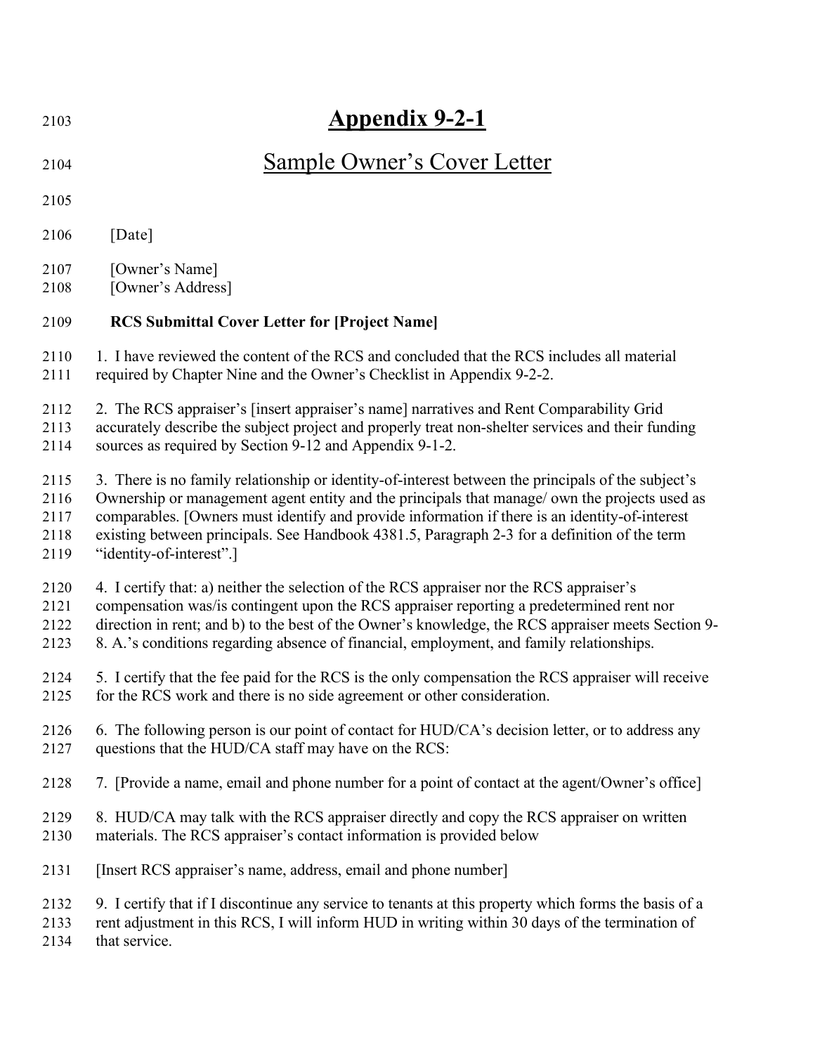# Appendix 9-2-1

## Sample Owner's Cover Letter

[Date]

[Owner's Name]
[Owner's Address]

**RCS Submittal Cover Letter for [Project Name]**

1. I have reviewed the content of the RCS and concluded that the RCS includes all material required by Chapter Nine and the Owner's Checklist in Appendix 9-2-2.

2. The RCS appraiser's [insert appraiser's name] narratives and Rent Comparability Grid accurately describe the subject project and properly treat non-shelter services and their funding sources as required by Section 9-12 and Appendix 9-1-2.

3. There is no family relationship or identity-of-interest between the principals of the subject's Ownership or management agent entity and the principals that manage/ own the projects used as comparables. [Owners must identify and provide information if there is an identity-of-interest existing between principals. See Handbook 4381.5, Paragraph 2-3 for a definition of the term "identity-of-interest".]

4. I certify that: a) neither the selection of the RCS appraiser nor the RCS appraiser's compensation was/is contingent upon the RCS appraiser reporting a predetermined rent nor direction in rent; and b) to the best of the Owner's knowledge, the RCS appraiser meets Section 9-8. A.'s conditions regarding absence of financial, employment, and family relationships.

5. I certify that the fee paid for the RCS is the only compensation the RCS appraiser will receive for the RCS work and there is no side agreement or other consideration.

6. The following person is our point of contact for HUD/CA's decision letter, or to address any questions that the HUD/CA staff may have on the RCS:

7. [Provide a name, email and phone number for a point of contact at the agent/Owner's office]

8. HUD/CA may talk with the RCS appraiser directly and copy the RCS appraiser on written materials. The RCS appraiser's contact information is provided below

[Insert RCS appraiser's name, address, email and phone number]

9. I certify that if I discontinue any service to tenants at this property which forms the basis of a rent adjustment in this RCS, I will inform HUD in writing within 30 days of the termination of that service.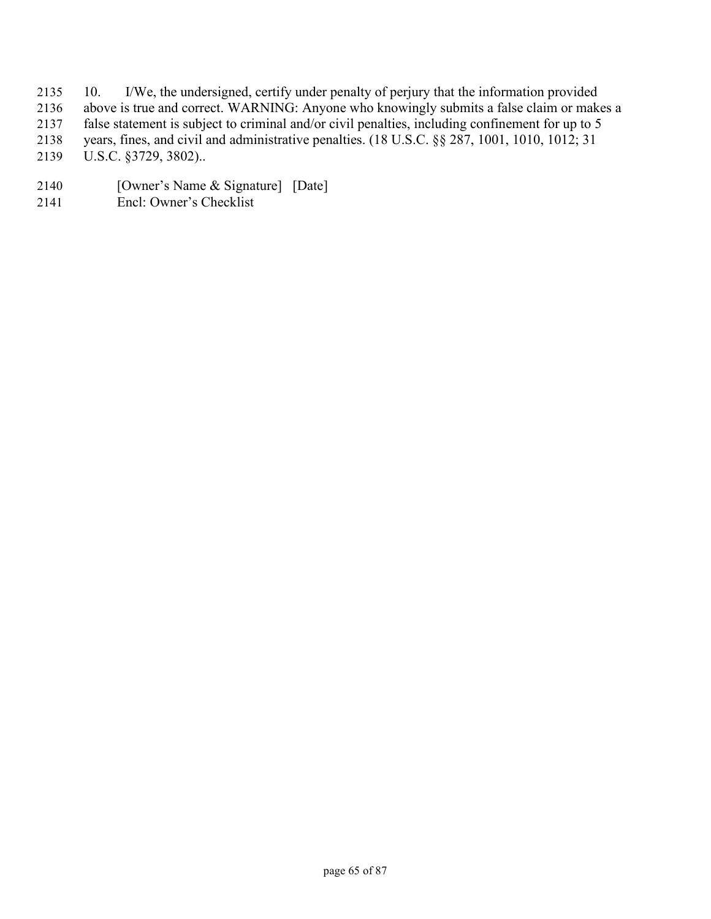10. I/We, the undersigned, certify under penalty of perjury that the information provided above is true and correct. WARNING: Anyone who knowingly submits a false claim or makes a false statement is subject to criminal and/or civil penalties, including confinement for up to 5 years, fines, and civil and administrative penalties. (18 U.S.C. §§ 287, 1001, 1010, 1012; 31 U.S.C. §3729, 3802)..

[Owner's Name & Signature] [Date]

Encl: Owner's Checklist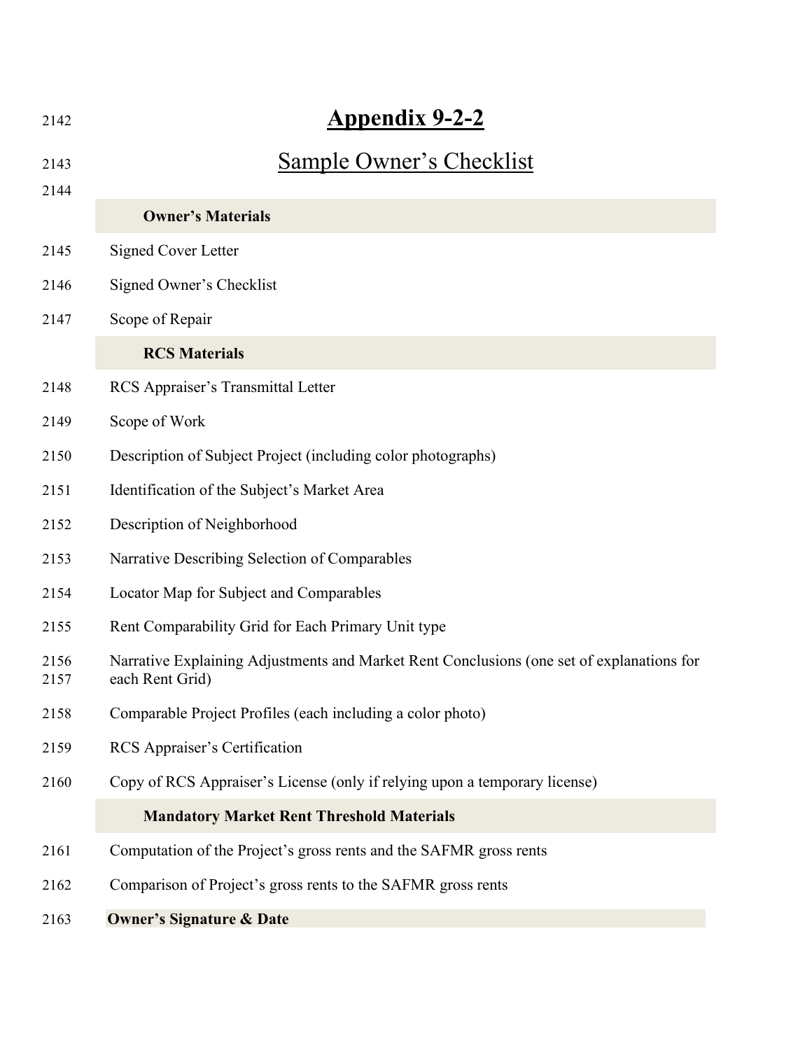# Appendix 9-2-2

## Sample Owner's Checklist

**Owner's Materials**

Signed Cover Letter

Signed Owner's Checklist

Scope of Repair

**RCS Materials**

RCS Appraiser's Transmittal Letter

Scope of Work

Description of Subject Project (including color photographs)

Identification of the Subject's Market Area

Description of Neighborhood

Narrative Describing Selection of Comparables

Locator Map for Subject and Comparables

Rent Comparability Grid for Each Primary Unit type

Narrative Explaining Adjustments and Market Rent Conclusions (one set of explanations for each Rent Grid)

Comparable Project Profiles (each including a color photo)

RCS Appraiser's Certification

Copy of RCS Appraiser's License (only if relying upon a temporary license)

**Mandatory Market Rent Threshold Materials**

Computation of the Project's gross rents and the SAFMR gross rents

Comparison of Project's gross rents to the SAFMR gross rents

**Owner's Signature & Date**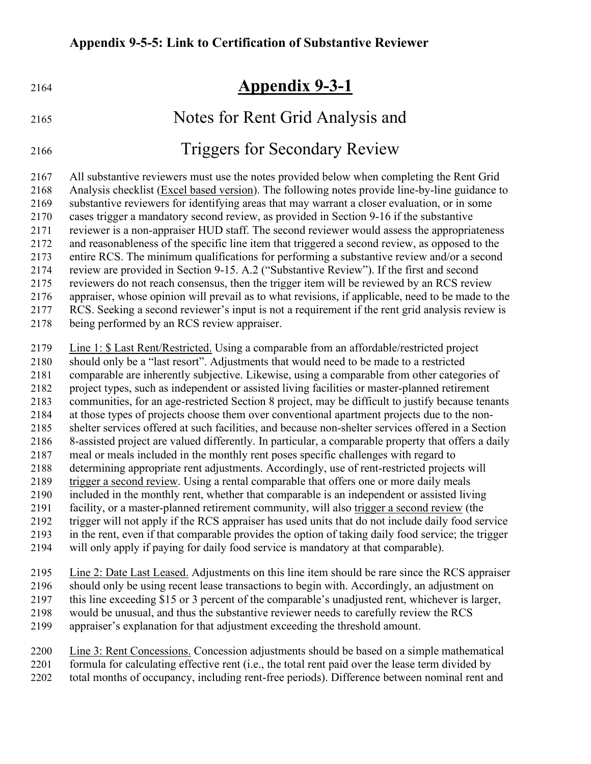**Appendix 9-5-5: Link to Certification of Substantive Reviewer**

# Appendix 9-3-1

## Notes for Rent Grid Analysis and

## Triggers for Secondary Review

All substantive reviewers must use the notes provided below when completing the Rent Grid Analysis checklist (Excel based version). The following notes provide line-by-line guidance to substantive reviewers for identifying areas that may warrant a closer evaluation, or in some cases trigger a mandatory second review, as provided in Section 9-16 if the substantive reviewer is a non-appraiser HUD staff. The second reviewer would assess the appropriateness and reasonableness of the specific line item that triggered a second review, as opposed to the entire RCS. The minimum qualifications for performing a substantive review and/or a second review are provided in Section 9-15. A.2 ("Substantive Review"). If the first and second reviewers do not reach consensus, then the trigger item will be reviewed by an RCS review appraiser, whose opinion will prevail as to what revisions, if applicable, need to be made to the RCS. Seeking a second reviewer's input is not a requirement if the rent grid analysis review is being performed by an RCS review appraiser.

Line 1: $ Last Rent/Restricted. Using a comparable from an affordable/restricted project should only be a "last resort". Adjustments that would need to be made to a restricted comparable are inherently subjective. Likewise, using a comparable from other categories of project types, such as independent or assisted living facilities or master-planned retirement communities, for an age-restricted Section 8 project, may be difficult to justify because tenants at those types of projects choose them over conventional apartment projects due to the non-shelter services offered at such facilities, and because non-shelter services offered in a Section 8-assisted project are valued differently. In particular, a comparable property that offers a daily meal or meals included in the monthly rent poses specific challenges with regard to determining appropriate rent adjustments. Accordingly, use of rent-restricted projects will trigger a second review. Using a rental comparable that offers one or more daily meals included in the monthly rent, whether that comparable is an independent or assisted living facility, or a master-planned retirement community, will also trigger a second review (the trigger will not apply if the RCS appraiser has used units that do not include daily food service in the rent, even if that comparable provides the option of taking daily food service; the trigger will only apply if paying for daily food service is mandatory at that comparable).

Line 2: Date Last Leased. Adjustments on this line item should be rare since the RCS appraiser should only be using recent lease transactions to begin with. Accordingly, an adjustment on this line exceeding $15 or 3 percent of the comparable's unadjusted rent, whichever is larger, would be unusual, and thus the substantive reviewer needs to carefully review the RCS appraiser's explanation for that adjustment exceeding the threshold amount.

Line 3: Rent Concessions. Concession adjustments should be based on a simple mathematical formula for calculating effective rent (i.e., the total rent paid over the lease term divided by total months of occupancy, including rent-free periods). Difference between nominal rent and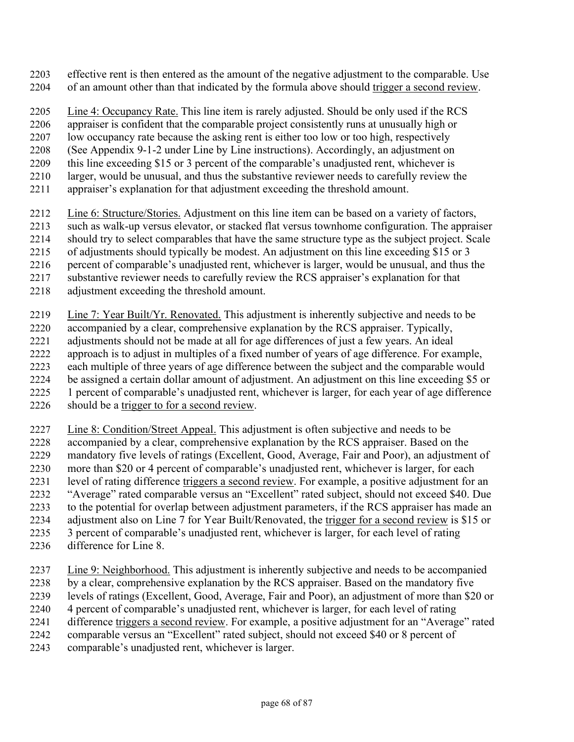effective rent is then entered as the amount of the negative adjustment to the comparable. Use of an amount other than that indicated by the formula above should <u>trigger a second review</u>.

<u>Line 4: Occupancy Rate.</u> This line item is rarely adjusted. Should be only used if the RCS appraiser is confident that the comparable project consistently runs at unusually high or low occupancy rate because the asking rent is either too low or too high, respectively (See Appendix 9-1-2 under Line by Line instructions). Accordingly, an adjustment on this line exceeding $15 or 3 percent of the comparable's unadjusted rent, whichever is larger, would be unusual, and thus the substantive reviewer needs to carefully review the appraiser's explanation for that adjustment exceeding the threshold amount.

<u>Line 6: Structure/Stories.</u> Adjustment on this line item can be based on a variety of factors, such as walk-up versus elevator, or stacked flat versus townhome configuration. The appraiser should try to select comparables that have the same structure type as the subject project. Scale of adjustments should typically be modest. An adjustment on this line exceeding $15 or 3 percent of comparable's unadjusted rent, whichever is larger, would be unusual, and thus the substantive reviewer needs to carefully review the RCS appraiser's explanation for that adjustment exceeding the threshold amount.

<u>Line 7: Year Built/Yr. Renovated.</u> This adjustment is inherently subjective and needs to be accompanied by a clear, comprehensive explanation by the RCS appraiser. Typically, adjustments should not be made at all for age differences of just a few years. An ideal approach is to adjust in multiples of a fixed number of years of age difference. For example, each multiple of three years of age difference between the subject and the comparable would be assigned a certain dollar amount of adjustment. An adjustment on this line exceeding $5 or 1 percent of comparable's unadjusted rent, whichever is larger, for each year of age difference should be a <u>trigger to for a second review</u>.

<u>Line 8: Condition/Street Appeal.</u> This adjustment is often subjective and needs to be accompanied by a clear, comprehensive explanation by the RCS appraiser. Based on the mandatory five levels of ratings (Excellent, Good, Average, Fair and Poor), an adjustment of more than $20 or 4 percent of comparable's unadjusted rent, whichever is larger, for each level of rating difference <u>triggers a second review</u>. For example, a positive adjustment for an "Average" rated comparable versus an "Excellent" rated subject, should not exceed $40. Due to the potential for overlap between adjustment parameters, if the RCS appraiser has made an adjustment also on Line 7 for Year Built/Renovated, the <u>trigger for a second review</u> is $15 or 3 percent of comparable's unadjusted rent, whichever is larger, for each level of rating difference for Line 8.

<u>Line 9: Neighborhood.</u> This adjustment is inherently subjective and needs to be accompanied by a clear, comprehensive explanation by the RCS appraiser. Based on the mandatory five levels of ratings (Excellent, Good, Average, Fair and Poor), an adjustment of more than $20 or 4 percent of comparable's unadjusted rent, whichever is larger, for each level of rating difference <u>triggers a second review</u>. For example, a positive adjustment for an "Average" rated comparable versus an "Excellent" rated subject, should not exceed $40 or 8 percent of comparable's unadjusted rent, whichever is larger.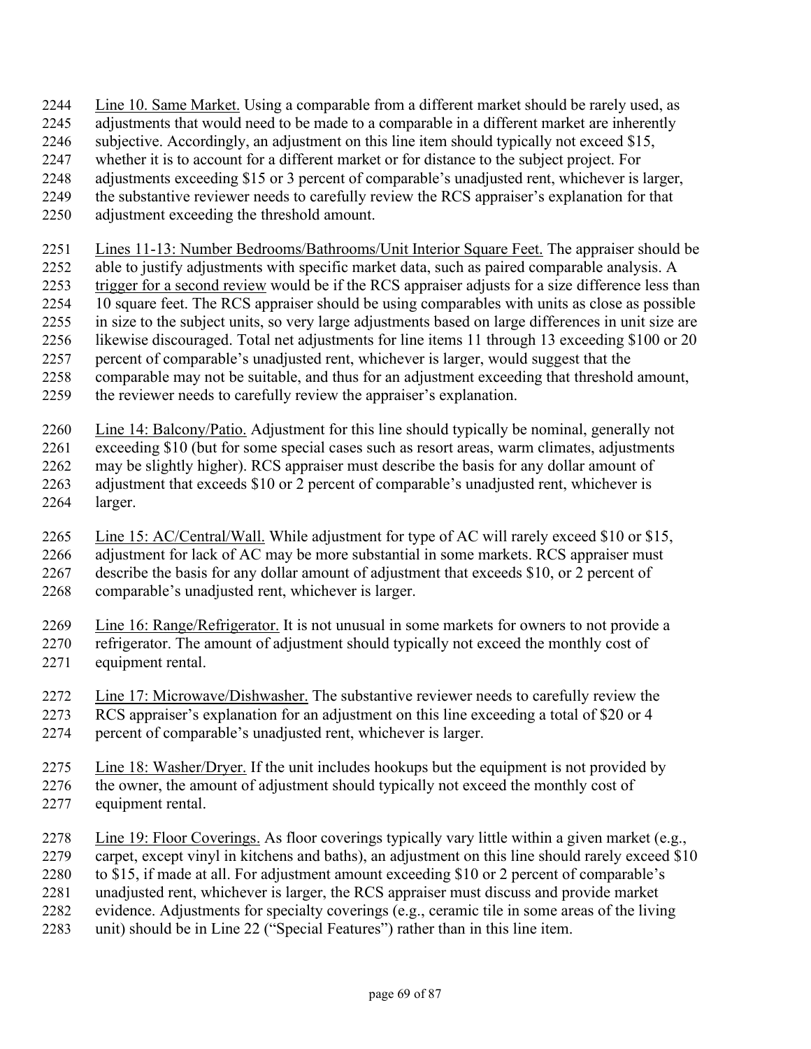Line 10. Same Market. Using a comparable from a different market should be rarely used, as adjustments that would need to be made to a comparable in a different market are inherently subjective. Accordingly, an adjustment on this line item should typically not exceed $15, whether it is to account for a different market or for distance to the subject project. For adjustments exceeding $15 or 3 percent of comparable's unadjusted rent, whichever is larger, the substantive reviewer needs to carefully review the RCS appraiser's explanation for that adjustment exceeding the threshold amount.

Lines 11-13: Number Bedrooms/Bathrooms/Unit Interior Square Feet. The appraiser should be able to justify adjustments with specific market data, such as paired comparable analysis. A trigger for a second review would be if the RCS appraiser adjusts for a size difference less than 10 square feet. The RCS appraiser should be using comparables with units as close as possible in size to the subject units, so very large adjustments based on large differences in unit size are likewise discouraged. Total net adjustments for line items 11 through 13 exceeding $100 or 20 percent of comparable's unadjusted rent, whichever is larger, would suggest that the comparable may not be suitable, and thus for an adjustment exceeding that threshold amount, the reviewer needs to carefully review the appraiser's explanation.

Line 14: Balcony/Patio. Adjustment for this line should typically be nominal, generally not exceeding $10 (but for some special cases such as resort areas, warm climates, adjustments may be slightly higher). RCS appraiser must describe the basis for any dollar amount of adjustment that exceeds $10 or 2 percent of comparable's unadjusted rent, whichever is larger.

Line 15: AC/Central/Wall. While adjustment for type of AC will rarely exceed $10 or $15, adjustment for lack of AC may be more substantial in some markets. RCS appraiser must describe the basis for any dollar amount of adjustment that exceeds $10, or 2 percent of comparable's unadjusted rent, whichever is larger.

Line 16: Range/Refrigerator. It is not unusual in some markets for owners to not provide a refrigerator. The amount of adjustment should typically not exceed the monthly cost of equipment rental.

Line 17: Microwave/Dishwasher. The substantive reviewer needs to carefully review the RCS appraiser's explanation for an adjustment on this line exceeding a total of $20 or 4 percent of comparable's unadjusted rent, whichever is larger.

Line 18: Washer/Dryer. If the unit includes hookups but the equipment is not provided by the owner, the amount of adjustment should typically not exceed the monthly cost of equipment rental.

Line 19: Floor Coverings. As floor coverings typically vary little within a given market (e.g., carpet, except vinyl in kitchens and baths), an adjustment on this line should rarely exceed $10 to $15, if made at all. For adjustment amount exceeding $10 or 2 percent of comparable's unadjusted rent, whichever is larger, the RCS appraiser must discuss and provide market evidence. Adjustments for specialty coverings (e.g., ceramic tile in some areas of the living unit) should be in Line 22 ("Special Features") rather than in this line item.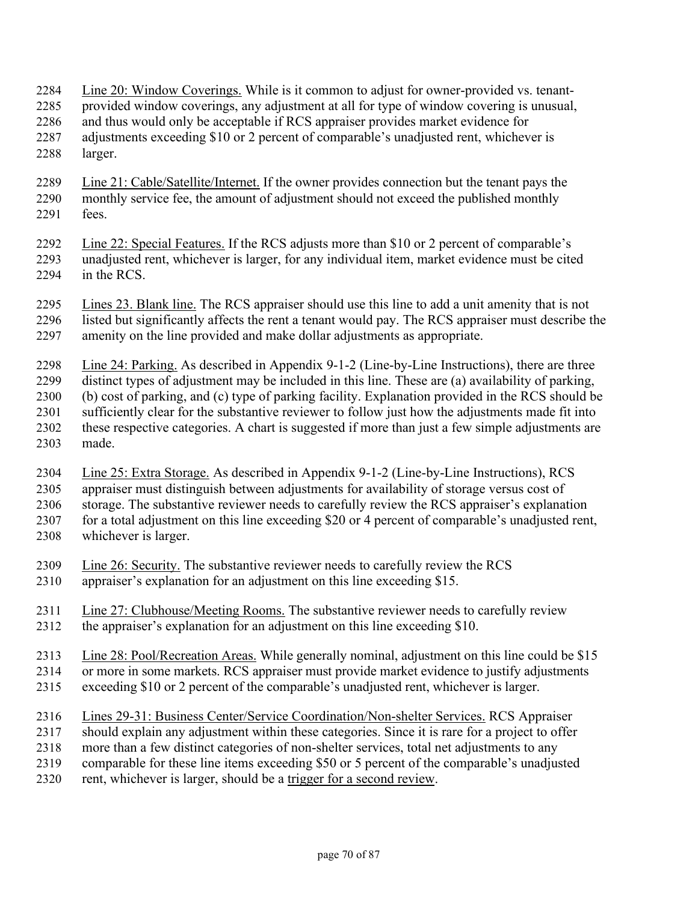Line 20: Window Coverings. While is it common to adjust for owner-provided vs. tenant-provided window coverings, any adjustment at all for type of window covering is unusual, and thus would only be acceptable if RCS appraiser provides market evidence for adjustments exceeding $10 or 2 percent of comparable's unadjusted rent, whichever is larger.

Line 21: Cable/Satellite/Internet. If the owner provides connection but the tenant pays the monthly service fee, the amount of adjustment should not exceed the published monthly fees.

Line 22: Special Features. If the RCS adjusts more than $10 or 2 percent of comparable's unadjusted rent, whichever is larger, for any individual item, market evidence must be cited in the RCS.

Lines 23. Blank line. The RCS appraiser should use this line to add a unit amenity that is not listed but significantly affects the rent a tenant would pay. The RCS appraiser must describe the amenity on the line provided and make dollar adjustments as appropriate.

Line 24: Parking. As described in Appendix 9-1-2 (Line-by-Line Instructions), there are three distinct types of adjustment may be included in this line. These are (a) availability of parking, (b) cost of parking, and (c) type of parking facility. Explanation provided in the RCS should be sufficiently clear for the substantive reviewer to follow just how the adjustments made fit into these respective categories. A chart is suggested if more than just a few simple adjustments are made.

Line 25: Extra Storage. As described in Appendix 9-1-2 (Line-by-Line Instructions), RCS appraiser must distinguish between adjustments for availability of storage versus cost of storage. The substantive reviewer needs to carefully review the RCS appraiser's explanation for a total adjustment on this line exceeding $20 or 4 percent of comparable's unadjusted rent, whichever is larger.

Line 26: Security. The substantive reviewer needs to carefully review the RCS appraiser's explanation for an adjustment on this line exceeding $15.

Line 27: Clubhouse/Meeting Rooms. The substantive reviewer needs to carefully review the appraiser's explanation for an adjustment on this line exceeding $10.

Line 28: Pool/Recreation Areas. While generally nominal, adjustment on this line could be $15 or more in some markets. RCS appraiser must provide market evidence to justify adjustments exceeding $10 or 2 percent of the comparable's unadjusted rent, whichever is larger.

Lines 29-31: Business Center/Service Coordination/Non-shelter Services. RCS Appraiser should explain any adjustment within these categories. Since it is rare for a project to offer more than a few distinct categories of non-shelter services, total net adjustments to any comparable for these line items exceeding $50 or 5 percent of the comparable's unadjusted rent, whichever is larger, should be a trigger for a second review.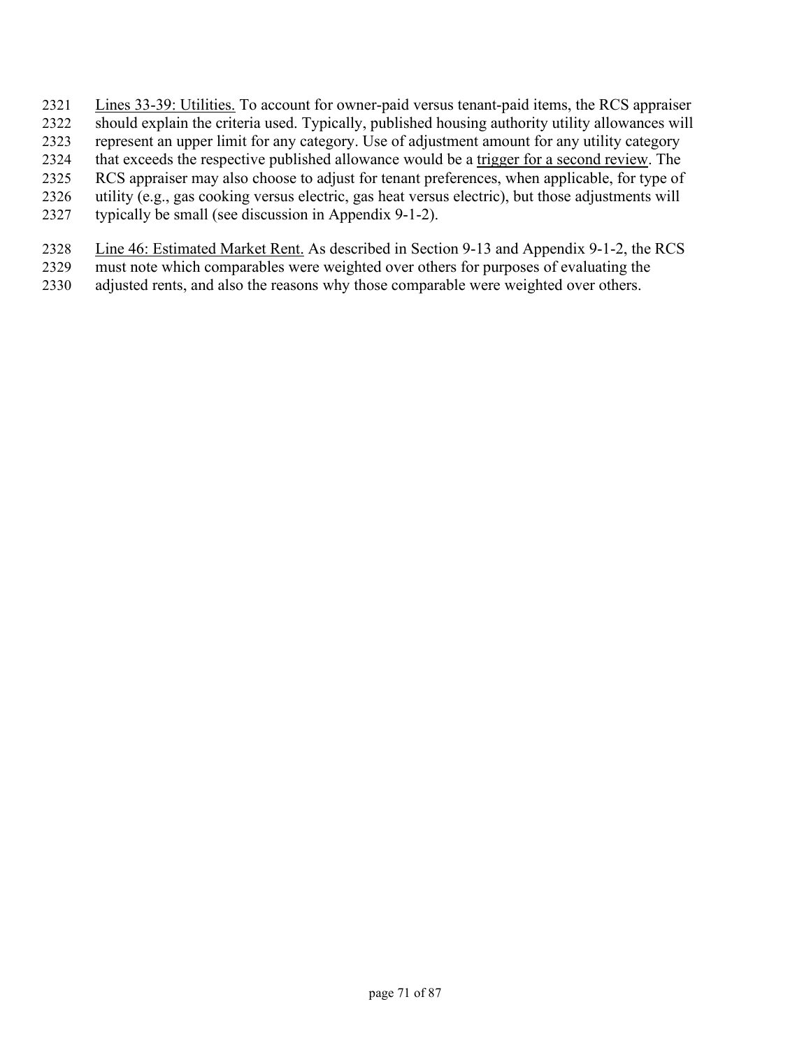Lines 33-39: Utilities. To account for owner-paid versus tenant-paid items, the RCS appraiser should explain the criteria used. Typically, published housing authority utility allowances will represent an upper limit for any category. Use of adjustment amount for any utility category that exceeds the respective published allowance would be a trigger for a second review. The RCS appraiser may also choose to adjust for tenant preferences, when applicable, for type of utility (e.g., gas cooking versus electric, gas heat versus electric), but those adjustments will typically be small (see discussion in Appendix 9-1-2).

Line 46: Estimated Market Rent. As described in Section 9-13 and Appendix 9-1-2, the RCS must note which comparables were weighted over others for purposes of evaluating the adjusted rents, and also the reasons why those comparable were weighted over others.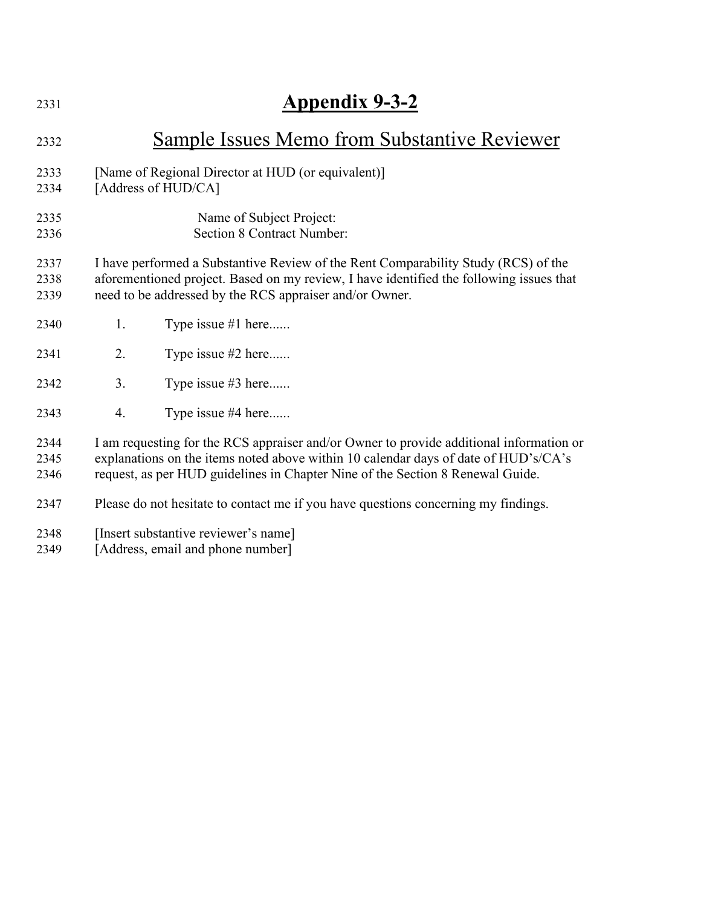# Appendix 9-3-2

## Sample Issues Memo from Substantive Reviewer

[Name of Regional Director at HUD (or equivalent)]
[Address of HUD/CA]

Name of Subject Project:
Section 8 Contract Number:

I have performed a Substantive Review of the Rent Comparability Study (RCS) of the aforementioned project. Based on my review, I have identified the following issues that need to be addressed by the RCS appraiser and/or Owner.

1. Type issue #1 here......
2. Type issue #2 here......
3. Type issue #3 here......
4. Type issue #4 here......

I am requesting for the RCS appraiser and/or Owner to provide additional information or explanations on the items noted above within 10 calendar days of date of HUD's/CA's request, as per HUD guidelines in Chapter Nine of the Section 8 Renewal Guide.

Please do not hesitate to contact me if you have questions concerning my findings.

[Insert substantive reviewer's name]
[Address, email and phone number]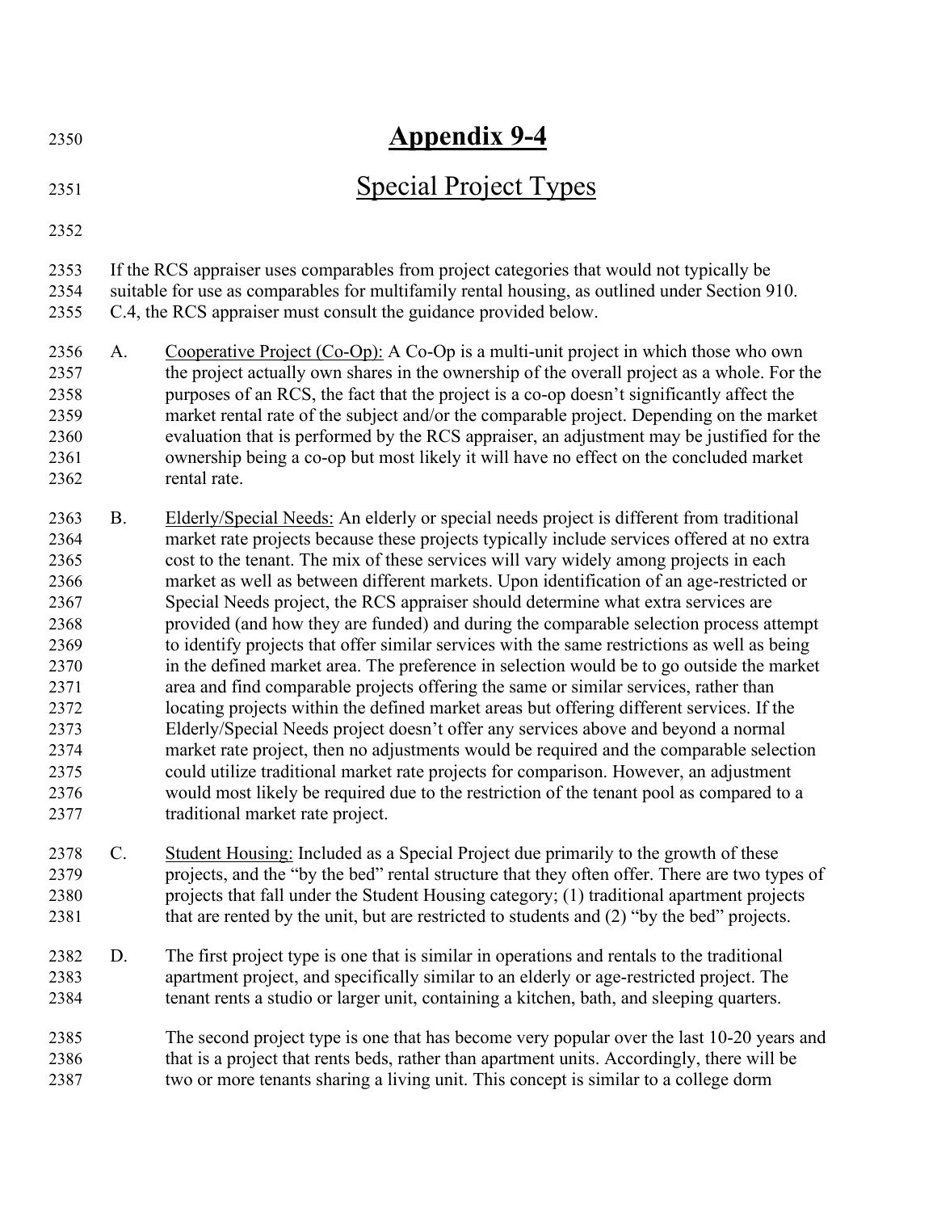# Appendix 9-4

## Special Project Types

If the RCS appraiser uses comparables from project categories that would not typically be suitable for use as comparables for multifamily rental housing, as outlined under Section 910. C.4, the RCS appraiser must consult the guidance provided below.

A. Cooperative Project (Co-Op): A Co-Op is a multi-unit project in which those who own the project actually own shares in the ownership of the overall project as a whole. For the purposes of an RCS, the fact that the project is a co-op doesn't significantly affect the market rental rate of the subject and/or the comparable project. Depending on the market evaluation that is performed by the RCS appraiser, an adjustment may be justified for the ownership being a co-op but most likely it will have no effect on the concluded market rental rate.

B. Elderly/Special Needs: An elderly or special needs project is different from traditional market rate projects because these projects typically include services offered at no extra cost to the tenant. The mix of these services will vary widely among projects in each market as well as between different markets. Upon identification of an age-restricted or Special Needs project, the RCS appraiser should determine what extra services are provided (and how they are funded) and during the comparable selection process attempt to identify projects that offer similar services with the same restrictions as well as being in the defined market area. The preference in selection would be to go outside the market area and find comparable projects offering the same or similar services, rather than locating projects within the defined market areas but offering different services. If the Elderly/Special Needs project doesn't offer any services above and beyond a normal market rate project, then no adjustments would be required and the comparable selection could utilize traditional market rate projects for comparison. However, an adjustment would most likely be required due to the restriction of the tenant pool as compared to a traditional market rate project.

C. Student Housing: Included as a Special Project due primarily to the growth of these projects, and the "by the bed" rental structure that they often offer. There are two types of projects that fall under the Student Housing category; (1) traditional apartment projects that are rented by the unit, but are restricted to students and (2) "by the bed" projects.

D. The first project type is one that is similar in operations and rentals to the traditional apartment project, and specifically similar to an elderly or age-restricted project. The tenant rents a studio or larger unit, containing a kitchen, bath, and sleeping quarters.

The second project type is one that has become very popular over the last 10-20 years and that is a project that rents beds, rather than apartment units. Accordingly, there will be two or more tenants sharing a living unit. This concept is similar to a college dorm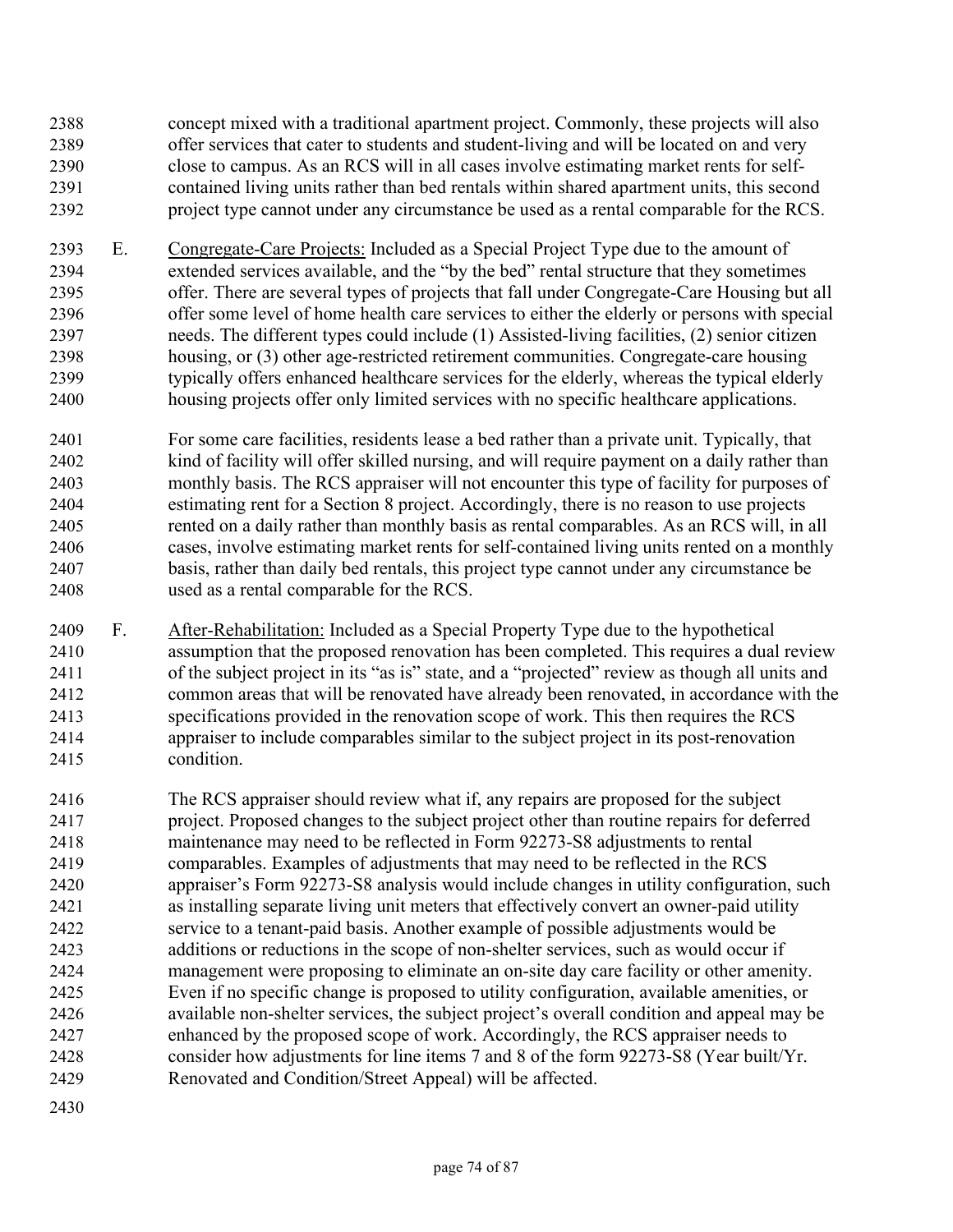concept mixed with a traditional apartment project. Commonly, these projects will also offer services that cater to students and student-living and will be located on and very close to campus. As an RCS will in all cases involve estimating market rents for self-contained living units rather than bed rentals within shared apartment units, this second project type cannot under any circumstance be used as a rental comparable for the RCS.

E. Congregate-Care Projects: Included as a Special Project Type due to the amount of extended services available, and the "by the bed" rental structure that they sometimes offer. There are several types of projects that fall under Congregate-Care Housing but all offer some level of home health care services to either the elderly or persons with special needs. The different types could include (1) Assisted-living facilities, (2) senior citizen housing, or (3) other age-restricted retirement communities. Congregate-care housing typically offers enhanced healthcare services for the elderly, whereas the typical elderly housing projects offer only limited services with no specific healthcare applications.

For some care facilities, residents lease a bed rather than a private unit. Typically, that kind of facility will offer skilled nursing, and will require payment on a daily rather than monthly basis. The RCS appraiser will not encounter this type of facility for purposes of estimating rent for a Section 8 project. Accordingly, there is no reason to use projects rented on a daily rather than monthly basis as rental comparables. As an RCS will, in all cases, involve estimating market rents for self-contained living units rented on a monthly basis, rather than daily bed rentals, this project type cannot under any circumstance be used as a rental comparable for the RCS.

F. After-Rehabilitation: Included as a Special Property Type due to the hypothetical assumption that the proposed renovation has been completed. This requires a dual review of the subject project in its "as is" state, and a "projected" review as though all units and common areas that will be renovated have already been renovated, in accordance with the specifications provided in the renovation scope of work. This then requires the RCS appraiser to include comparables similar to the subject project in its post-renovation condition.

The RCS appraiser should review what if, any repairs are proposed for the subject project. Proposed changes to the subject project other than routine repairs for deferred maintenance may need to be reflected in Form 92273-S8 adjustments to rental comparables. Examples of adjustments that may need to be reflected in the RCS appraiser's Form 92273-S8 analysis would include changes in utility configuration, such as installing separate living unit meters that effectively convert an owner-paid utility service to a tenant-paid basis. Another example of possible adjustments would be additions or reductions in the scope of non-shelter services, such as would occur if management were proposing to eliminate an on-site day care facility or other amenity. Even if no specific change is proposed to utility configuration, available amenities, or available non-shelter services, the subject project's overall condition and appeal may be enhanced by the proposed scope of work. Accordingly, the RCS appraiser needs to consider how adjustments for line items 7 and 8 of the form 92273-S8 (Year built/Yr. Renovated and Condition/Street Appeal) will be affected.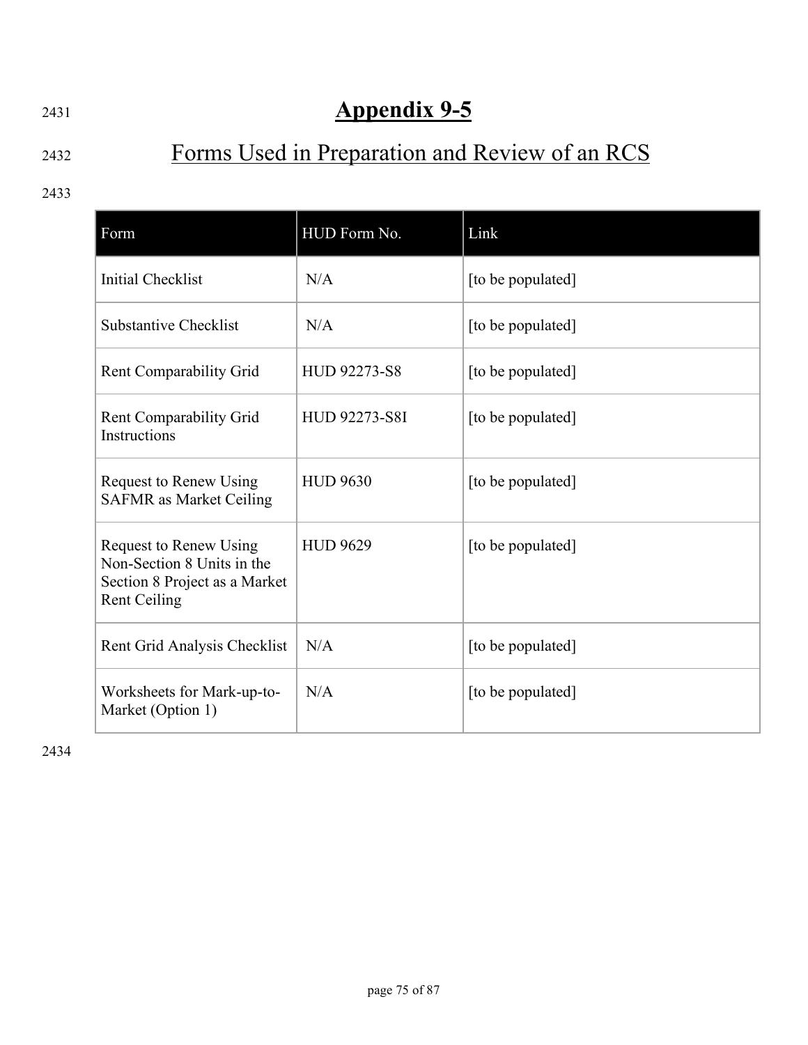# Appendix 9-5

## Forms Used in Preparation and Review of an RCS

| Form | HUD Form No. | Link |
|---|---|---|
| Initial Checklist | N/A | [to be populated] |
| Substantive Checklist | N/A | [to be populated] |
| Rent Comparability Grid | HUD 92273-S8 | [to be populated] |
| Rent Comparability Grid Instructions | HUD 92273-S8I | [to be populated] |
| Request to Renew Using SAFMR as Market Ceiling | HUD 9630 | [to be populated] |
| Request to Renew Using Non-Section 8 Units in the Section 8 Project as a Market Rent Ceiling | HUD 9629 | [to be populated] |
| Rent Grid Analysis Checklist | N/A | [to be populated] |
| Worksheets for Mark-up-to-Market (Option 1) | N/A | [to be populated] |